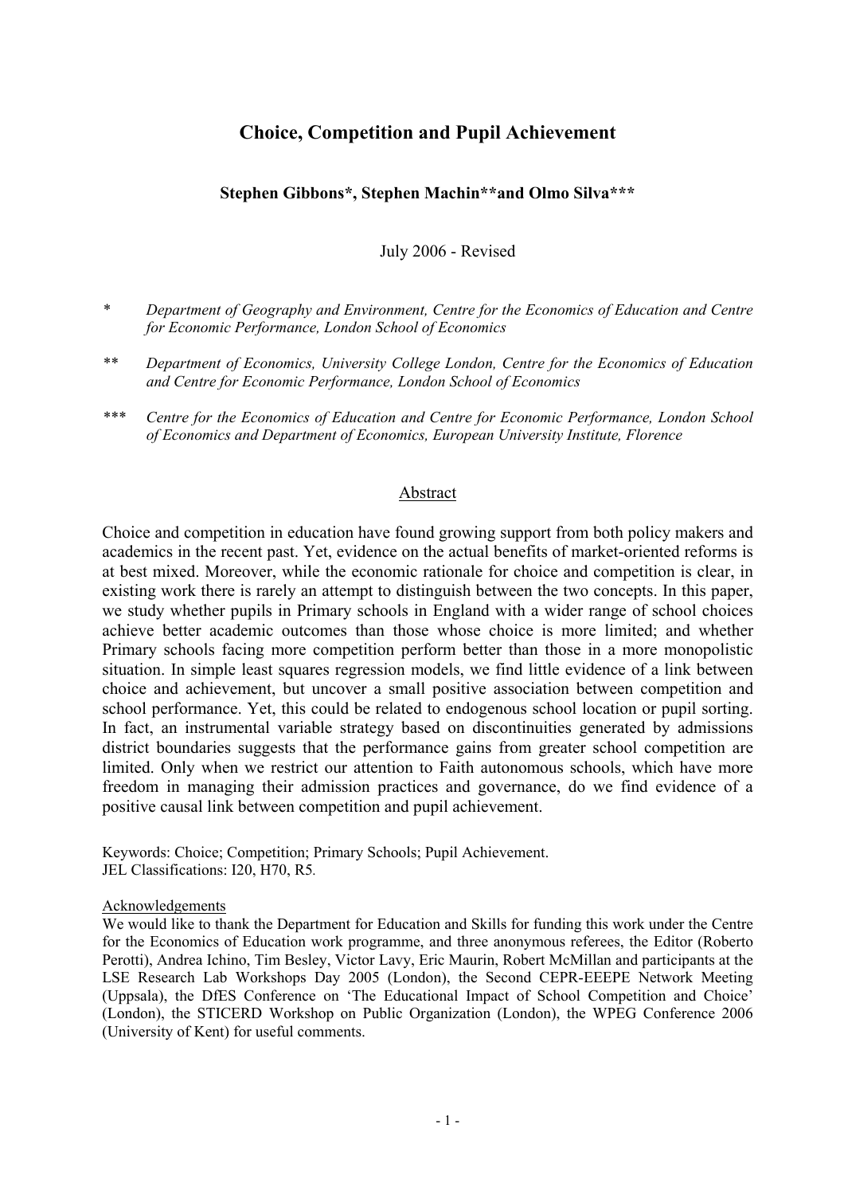# Choice, Competition and Pupil Achievement

**Stephen Gibbons\*, Stephen Machin\*\*and Olmo Silva\*\*\***

July 2006 - Revised

\* *Department of Geography and Environment, Centre for the Economics of Education and Centre for Economic Performance, London School of Economics*

\*\* *Department of Economics, University College London, Centre for the Economics of Education and Centre for Economic Performance, London School of Economics*

\*\*\* *Centre for the Economics of Education and Centre for Economic Performance, London School of Economics and Department of Economics, European University Institute, Florence*

## Abstract

Choice and competition in education have found growing support from both policy makers and academics in the recent past. Yet, evidence on the actual benefits of market-oriented reforms is at best mixed. Moreover, while the economic rationale for choice and competition is clear, in existing work there is rarely an attempt to distinguish between the two concepts. In this paper, we study whether pupils in Primary schools in England with a wider range of school choices achieve better academic outcomes than those whose choice is more limited; and whether Primary schools facing more competition perform better than those in a more monopolistic situation. In simple least squares regression models, we find little evidence of a link between choice and achievement, but uncover a small positive association between competition and school performance. Yet, this could be related to endogenous school location or pupil sorting. In fact, an instrumental variable strategy based on discontinuities generated by admissions district boundaries suggests that the performance gains from greater school competition are limited. Only when we restrict our attention to Faith autonomous schools, which have more freedom in managing their admission practices and governance, do we find evidence of a positive causal link between competition and pupil achievement.

Keywords: Choice; Competition; Primary Schools; Pupil Achievement.
JEL Classifications: I20, H70, R5.

Acknowledgements

We would like to thank the Department for Education and Skills for funding this work under the Centre for the Economics of Education work programme, and three anonymous referees, the Editor (Roberto Perotti), Andrea Ichino, Tim Besley, Victor Lavy, Eric Maurin, Robert McMillan and participants at the LSE Research Lab Workshops Day 2005 (London), the Second CEPR-EEEPE Network Meeting (Uppsala), the DfES Conference on 'The Educational Impact of School Competition and Choice' (London), the STICERD Workshop on Public Organization (London), the WPEG Conference 2006 (University of Kent) for useful comments.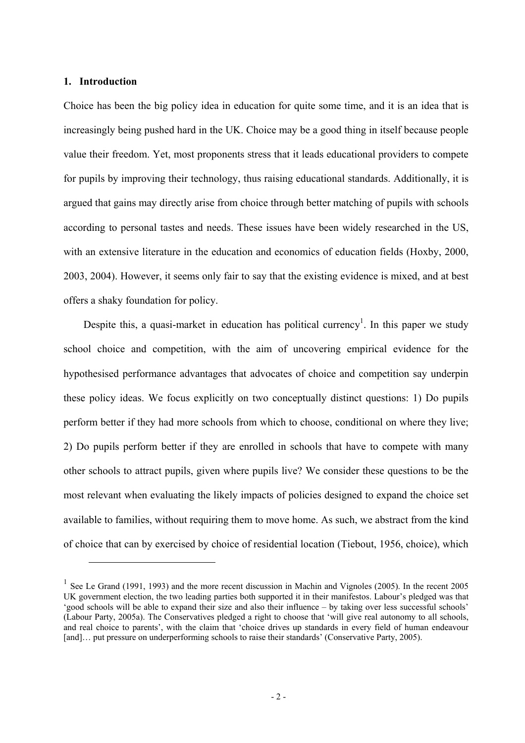## 1. Introduction

Choice has been the big policy idea in education for quite some time, and it is an idea that is increasingly being pushed hard in the UK. Choice may be a good thing in itself because people value their freedom. Yet, most proponents stress that it leads educational providers to compete for pupils by improving their technology, thus raising educational standards. Additionally, it is argued that gains may directly arise from choice through better matching of pupils with schools according to personal tastes and needs. These issues have been widely researched in the US, with an extensive literature in the education and economics of education fields (Hoxby, 2000, 2003, 2004). However, it seems only fair to say that the existing evidence is mixed, and at best offers a shaky foundation for policy.

Despite this, a quasi-market in education has political currency[1]. In this paper we study school choice and competition, with the aim of uncovering empirical evidence for the hypothesised performance advantages that advocates of choice and competition say underpin these policy ideas. We focus explicitly on two conceptually distinct questions: 1) Do pupils perform better if they had more schools from which to choose, conditional on where they live; 2) Do pupils perform better if they are enrolled in schools that have to compete with many other schools to attract pupils, given where pupils live? We consider these questions to be the most relevant when evaluating the likely impacts of policies designed to expand the choice set available to families, without requiring them to move home. As such, we abstract from the kind of choice that can by exercised by choice of residential location (Tiebout, 1956, choice), which

[1] See Le Grand (1991, 1993) and the more recent discussion in Machin and Vignoles (2005). In the recent 2005 UK government election, the two leading parties both supported it in their manifestos. Labour's pledged was that 'good schools will be able to expand their size and also their influence – by taking over less successful schools' (Labour Party, 2005a). The Conservatives pledged a right to choose that 'will give real autonomy to all schools, and real choice to parents', with the claim that 'choice drives up standards in every field of human endeavour [and]… put pressure on underperforming schools to raise their standards' (Conservative Party, 2005).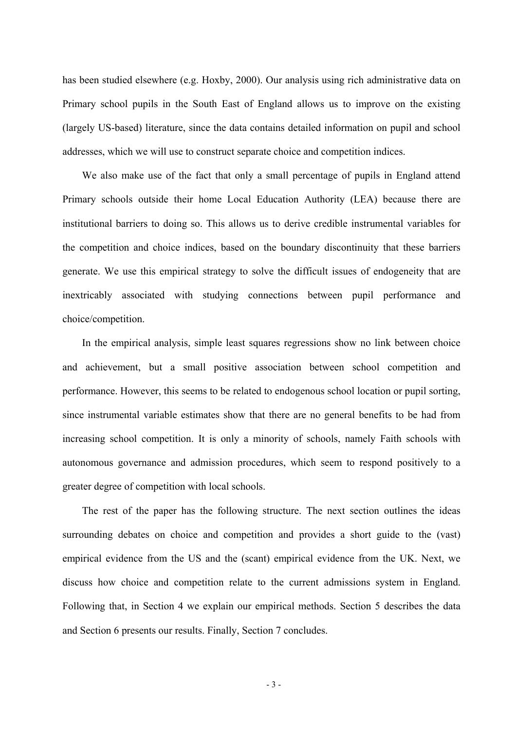has been studied elsewhere (e.g. Hoxby, 2000). Our analysis using rich administrative data on Primary school pupils in the South East of England allows us to improve on the existing (largely US-based) literature, since the data contains detailed information on pupil and school addresses, which we will use to construct separate choice and competition indices.

We also make use of the fact that only a small percentage of pupils in England attend Primary schools outside their home Local Education Authority (LEA) because there are institutional barriers to doing so. This allows us to derive credible instrumental variables for the competition and choice indices, based on the boundary discontinuity that these barriers generate. We use this empirical strategy to solve the difficult issues of endogeneity that are inextricably associated with studying connections between pupil performance and choice/competition.

In the empirical analysis, simple least squares regressions show no link between choice and achievement, but a small positive association between school competition and performance. However, this seems to be related to endogenous school location or pupil sorting, since instrumental variable estimates show that there are no general benefits to be had from increasing school competition. It is only a minority of schools, namely Faith schools with autonomous governance and admission procedures, which seem to respond positively to a greater degree of competition with local schools.

The rest of the paper has the following structure. The next section outlines the ideas surrounding debates on choice and competition and provides a short guide to the (vast) empirical evidence from the US and the (scant) empirical evidence from the UK. Next, we discuss how choice and competition relate to the current admissions system in England. Following that, in Section 4 we explain our empirical methods. Section 5 describes the data and Section 6 presents our results. Finally, Section 7 concludes.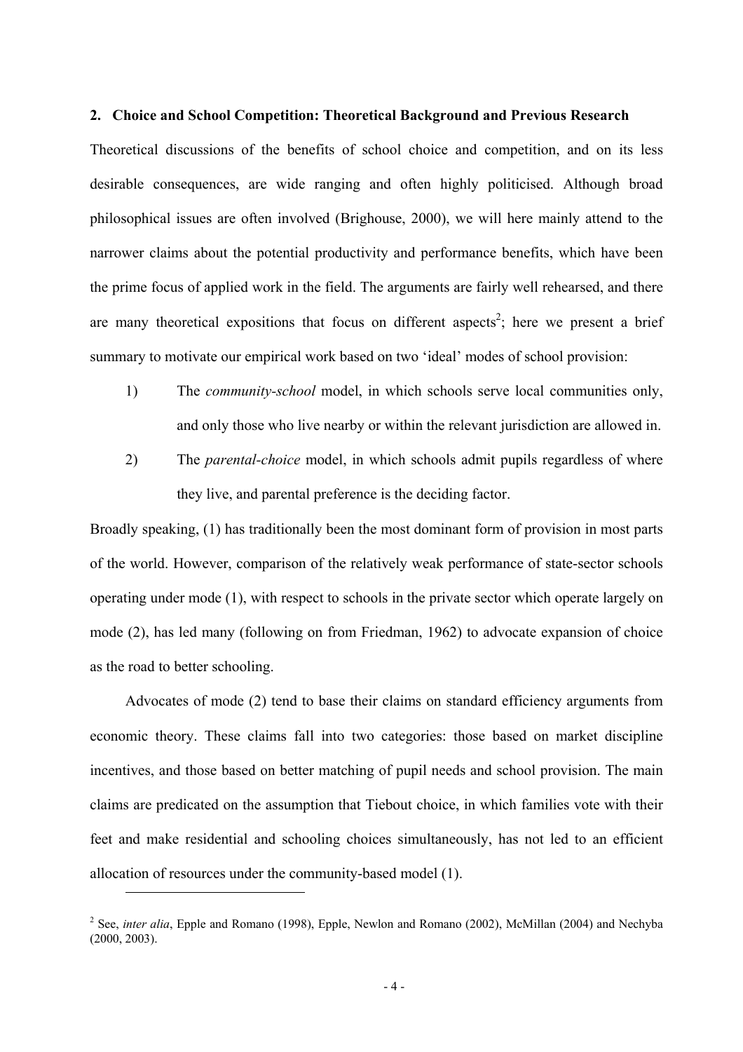## 2. Choice and School Competition: Theoretical Background and Previous Research

Theoretical discussions of the benefits of school choice and competition, and on its less desirable consequences, are wide ranging and often highly politicised. Although broad philosophical issues are often involved (Brighouse, 2000), we will here mainly attend to the narrower claims about the potential productivity and performance benefits, which have been the prime focus of applied work in the field. The arguments are fairly well rehearsed, and there are many theoretical expositions that focus on different aspects[2]; here we present a brief summary to motivate our empirical work based on two 'ideal' modes of school provision:

1) The *community-school* model, in which schools serve local communities only, and only those who live nearby or within the relevant jurisdiction are allowed in.

2) The *parental-choice* model, in which schools admit pupils regardless of where they live, and parental preference is the deciding factor.

Broadly speaking, (1) has traditionally been the most dominant form of provision in most parts of the world. However, comparison of the relatively weak performance of state-sector schools operating under mode (1), with respect to schools in the private sector which operate largely on mode (2), has led many (following on from Friedman, 1962) to advocate expansion of choice as the road to better schooling.

Advocates of mode (2) tend to base their claims on standard efficiency arguments from economic theory. These claims fall into two categories: those based on market discipline incentives, and those based on better matching of pupil needs and school provision. The main claims are predicated on the assumption that Tiebout choice, in which families vote with their feet and make residential and schooling choices simultaneously, has not led to an efficient allocation of resources under the community-based model (1).

---

[2] See, *inter alia*, Epple and Romano (1998), Epple, Newlon and Romano (2002), McMillan (2004) and Nechyba (2000, 2003).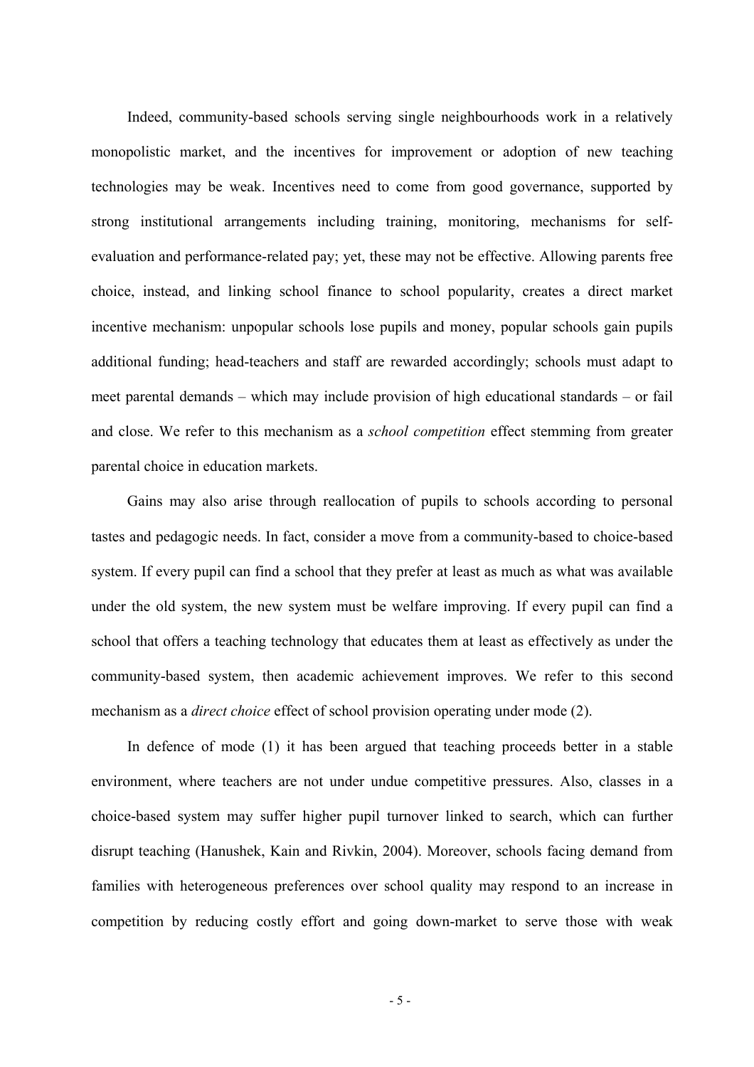Indeed, community-based schools serving single neighbourhoods work in a relatively monopolistic market, and the incentives for improvement or adoption of new teaching technologies may be weak. Incentives need to come from good governance, supported by strong institutional arrangements including training, monitoring, mechanisms for self-evaluation and performance-related pay; yet, these may not be effective. Allowing parents free choice, instead, and linking school finance to school popularity, creates a direct market incentive mechanism: unpopular schools lose pupils and money, popular schools gain pupils additional funding; head-teachers and staff are rewarded accordingly; schools must adapt to meet parental demands – which may include provision of high educational standards – or fail and close. We refer to this mechanism as a *school competition* effect stemming from greater parental choice in education markets.

Gains may also arise through reallocation of pupils to schools according to personal tastes and pedagogic needs. In fact, consider a move from a community-based to choice-based system. If every pupil can find a school that they prefer at least as much as what was available under the old system, the new system must be welfare improving. If every pupil can find a school that offers a teaching technology that educates them at least as effectively as under the community-based system, then academic achievement improves. We refer to this second mechanism as a *direct choice* effect of school provision operating under mode (2).

In defence of mode (1) it has been argued that teaching proceeds better in a stable environment, where teachers are not under undue competitive pressures. Also, classes in a choice-based system may suffer higher pupil turnover linked to search, which can further disrupt teaching (Hanushek, Kain and Rivkin, 2004). Moreover, schools facing demand from families with heterogeneous preferences over school quality may respond to an increase in competition by reducing costly effort and going down-market to serve those with weak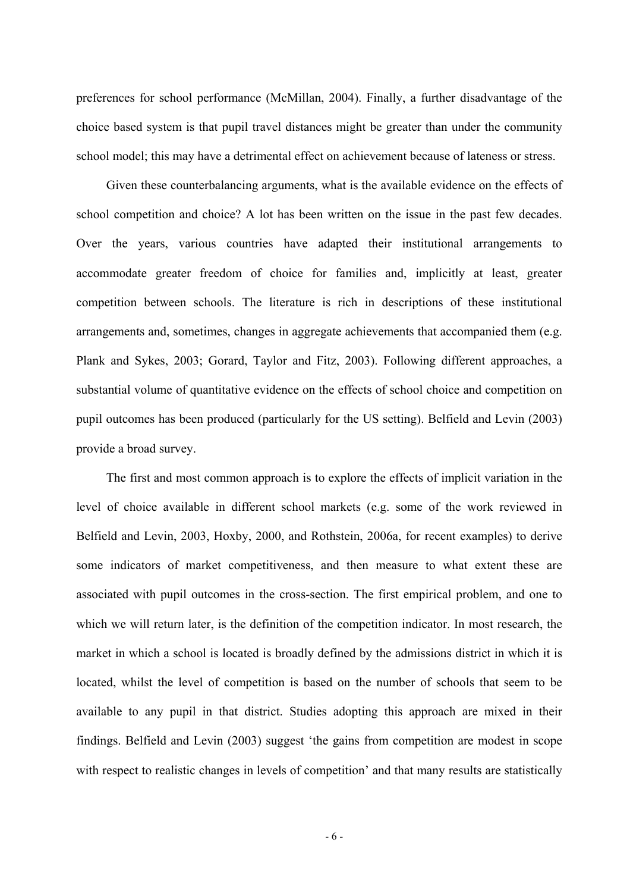preferences for school performance (McMillan, 2004). Finally, a further disadvantage of the choice based system is that pupil travel distances might be greater than under the community school model; this may have a detrimental effect on achievement because of lateness or stress.

Given these counterbalancing arguments, what is the available evidence on the effects of school competition and choice? A lot has been written on the issue in the past few decades. Over the years, various countries have adapted their institutional arrangements to accommodate greater freedom of choice for families and, implicitly at least, greater competition between schools. The literature is rich in descriptions of these institutional arrangements and, sometimes, changes in aggregate achievements that accompanied them (e.g. Plank and Sykes, 2003; Gorard, Taylor and Fitz, 2003). Following different approaches, a substantial volume of quantitative evidence on the effects of school choice and competition on pupil outcomes has been produced (particularly for the US setting). Belfield and Levin (2003) provide a broad survey.

The first and most common approach is to explore the effects of implicit variation in the level of choice available in different school markets (e.g. some of the work reviewed in Belfield and Levin, 2003, Hoxby, 2000, and Rothstein, 2006a, for recent examples) to derive some indicators of market competitiveness, and then measure to what extent these are associated with pupil outcomes in the cross-section. The first empirical problem, and one to which we will return later, is the definition of the competition indicator. In most research, the market in which a school is located is broadly defined by the admissions district in which it is located, whilst the level of competition is based on the number of schools that seem to be available to any pupil in that district. Studies adopting this approach are mixed in their findings. Belfield and Levin (2003) suggest 'the gains from competition are modest in scope with respect to realistic changes in levels of competition' and that many results are statistically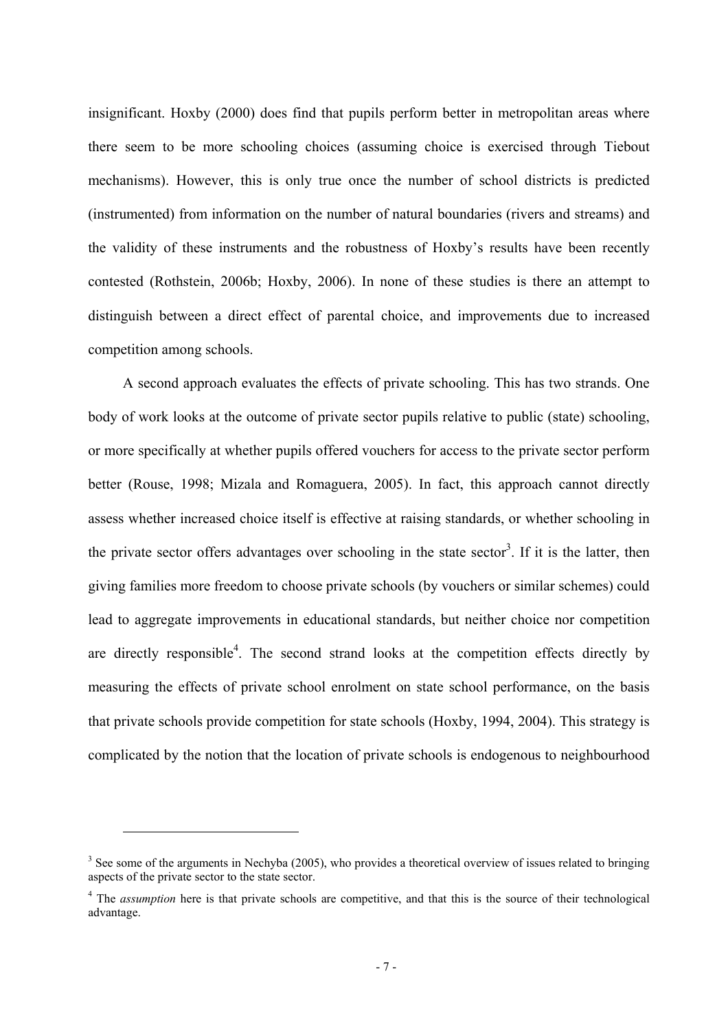insignificant. Hoxby (2000) does find that pupils perform better in metropolitan areas where there seem to be more schooling choices (assuming choice is exercised through Tiebout mechanisms). However, this is only true once the number of school districts is predicted (instrumented) from information on the number of natural boundaries (rivers and streams) and the validity of these instruments and the robustness of Hoxby's results have been recently contested (Rothstein, 2006b; Hoxby, 2006). In none of these studies is there an attempt to distinguish between a direct effect of parental choice, and improvements due to increased competition among schools.

A second approach evaluates the effects of private schooling. This has two strands. One body of work looks at the outcome of private sector pupils relative to public (state) schooling, or more specifically at whether pupils offered vouchers for access to the private sector perform better (Rouse, 1998; Mizala and Romaguera, 2005). In fact, this approach cannot directly assess whether increased choice itself is effective at raising standards, or whether schooling in the private sector offers advantages over schooling in the state sector[3]. If it is the latter, then giving families more freedom to choose private schools (by vouchers or similar schemes) could lead to aggregate improvements in educational standards, but neither choice nor competition are directly responsible[4]. The second strand looks at the competition effects directly by measuring the effects of private school enrolment on state school performance, on the basis that private schools provide competition for state schools (Hoxby, 1994, 2004). This strategy is complicated by the notion that the location of private schools is endogenous to neighbourhood

---

[3] See some of the arguments in Nechyba (2005), who provides a theoretical overview of issues related to bringing aspects of the private sector to the state sector.

[4] The *assumption* here is that private schools are competitive, and that this is the source of their technological advantage.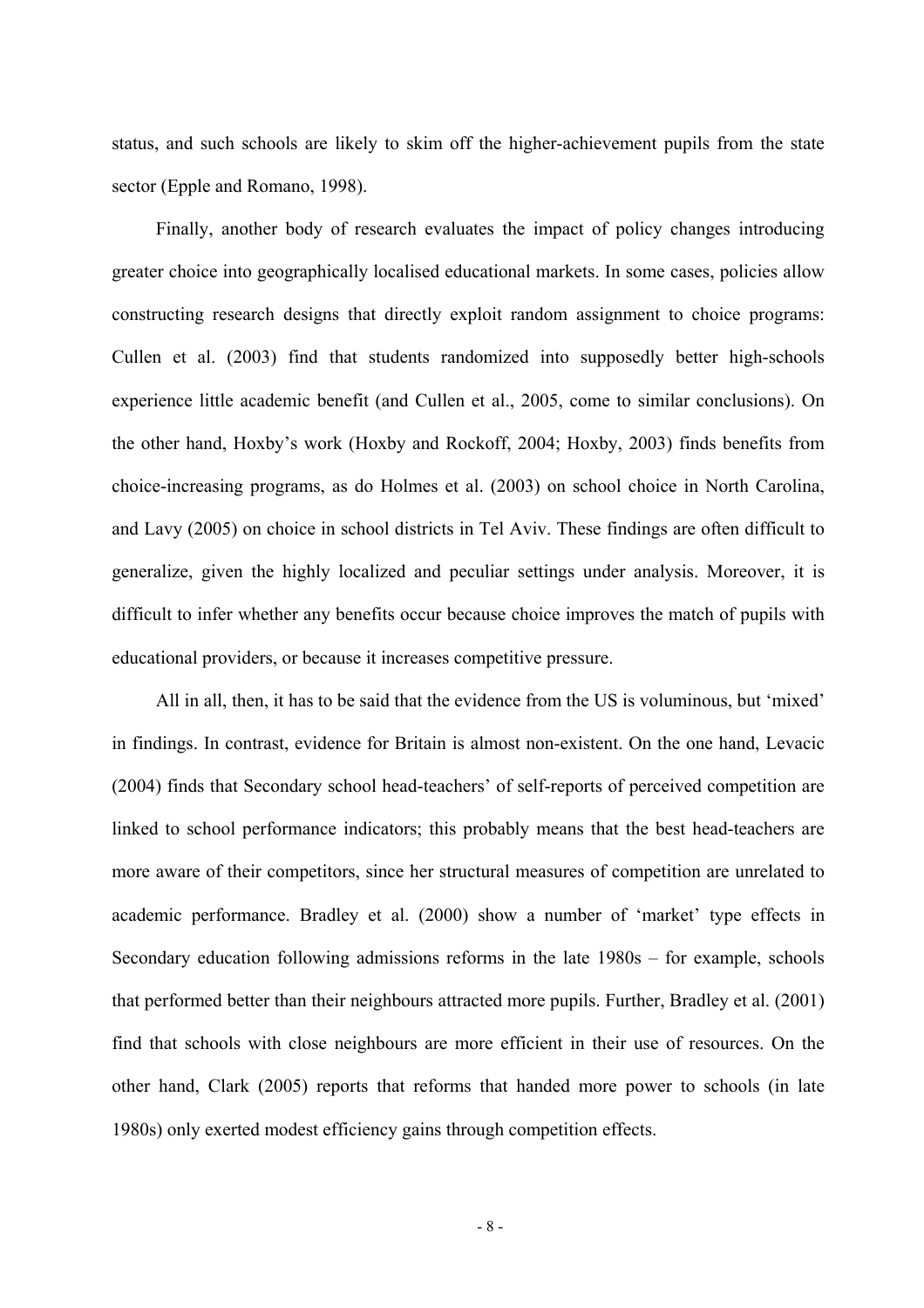status, and such schools are likely to skim off the higher-achievement pupils from the state sector (Epple and Romano, 1998).

Finally, another body of research evaluates the impact of policy changes introducing greater choice into geographically localised educational markets. In some cases, policies allow constructing research designs that directly exploit random assignment to choice programs: Cullen et al. (2003) find that students randomized into supposedly better high-schools experience little academic benefit (and Cullen et al., 2005, come to similar conclusions). On the other hand, Hoxby's work (Hoxby and Rockoff, 2004; Hoxby, 2003) finds benefits from choice-increasing programs, as do Holmes et al. (2003) on school choice in North Carolina, and Lavy (2005) on choice in school districts in Tel Aviv. These findings are often difficult to generalize, given the highly localized and peculiar settings under analysis. Moreover, it is difficult to infer whether any benefits occur because choice improves the match of pupils with educational providers, or because it increases competitive pressure.

All in all, then, it has to be said that the evidence from the US is voluminous, but 'mixed' in findings. In contrast, evidence for Britain is almost non-existent. On the one hand, Levacic (2004) finds that Secondary school head-teachers' of self-reports of perceived competition are linked to school performance indicators; this probably means that the best head-teachers are more aware of their competitors, since her structural measures of competition are unrelated to academic performance. Bradley et al. (2000) show a number of 'market' type effects in Secondary education following admissions reforms in the late 1980s – for example, schools that performed better than their neighbours attracted more pupils. Further, Bradley et al. (2001) find that schools with close neighbours are more efficient in their use of resources. On the other hand, Clark (2005) reports that reforms that handed more power to schools (in late 1980s) only exerted modest efficiency gains through competition effects.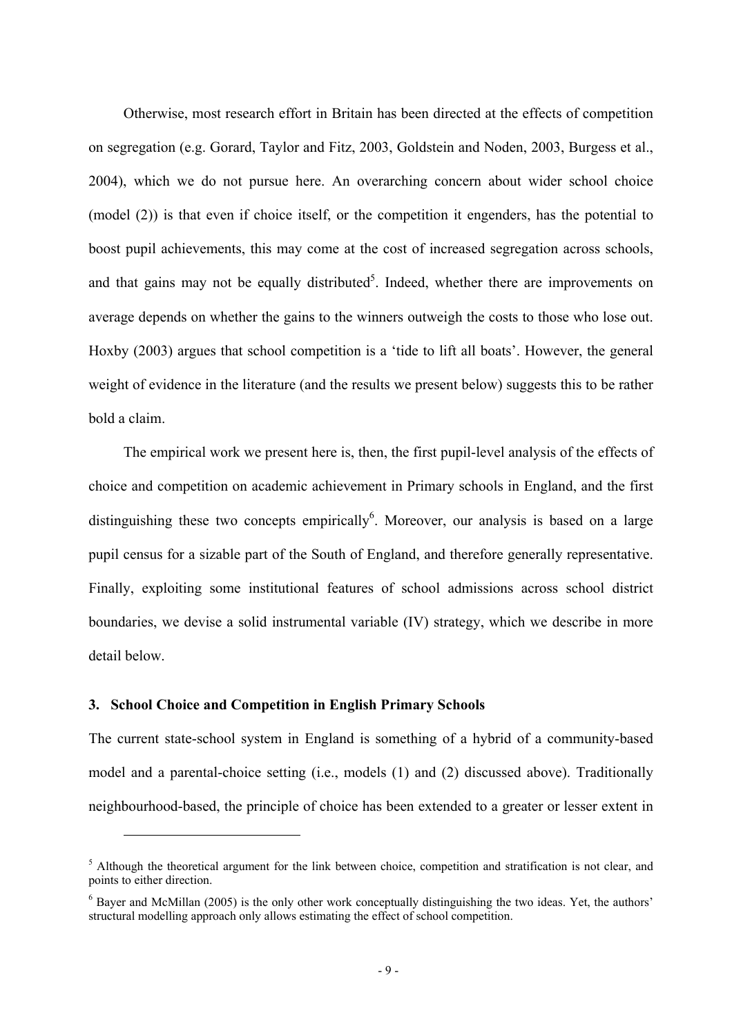Otherwise, most research effort in Britain has been directed at the effects of competition on segregation (e.g. Gorard, Taylor and Fitz, 2003, Goldstein and Noden, 2003, Burgess et al., 2004), which we do not pursue here. An overarching concern about wider school choice (model (2)) is that even if choice itself, or the competition it engenders, has the potential to boost pupil achievements, this may come at the cost of increased segregation across schools, and that gains may not be equally distributed[5]. Indeed, whether there are improvements on average depends on whether the gains to the winners outweigh the costs to those who lose out. Hoxby (2003) argues that school competition is a 'tide to lift all boats'. However, the general weight of evidence in the literature (and the results we present below) suggests this to be rather bold a claim.

The empirical work we present here is, then, the first pupil-level analysis of the effects of choice and competition on academic achievement in Primary schools in England, and the first distinguishing these two concepts empirically[6]. Moreover, our analysis is based on a large pupil census for a sizable part of the South of England, and therefore generally representative. Finally, exploiting some institutional features of school admissions across school district boundaries, we devise a solid instrumental variable (IV) strategy, which we describe in more detail below.

## 3. School Choice and Competition in English Primary Schools

The current state-school system in England is something of a hybrid of a community-based model and a parental-choice setting (i.e., models (1) and (2) discussed above). Traditionally neighbourhood-based, the principle of choice has been extended to a greater or lesser extent in

---

[5] Although the theoretical argument for the link between choice, competition and stratification is not clear, and points to either direction.

[6] Bayer and McMillan (2005) is the only other work conceptually distinguishing the two ideas. Yet, the authors' structural modelling approach only allows estimating the effect of school competition.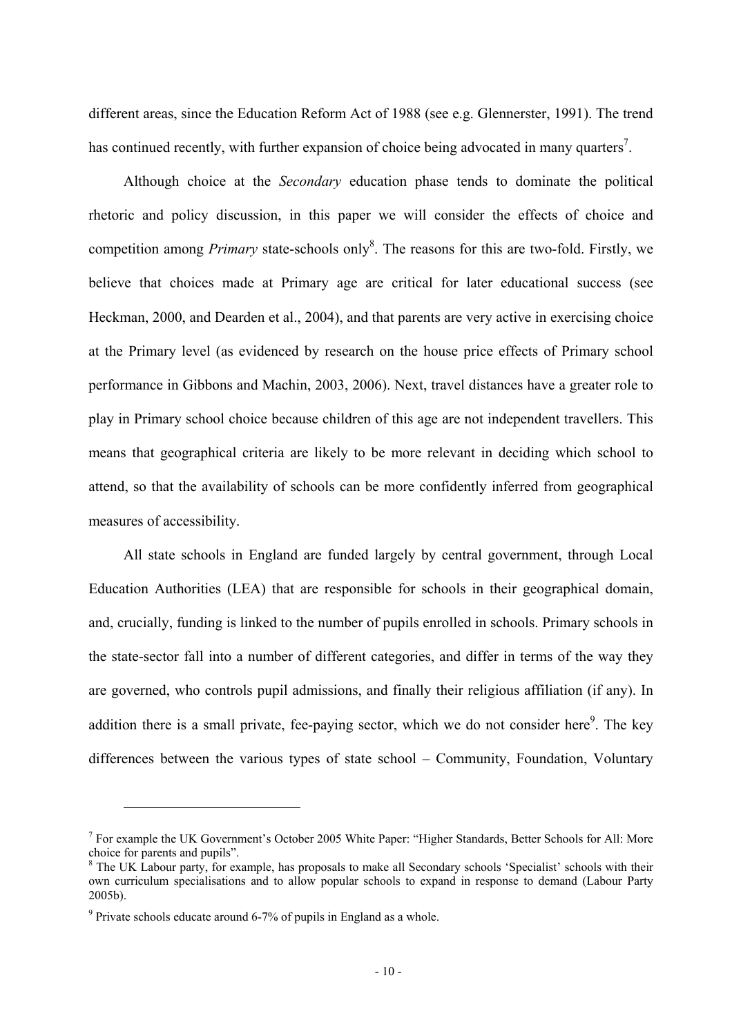different areas, since the Education Reform Act of 1988 (see e.g. Glennerster, 1991). The trend has continued recently, with further expansion of choice being advocated in many quarters[7].

Although choice at the *Secondary* education phase tends to dominate the political rhetoric and policy discussion, in this paper we will consider the effects of choice and competition among *Primary* state-schools only[8]. The reasons for this are two-fold. Firstly, we believe that choices made at Primary age are critical for later educational success (see Heckman, 2000, and Dearden et al., 2004), and that parents are very active in exercising choice at the Primary level (as evidenced by research on the house price effects of Primary school performance in Gibbons and Machin, 2003, 2006). Next, travel distances have a greater role to play in Primary school choice because children of this age are not independent travellers. This means that geographical criteria are likely to be more relevant in deciding which school to attend, so that the availability of schools can be more confidently inferred from geographical measures of accessibility.

All state schools in England are funded largely by central government, through Local Education Authorities (LEA) that are responsible for schools in their geographical domain, and, crucially, funding is linked to the number of pupils enrolled in schools. Primary schools in the state-sector fall into a number of different categories, and differ in terms of the way they are governed, who controls pupil admissions, and finally their religious affiliation (if any). In addition there is a small private, fee-paying sector, which we do not consider here[9]. The key differences between the various types of state school – Community, Foundation, Voluntary

---

[7] For example the UK Government's October 2005 White Paper: "Higher Standards, Better Schools for All: More choice for parents and pupils".

[8] The UK Labour party, for example, has proposals to make all Secondary schools 'Specialist' schools with their own curriculum specialisations and to allow popular schools to expand in response to demand (Labour Party 2005b).

[9] Private schools educate around 6-7% of pupils in England as a whole.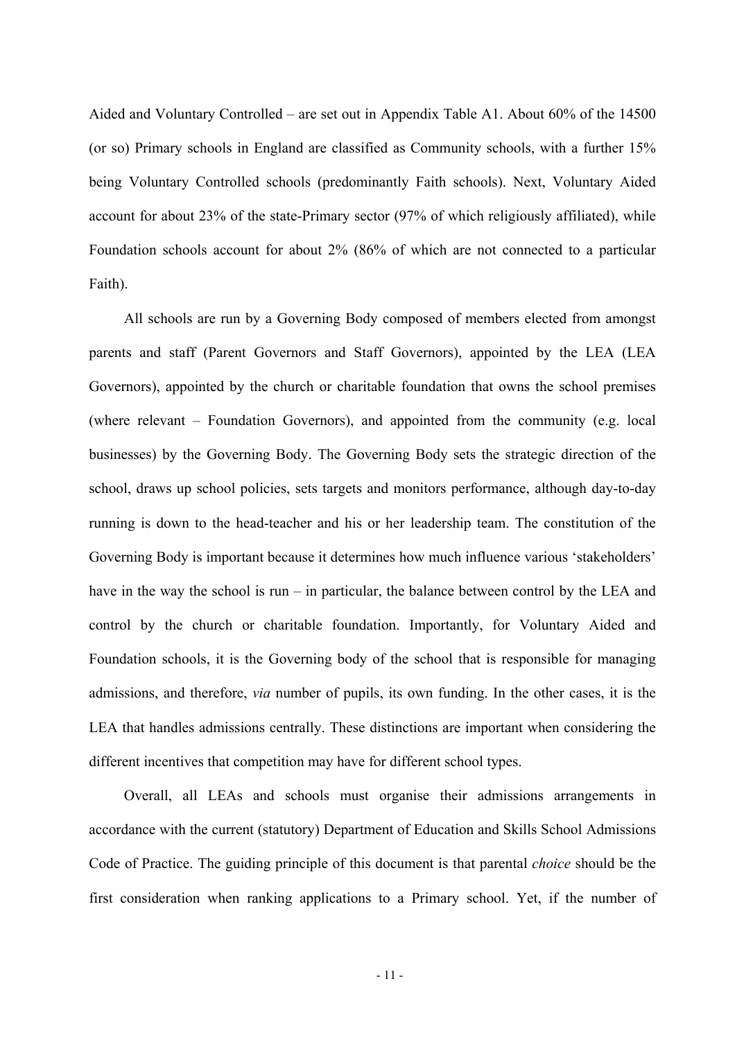Aided and Voluntary Controlled – are set out in Appendix Table A1. About 60% of the 14500 (or so) Primary schools in England are classified as Community schools, with a further 15% being Voluntary Controlled schools (predominantly Faith schools). Next, Voluntary Aided account for about 23% of the state-Primary sector (97% of which religiously affiliated), while Foundation schools account for about 2% (86% of which are not connected to a particular Faith).

All schools are run by a Governing Body composed of members elected from amongst parents and staff (Parent Governors and Staff Governors), appointed by the LEA (LEA Governors), appointed by the church or charitable foundation that owns the school premises (where relevant – Foundation Governors), and appointed from the community (e.g. local businesses) by the Governing Body. The Governing Body sets the strategic direction of the school, draws up school policies, sets targets and monitors performance, although day-to-day running is down to the head-teacher and his or her leadership team. The constitution of the Governing Body is important because it determines how much influence various 'stakeholders' have in the way the school is run – in particular, the balance between control by the LEA and control by the church or charitable foundation. Importantly, for Voluntary Aided and Foundation schools, it is the Governing body of the school that is responsible for managing admissions, and therefore, *via* number of pupils, its own funding. In the other cases, it is the LEA that handles admissions centrally. These distinctions are important when considering the different incentives that competition may have for different school types.

Overall, all LEAs and schools must organise their admissions arrangements in accordance with the current (statutory) Department of Education and Skills School Admissions Code of Practice. The guiding principle of this document is that parental *choice* should be the first consideration when ranking applications to a Primary school. Yet, if the number of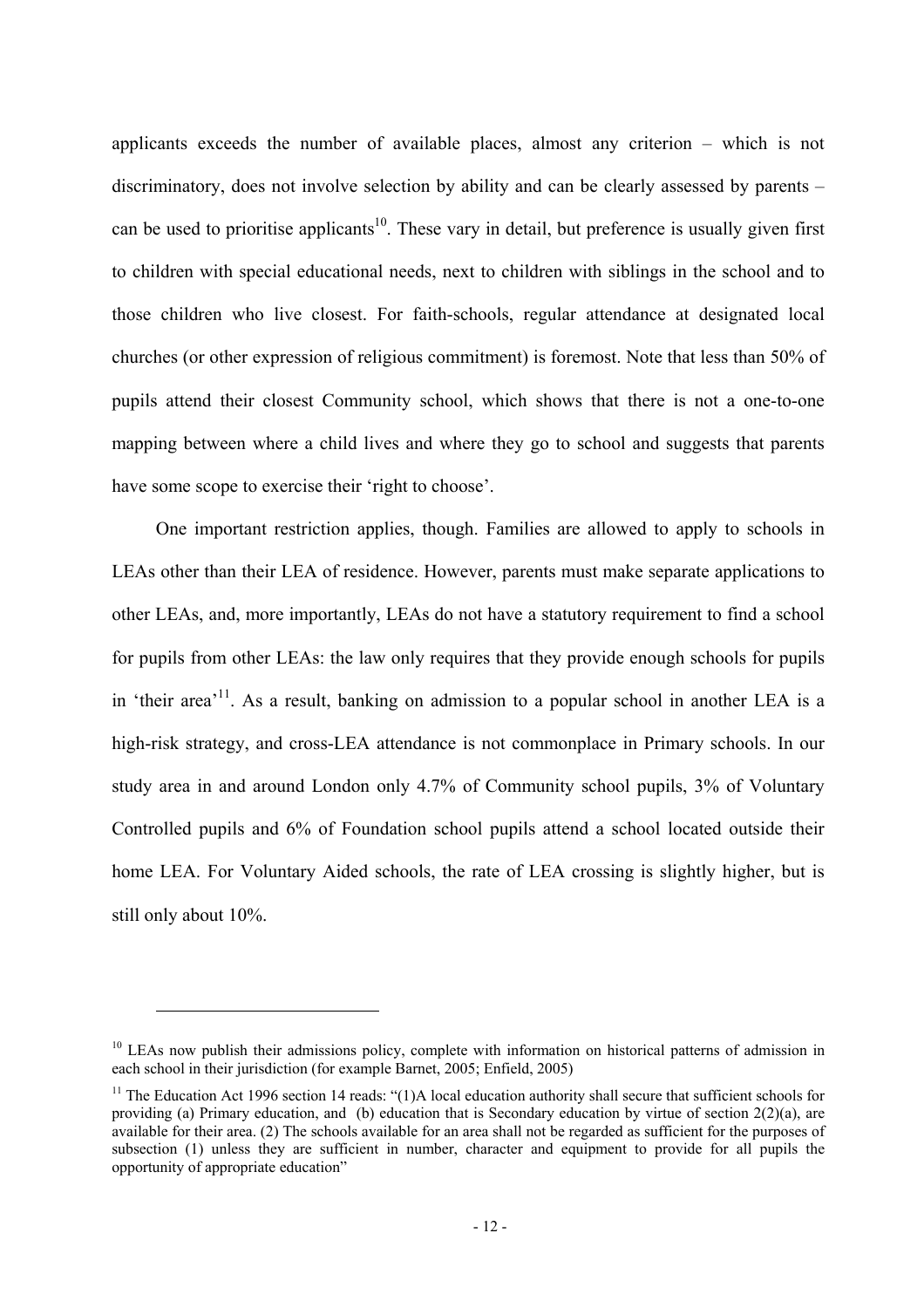applicants exceeds the number of available places, almost any criterion – which is not discriminatory, does not involve selection by ability and can be clearly assessed by parents – can be used to prioritise applicants[10]. These vary in detail, but preference is usually given first to children with special educational needs, next to children with siblings in the school and to those children who live closest. For faith-schools, regular attendance at designated local churches (or other expression of religious commitment) is foremost. Note that less than 50% of pupils attend their closest Community school, which shows that there is not a one-to-one mapping between where a child lives and where they go to school and suggests that parents have some scope to exercise their 'right to choose'.

One important restriction applies, though. Families are allowed to apply to schools in LEAs other than their LEA of residence. However, parents must make separate applications to other LEAs, and, more importantly, LEAs do not have a statutory requirement to find a school for pupils from other LEAs: the law only requires that they provide enough schools for pupils in 'their area'[11]. As a result, banking on admission to a popular school in another LEA is a high-risk strategy, and cross-LEA attendance is not commonplace in Primary schools. In our study area in and around London only 4.7% of Community school pupils, 3% of Voluntary Controlled pupils and 6% of Foundation school pupils attend a school located outside their home LEA. For Voluntary Aided schools, the rate of LEA crossing is slightly higher, but is still only about 10%.

---

[10] LEAs now publish their admissions policy, complete with information on historical patterns of admission in each school in their jurisdiction (for example Barnet, 2005; Enfield, 2005)

[11] The Education Act 1996 section 14 reads: "(1)A local education authority shall secure that sufficient schools for providing (a) Primary education, and (b) education that is Secondary education by virtue of section 2(2)(a), are available for their area. (2) The schools available for an area shall not be regarded as sufficient for the purposes of subsection (1) unless they are sufficient in number, character and equipment to provide for all pupils the opportunity of appropriate education"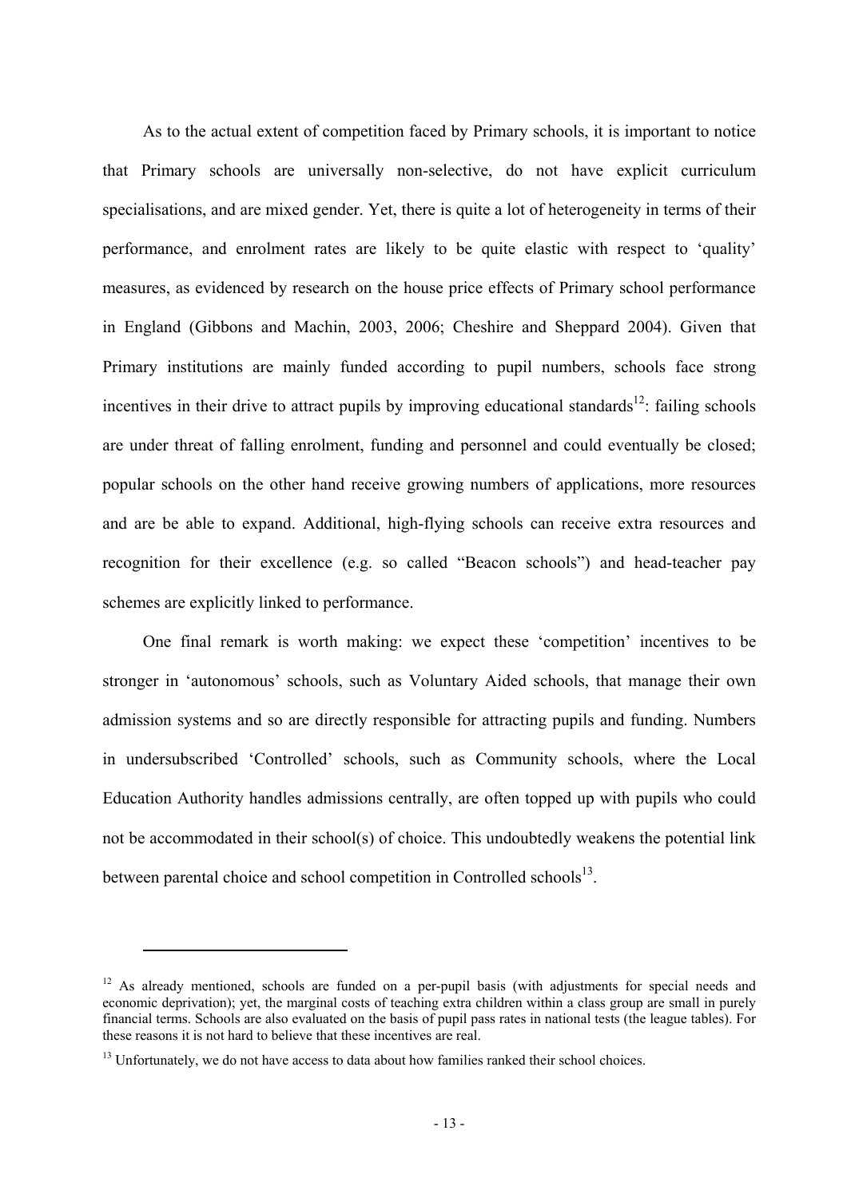As to the actual extent of competition faced by Primary schools, it is important to notice that Primary schools are universally non-selective, do not have explicit curriculum specialisations, and are mixed gender. Yet, there is quite a lot of heterogeneity in terms of their performance, and enrolment rates are likely to be quite elastic with respect to 'quality' measures, as evidenced by research on the house price effects of Primary school performance in England (Gibbons and Machin, 2003, 2006; Cheshire and Sheppard 2004). Given that Primary institutions are mainly funded according to pupil numbers, schools face strong incentives in their drive to attract pupils by improving educational standards[12]: failing schools are under threat of falling enrolment, funding and personnel and could eventually be closed; popular schools on the other hand receive growing numbers of applications, more resources and are be able to expand. Additional, high-flying schools can receive extra resources and recognition for their excellence (e.g. so called "Beacon schools") and head-teacher pay schemes are explicitly linked to performance.

One final remark is worth making: we expect these 'competition' incentives to be stronger in 'autonomous' schools, such as Voluntary Aided schools, that manage their own admission systems and so are directly responsible for attracting pupils and funding. Numbers in undersubscribed 'Controlled' schools, such as Community schools, where the Local Education Authority handles admissions centrally, are often topped up with pupils who could not be accommodated in their school(s) of choice. This undoubtedly weakens the potential link between parental choice and school competition in Controlled schools[13].

---

[12] As already mentioned, schools are funded on a per-pupil basis (with adjustments for special needs and economic deprivation); yet, the marginal costs of teaching extra children within a class group are small in purely financial terms. Schools are also evaluated on the basis of pupil pass rates in national tests (the league tables). For these reasons it is not hard to believe that these incentives are real.

[13] Unfortunately, we do not have access to data about how families ranked their school choices.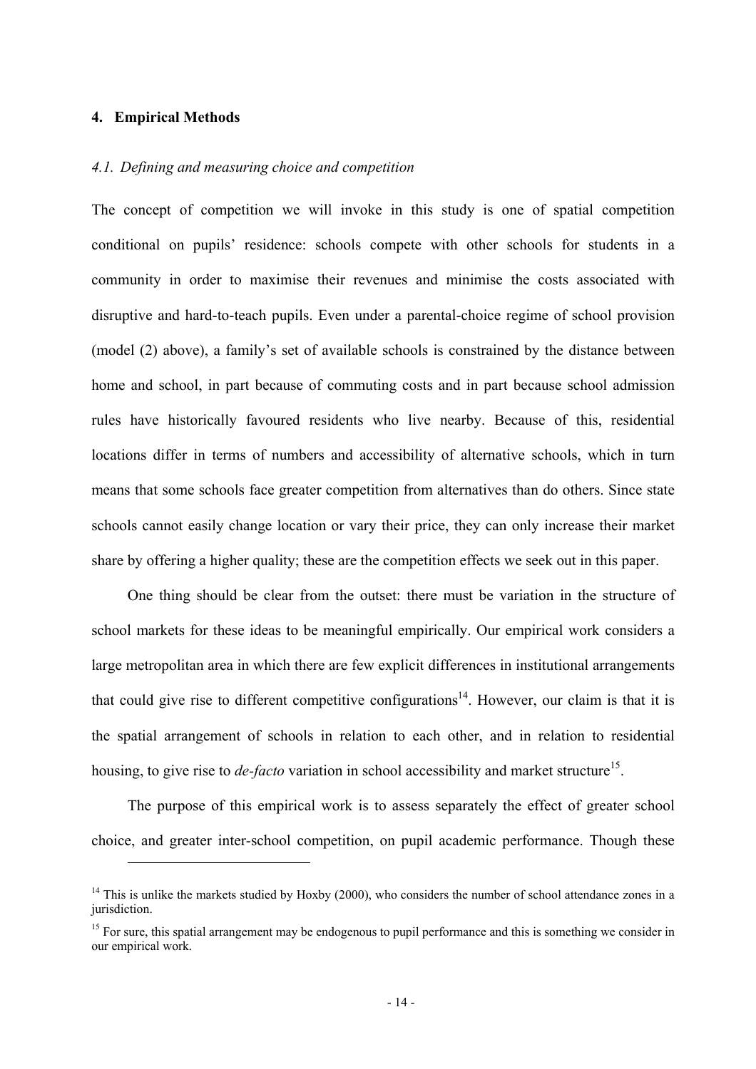## 4. Empirical Methods

### *4.1. Defining and measuring choice and competition*

The concept of competition we will invoke in this study is one of spatial competition conditional on pupils' residence: schools compete with other schools for students in a community in order to maximise their revenues and minimise the costs associated with disruptive and hard-to-teach pupils. Even under a parental-choice regime of school provision (model (2) above), a family's set of available schools is constrained by the distance between home and school, in part because of commuting costs and in part because school admission rules have historically favoured residents who live nearby. Because of this, residential locations differ in terms of numbers and accessibility of alternative schools, which in turn means that some schools face greater competition from alternatives than do others. Since state schools cannot easily change location or vary their price, they can only increase their market share by offering a higher quality; these are the competition effects we seek out in this paper.

One thing should be clear from the outset: there must be variation in the structure of school markets for these ideas to be meaningful empirically. Our empirical work considers a large metropolitan area in which there are few explicit differences in institutional arrangements that could give rise to different competitive configurations[14]. However, our claim is that it is the spatial arrangement of schools in relation to each other, and in relation to residential housing, to give rise to *de-facto* variation in school accessibility and market structure[15].

The purpose of this empirical work is to assess separately the effect of greater school choice, and greater inter-school competition, on pupil academic performance. Though these

[14] This is unlike the markets studied by Hoxby (2000), who considers the number of school attendance zones in a jurisdiction.

[15] For sure, this spatial arrangement may be endogenous to pupil performance and this is something we consider in our empirical work.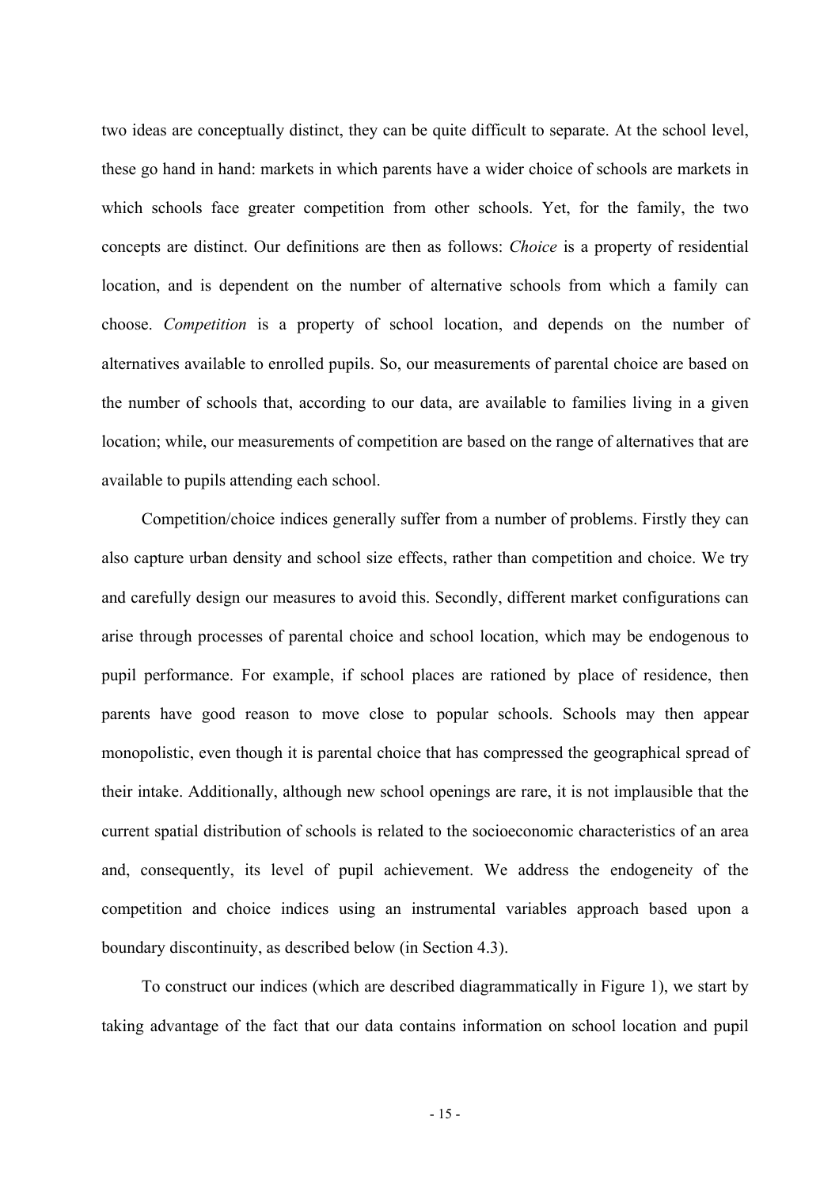two ideas are conceptually distinct, they can be quite difficult to separate. At the school level, these go hand in hand: markets in which parents have a wider choice of schools are markets in which schools face greater competition from other schools. Yet, for the family, the two concepts are distinct. Our definitions are then as follows: *Choice* is a property of residential location, and is dependent on the number of alternative schools from which a family can choose. *Competition* is a property of school location, and depends on the number of alternatives available to enrolled pupils. So, our measurements of parental choice are based on the number of schools that, according to our data, are available to families living in a given location; while, our measurements of competition are based on the range of alternatives that are available to pupils attending each school.

Competition/choice indices generally suffer from a number of problems. Firstly they can also capture urban density and school size effects, rather than competition and choice. We try and carefully design our measures to avoid this. Secondly, different market configurations can arise through processes of parental choice and school location, which may be endogenous to pupil performance. For example, if school places are rationed by place of residence, then parents have good reason to move close to popular schools. Schools may then appear monopolistic, even though it is parental choice that has compressed the geographical spread of their intake. Additionally, although new school openings are rare, it is not implausible that the current spatial distribution of schools is related to the socioeconomic characteristics of an area and, consequently, its level of pupil achievement. We address the endogeneity of the competition and choice indices using an instrumental variables approach based upon a boundary discontinuity, as described below (in Section 4.3).

To construct our indices (which are described diagrammatically in Figure 1), we start by taking advantage of the fact that our data contains information on school location and pupil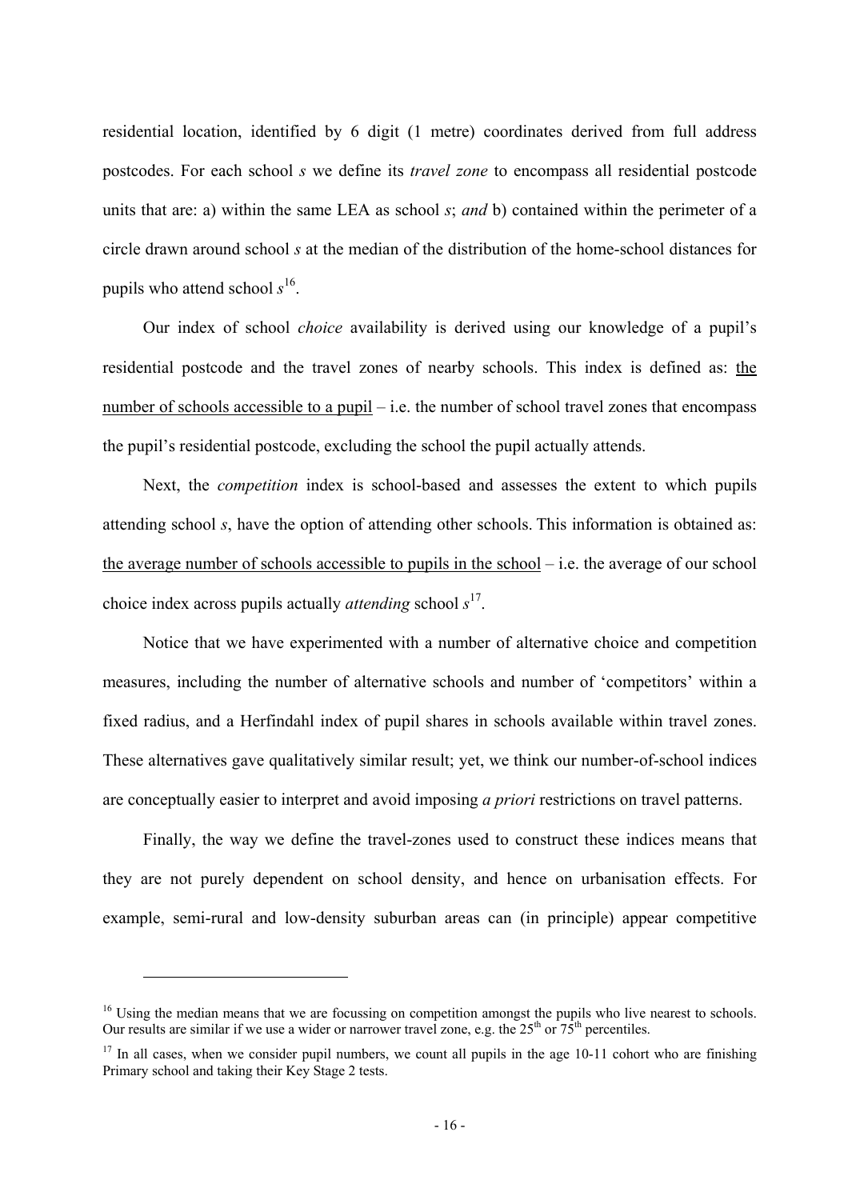residential location, identified by 6 digit (1 metre) coordinates derived from full address postcodes. For each school *s* we define its *travel zone* to encompass all residential postcode units that are: a) within the same LEA as school *s*; *and* b) contained within the perimeter of a circle drawn around school *s* at the median of the distribution of the home-school distances for pupils who attend school *s*[16].

Our index of school *choice* availability is derived using our knowledge of a pupil's residential postcode and the travel zones of nearby schools. This index is defined as: <u>the number of schools accessible to a pupil</u> – i.e. the number of school travel zones that encompass the pupil's residential postcode, excluding the school the pupil actually attends.

Next, the *competition* index is school-based and assesses the extent to which pupils attending school *s*, have the option of attending other schools. This information is obtained as: <u>the average number of schools accessible to pupils in the school</u> – i.e. the average of our school choice index across pupils actually *attending* school *s*[17].

Notice that we have experimented with a number of alternative choice and competition measures, including the number of alternative schools and number of 'competitors' within a fixed radius, and a Herfindahl index of pupil shares in schools available within travel zones. These alternatives gave qualitatively similar result; yet, we think our number-of-school indices are conceptually easier to interpret and avoid imposing *a priori* restrictions on travel patterns.

Finally, the way we define the travel-zones used to construct these indices means that they are not purely dependent on school density, and hence on urbanisation effects. For example, semi-rural and low-density suburban areas can (in principle) appear competitive

---

[16] Using the median means that we are focussing on competition amongst the pupils who live nearest to schools. Our results are similar if we use a wider or narrower travel zone, e.g. the 25th or 75th percentiles.

[17] In all cases, when we consider pupil numbers, we count all pupils in the age 10-11 cohort who are finishing Primary school and taking their Key Stage 2 tests.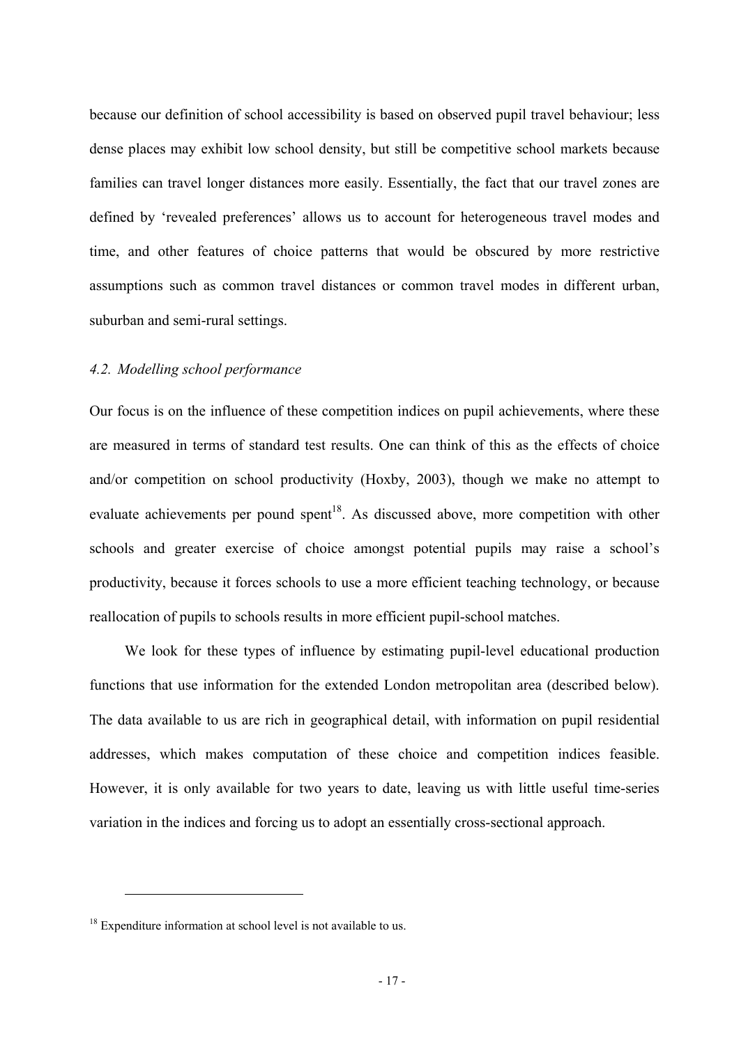because our definition of school accessibility is based on observed pupil travel behaviour; less dense places may exhibit low school density, but still be competitive school markets because families can travel longer distances more easily. Essentially, the fact that our travel zones are defined by 'revealed preferences' allows us to account for heterogeneous travel modes and time, and other features of choice patterns that would be obscured by more restrictive assumptions such as common travel distances or common travel modes in different urban, suburban and semi-rural settings.

### *4.2. Modelling school performance*

Our focus is on the influence of these competition indices on pupil achievements, where these are measured in terms of standard test results. One can think of this as the effects of choice and/or competition on school productivity (Hoxby, 2003), though we make no attempt to evaluate achievements per pound spent[18]. As discussed above, more competition with other schools and greater exercise of choice amongst potential pupils may raise a school's productivity, because it forces schools to use a more efficient teaching technology, or because reallocation of pupils to schools results in more efficient pupil-school matches.

We look for these types of influence by estimating pupil-level educational production functions that use information for the extended London metropolitan area (described below). The data available to us are rich in geographical detail, with information on pupil residential addresses, which makes computation of these choice and competition indices feasible. However, it is only available for two years to date, leaving us with little useful time-series variation in the indices and forcing us to adopt an essentially cross-sectional approach.

[18] Expenditure information at school level is not available to us.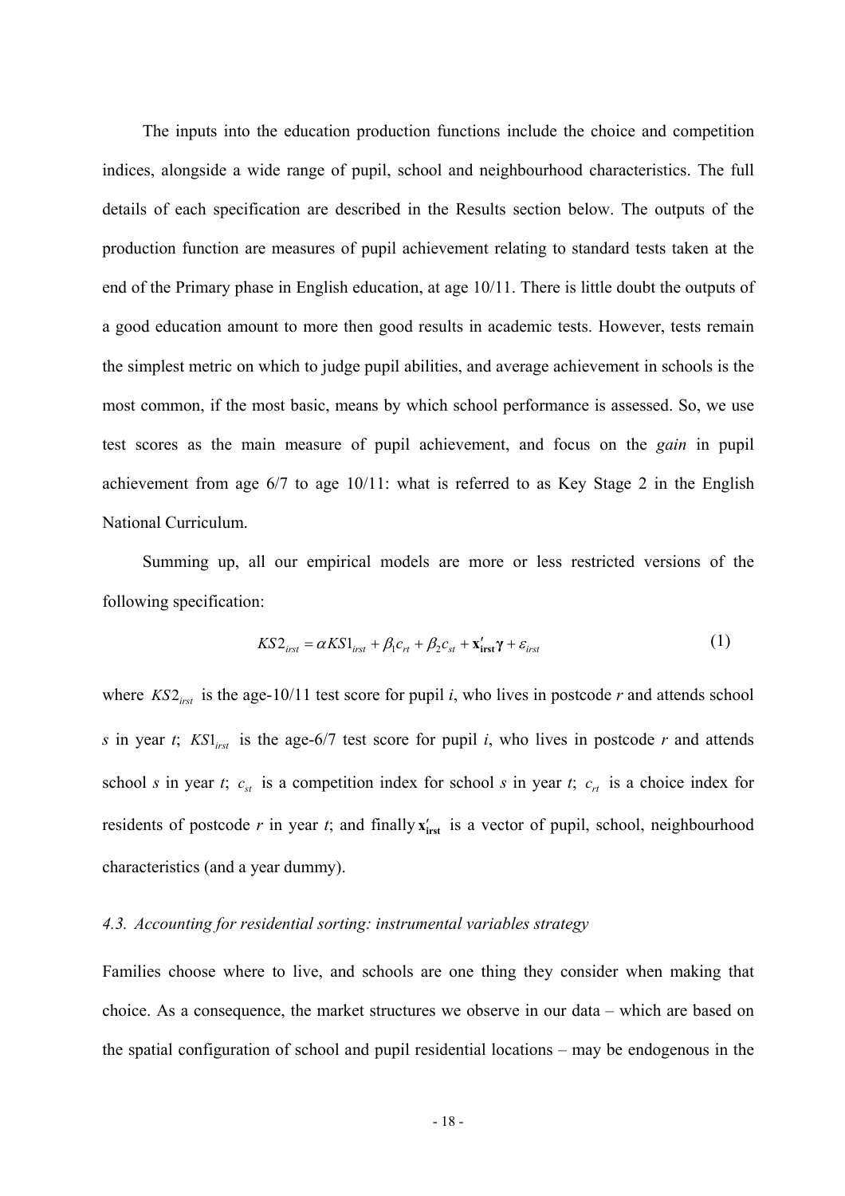The inputs into the education production functions include the choice and competition indices, alongside a wide range of pupil, school and neighbourhood characteristics. The full details of each specification are described in the Results section below. The outputs of the production function are measures of pupil achievement relating to standard tests taken at the end of the Primary phase in English education, at age 10/11. There is little doubt the outputs of a good education amount to more then good results in academic tests. However, tests remain the simplest metric on which to judge pupil abilities, and average achievement in schools is the most common, if the most basic, means by which school performance is assessed. So, we use test scores as the main measure of pupil achievement, and focus on the *gain* in pupil achievement from age 6/7 to age 10/11: what is referred to as Key Stage 2 in the English National Curriculum.

Summing up, all our empirical models are more or less restricted versions of the following specification:

$$KS2_{irst} = \alpha KS1_{irst} + \beta_1 c_{rt} + \beta_2 c_{st} + \mathbf{x}'_{\mathbf{irst}}\boldsymbol{\gamma} + \varepsilon_{irst} \tag{1}$$

where $KS2_{irst}$ is the age-10/11 test score for pupil *i*, who lives in postcode *r* and attends school *s* in year *t*; $KS1_{irst}$ is the age-6/7 test score for pupil *i*, who lives in postcode *r* and attends school *s* in year *t*; $c_{st}$ is a competition index for school *s* in year *t*; $c_{rt}$ is a choice index for residents of postcode *r* in year *t*; and finally $\mathbf{x}'_{\mathbf{irst}}$ is a vector of pupil, school, neighbourhood characteristics (and a year dummy).

### *4.3. Accounting for residential sorting: instrumental variables strategy*

Families choose where to live, and schools are one thing they consider when making that choice. As a consequence, the market structures we observe in our data – which are based on the spatial configuration of school and pupil residential locations – may be endogenous in the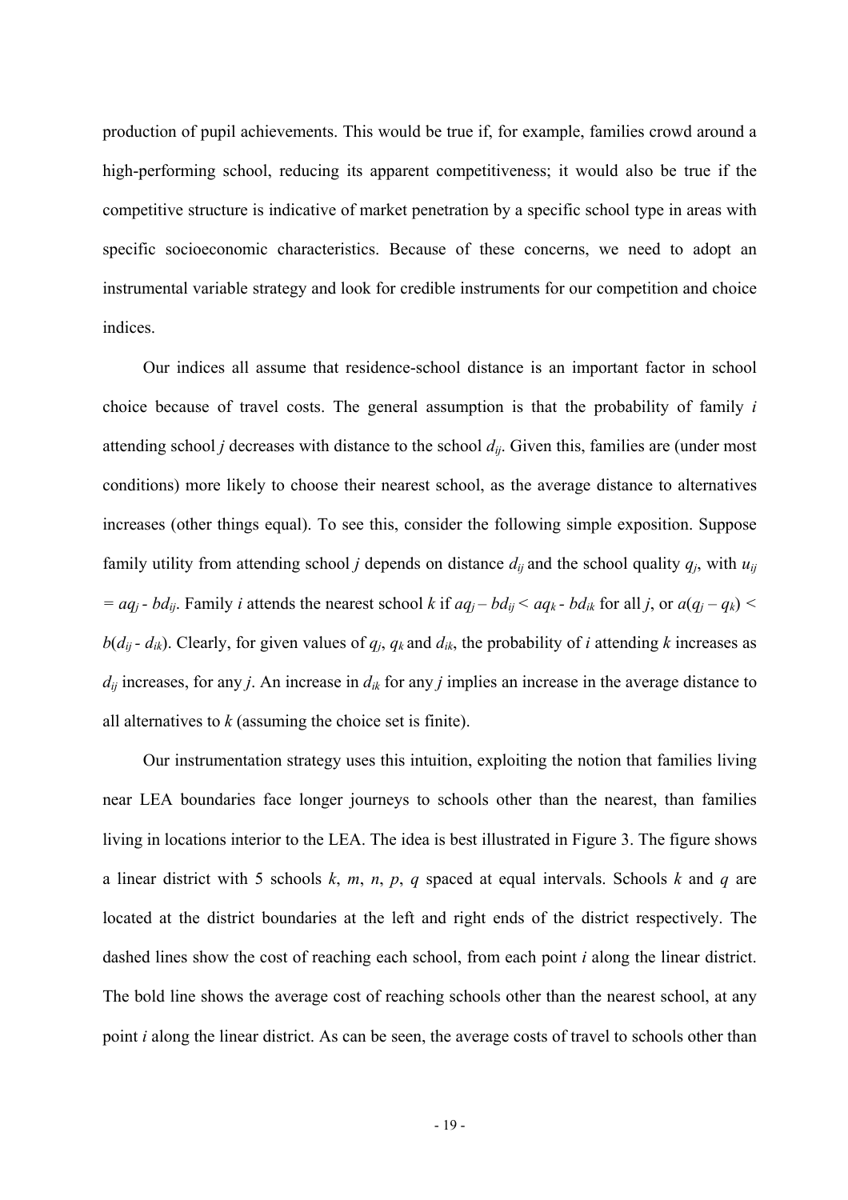production of pupil achievements. This would be true if, for example, families crowd around a high-performing school, reducing its apparent competitiveness; it would also be true if the competitive structure is indicative of market penetration by a specific school type in areas with specific socioeconomic characteristics. Because of these concerns, we need to adopt an instrumental variable strategy and look for credible instruments for our competition and choice indices.

Our indices all assume that residence-school distance is an important factor in school choice because of travel costs. The general assumption is that the probability of family $i$ attending school $j$ decreases with distance to the school $d_{ij}$. Given this, families are (under most conditions) more likely to choose their nearest school, as the average distance to alternatives increases (other things equal). To see this, consider the following simple exposition. Suppose family utility from attending school $j$ depends on distance $d_{ij}$ and the school quality $q_j$, with $u_{ij} = aq_j - bd_{ij}$. Family $i$ attends the nearest school $k$ if $aq_j - bd_{ij} < aq_k - bd_{ik}$ for all $j$, or $a(q_j - q_k) < b(d_{ij} - d_{ik})$. Clearly, for given values of $q_j$, $q_k$ and $d_{ik}$, the probability of $i$ attending $k$ increases as $d_{ij}$ increases, for any $j$. An increase in $d_{ik}$ for any $j$ implies an increase in the average distance to all alternatives to $k$ (assuming the choice set is finite).

Our instrumentation strategy uses this intuition, exploiting the notion that families living near LEA boundaries face longer journeys to schools other than the nearest, than families living in locations interior to the LEA. The idea is best illustrated in Figure 3. The figure shows a linear district with 5 schools $k$, $m$, $n$, $p$, $q$ spaced at equal intervals. Schools $k$ and $q$ are located at the district boundaries at the left and right ends of the district respectively. The dashed lines show the cost of reaching each school, from each point $i$ along the linear district. The bold line shows the average cost of reaching schools other than the nearest school, at any point $i$ along the linear district. As can be seen, the average costs of travel to schools other than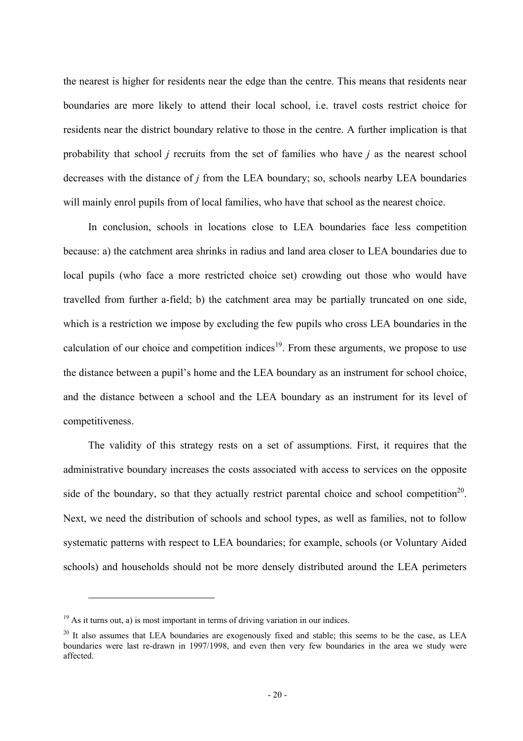the nearest is higher for residents near the edge than the centre. This means that residents near boundaries are more likely to attend their local school, i.e. travel costs restrict choice for residents near the district boundary relative to those in the centre. A further implication is that probability that school *j* recruits from the set of families who have *j* as the nearest school decreases with the distance of *j* from the LEA boundary; so, schools nearby LEA boundaries will mainly enrol pupils from of local families, who have that school as the nearest choice.

In conclusion, schools in locations close to LEA boundaries face less competition because: a) the catchment area shrinks in radius and land area closer to LEA boundaries due to local pupils (who face a more restricted choice set) crowding out those who would have travelled from further a-field; b) the catchment area may be partially truncated on one side, which is a restriction we impose by excluding the few pupils who cross LEA boundaries in the calculation of our choice and competition indices[19]. From these arguments, we propose to use the distance between a pupil's home and the LEA boundary as an instrument for school choice, and the distance between a school and the LEA boundary as an instrument for its level of competitiveness.

The validity of this strategy rests on a set of assumptions. First, it requires that the administrative boundary increases the costs associated with access to services on the opposite side of the boundary, so that they actually restrict parental choice and school competition[20]. Next, we need the distribution of schools and school types, as well as families, not to follow systematic patterns with respect to LEA boundaries; for example, schools (or Voluntary Aided schools) and households should not be more densely distributed around the LEA perimeters

---

[19] As it turns out, a) is most important in terms of driving variation in our indices.

[20] It also assumes that LEA boundaries are exogenously fixed and stable; this seems to be the case, as LEA boundaries were last re-drawn in 1997/1998, and even then very few boundaries in the area we study were affected.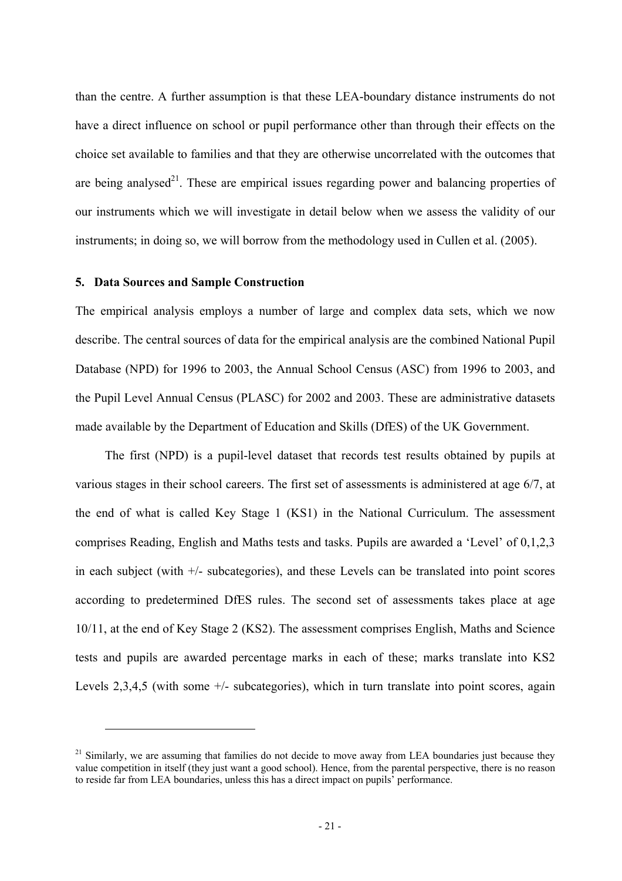than the centre. A further assumption is that these LEA-boundary distance instruments do not have a direct influence on school or pupil performance other than through their effects on the choice set available to families and that they are otherwise uncorrelated with the outcomes that are being analysed[21]. These are empirical issues regarding power and balancing properties of our instruments which we will investigate in detail below when we assess the validity of our instruments; in doing so, we will borrow from the methodology used in Cullen et al. (2005).

## 5. Data Sources and Sample Construction

The empirical analysis employs a number of large and complex data sets, which we now describe. The central sources of data for the empirical analysis are the combined National Pupil Database (NPD) for 1996 to 2003, the Annual School Census (ASC) from 1996 to 2003, and the Pupil Level Annual Census (PLASC) for 2002 and 2003. These are administrative datasets made available by the Department of Education and Skills (DfES) of the UK Government.

The first (NPD) is a pupil-level dataset that records test results obtained by pupils at various stages in their school careers. The first set of assessments is administered at age 6/7, at the end of what is called Key Stage 1 (KS1) in the National Curriculum. The assessment comprises Reading, English and Maths tests and tasks. Pupils are awarded a 'Level' of 0,1,2,3 in each subject (with +/- subcategories), and these Levels can be translated into point scores according to predetermined DfES rules. The second set of assessments takes place at age 10/11, at the end of Key Stage 2 (KS2). The assessment comprises English, Maths and Science tests and pupils are awarded percentage marks in each of these; marks translate into KS2 Levels 2,3,4,5 (with some +/- subcategories), which in turn translate into point scores, again

[21] Similarly, we are assuming that families do not decide to move away from LEA boundaries just because they value competition in itself (they just want a good school). Hence, from the parental perspective, there is no reason to reside far from LEA boundaries, unless this has a direct impact on pupils' performance.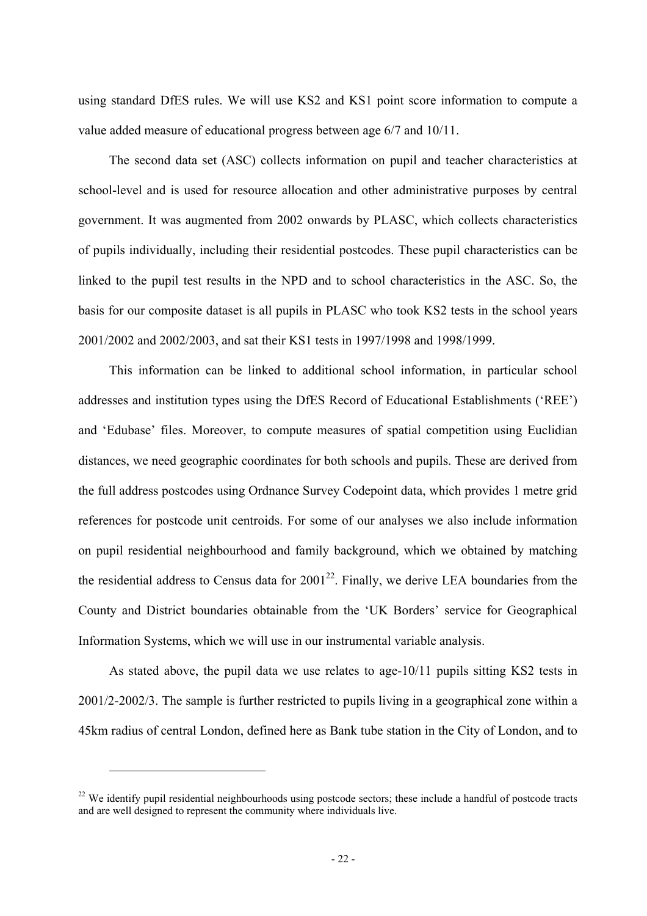using standard DfES rules. We will use KS2 and KS1 point score information to compute a value added measure of educational progress between age 6/7 and 10/11.

The second data set (ASC) collects information on pupil and teacher characteristics at school-level and is used for resource allocation and other administrative purposes by central government. It was augmented from 2002 onwards by PLASC, which collects characteristics of pupils individually, including their residential postcodes. These pupil characteristics can be linked to the pupil test results in the NPD and to school characteristics in the ASC. So, the basis for our composite dataset is all pupils in PLASC who took KS2 tests in the school years 2001/2002 and 2002/2003, and sat their KS1 tests in 1997/1998 and 1998/1999.

This information can be linked to additional school information, in particular school addresses and institution types using the DfES Record of Educational Establishments ('REE') and 'Edubase' files. Moreover, to compute measures of spatial competition using Euclidian distances, we need geographic coordinates for both schools and pupils. These are derived from the full address postcodes using Ordnance Survey Codepoint data, which provides 1 metre grid references for postcode unit centroids. For some of our analyses we also include information on pupil residential neighbourhood and family background, which we obtained by matching the residential address to Census data for 2001[22]. Finally, we derive LEA boundaries from the County and District boundaries obtainable from the 'UK Borders' service for Geographical Information Systems, which we will use in our instrumental variable analysis.

As stated above, the pupil data we use relates to age-10/11 pupils sitting KS2 tests in 2001/2-2002/3. The sample is further restricted to pupils living in a geographical zone within a 45km radius of central London, defined here as Bank tube station in the City of London, and to

[22] We identify pupil residential neighbourhoods using postcode sectors; these include a handful of postcode tracts and are well designed to represent the community where individuals live.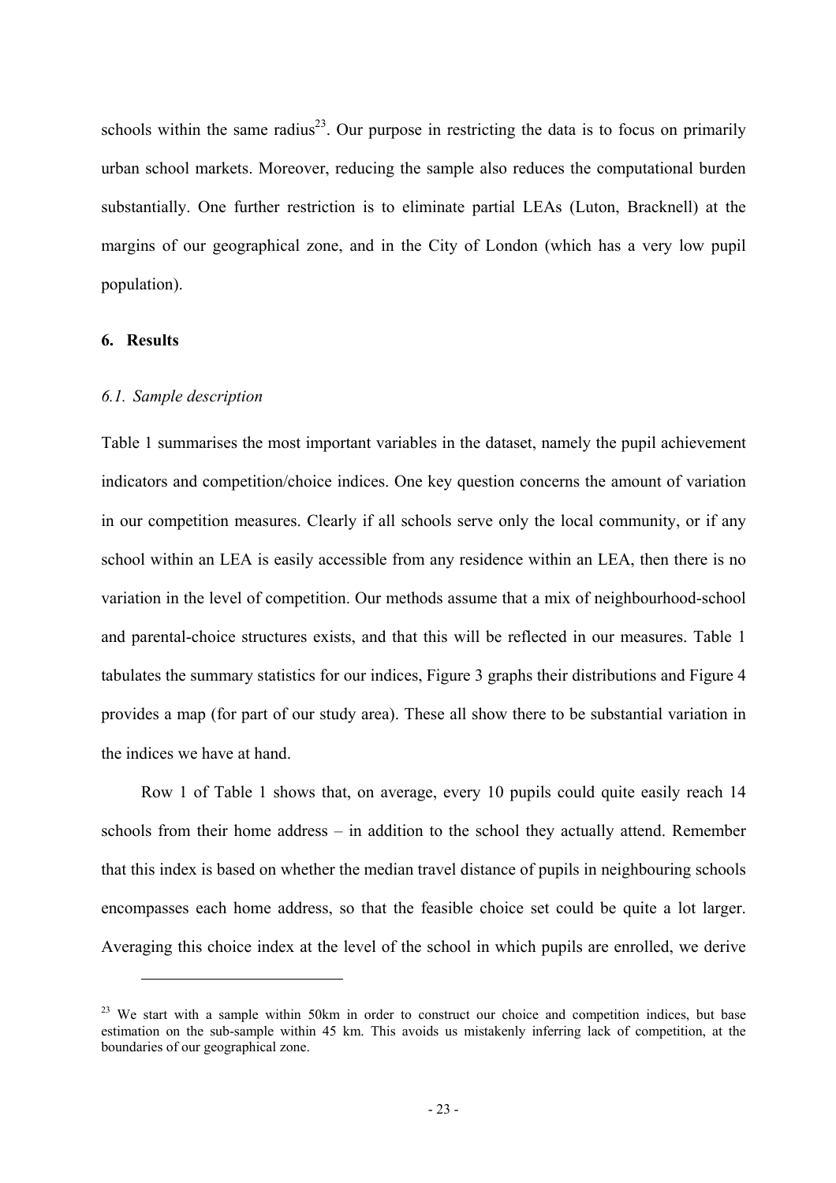schools within the same radius[23]. Our purpose in restricting the data is to focus on primarily urban school markets. Moreover, reducing the sample also reduces the computational burden substantially. One further restriction is to eliminate partial LEAs (Luton, Bracknell) at the margins of our geographical zone, and in the City of London (which has a very low pupil population).

## 6. Results

### *6.1. Sample description*

Table 1 summarises the most important variables in the dataset, namely the pupil achievement indicators and competition/choice indices. One key question concerns the amount of variation in our competition measures. Clearly if all schools serve only the local community, or if any school within an LEA is easily accessible from any residence within an LEA, then there is no variation in the level of competition. Our methods assume that a mix of neighbourhood-school and parental-choice structures exists, and that this will be reflected in our measures. Table 1 tabulates the summary statistics for our indices, Figure 3 graphs their distributions and Figure 4 provides a map (for part of our study area). These all show there to be substantial variation in the indices we have at hand.

Row 1 of Table 1 shows that, on average, every 10 pupils could quite easily reach 14 schools from their home address – in addition to the school they actually attend. Remember that this index is based on whether the median travel distance of pupils in neighbouring schools encompasses each home address, so that the feasible choice set could be quite a lot larger. Averaging this choice index at the level of the school in which pupils are enrolled, we derive

---

[23] We start with a sample within 50km in order to construct our choice and competition indices, but base estimation on the sub-sample within 45 km. This avoids us mistakenly inferring lack of competition, at the boundaries of our geographical zone.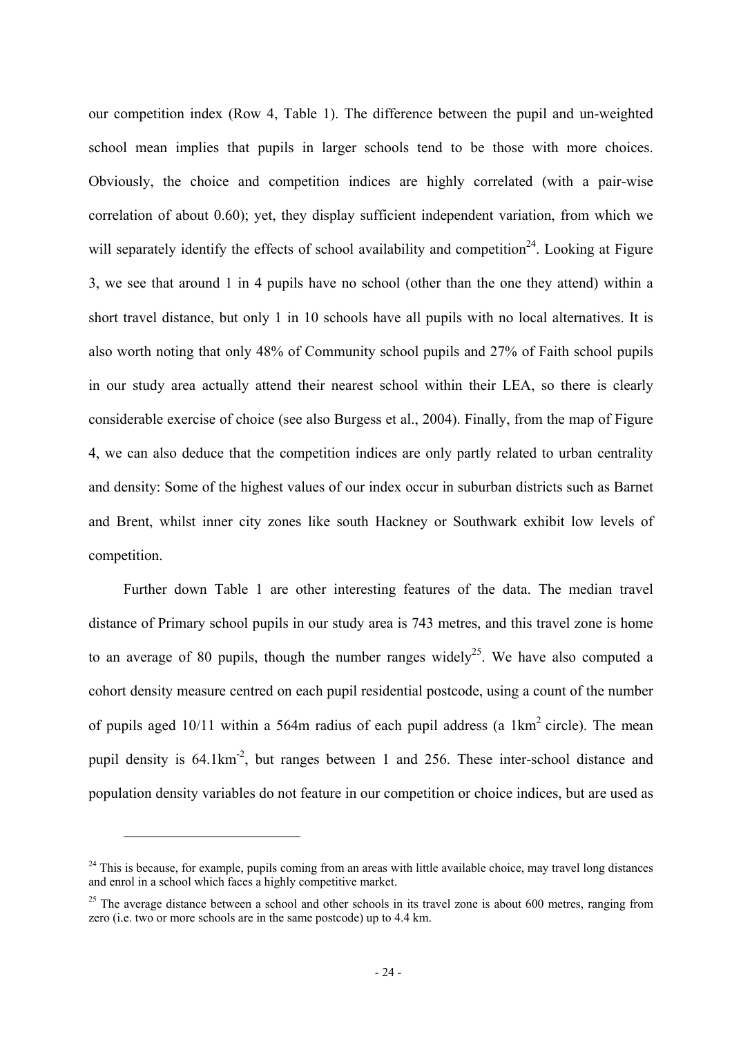our competition index (Row 4, Table 1). The difference between the pupil and un-weighted school mean implies that pupils in larger schools tend to be those with more choices. Obviously, the choice and competition indices are highly correlated (with a pair-wise correlation of about 0.60); yet, they display sufficient independent variation, from which we will separately identify the effects of school availability and competition[24]. Looking at Figure 3, we see that around 1 in 4 pupils have no school (other than the one they attend) within a short travel distance, but only 1 in 10 schools have all pupils with no local alternatives. It is also worth noting that only 48% of Community school pupils and 27% of Faith school pupils in our study area actually attend their nearest school within their LEA, so there is clearly considerable exercise of choice (see also Burgess et al., 2004). Finally, from the map of Figure 4, we can also deduce that the competition indices are only partly related to urban centrality and density: Some of the highest values of our index occur in suburban districts such as Barnet and Brent, whilst inner city zones like south Hackney or Southwark exhibit low levels of competition.

Further down Table 1 are other interesting features of the data. The median travel distance of Primary school pupils in our study area is 743 metres, and this travel zone is home to an average of 80 pupils, though the number ranges widely[25]. We have also computed a cohort density measure centred on each pupil residential postcode, using a count of the number of pupils aged 10/11 within a 564m radius of each pupil address (a $1\text{km}^2$ circle). The mean pupil density is $64.1\text{km}^{-2}$, but ranges between 1 and 256. These inter-school distance and population density variables do not feature in our competition or choice indices, but are used as

---

[24] This is because, for example, pupils coming from an areas with little available choice, may travel long distances and enrol in a school which faces a highly competitive market.

[25] The average distance between a school and other schools in its travel zone is about 600 metres, ranging from zero (i.e. two or more schools are in the same postcode) up to 4.4 km.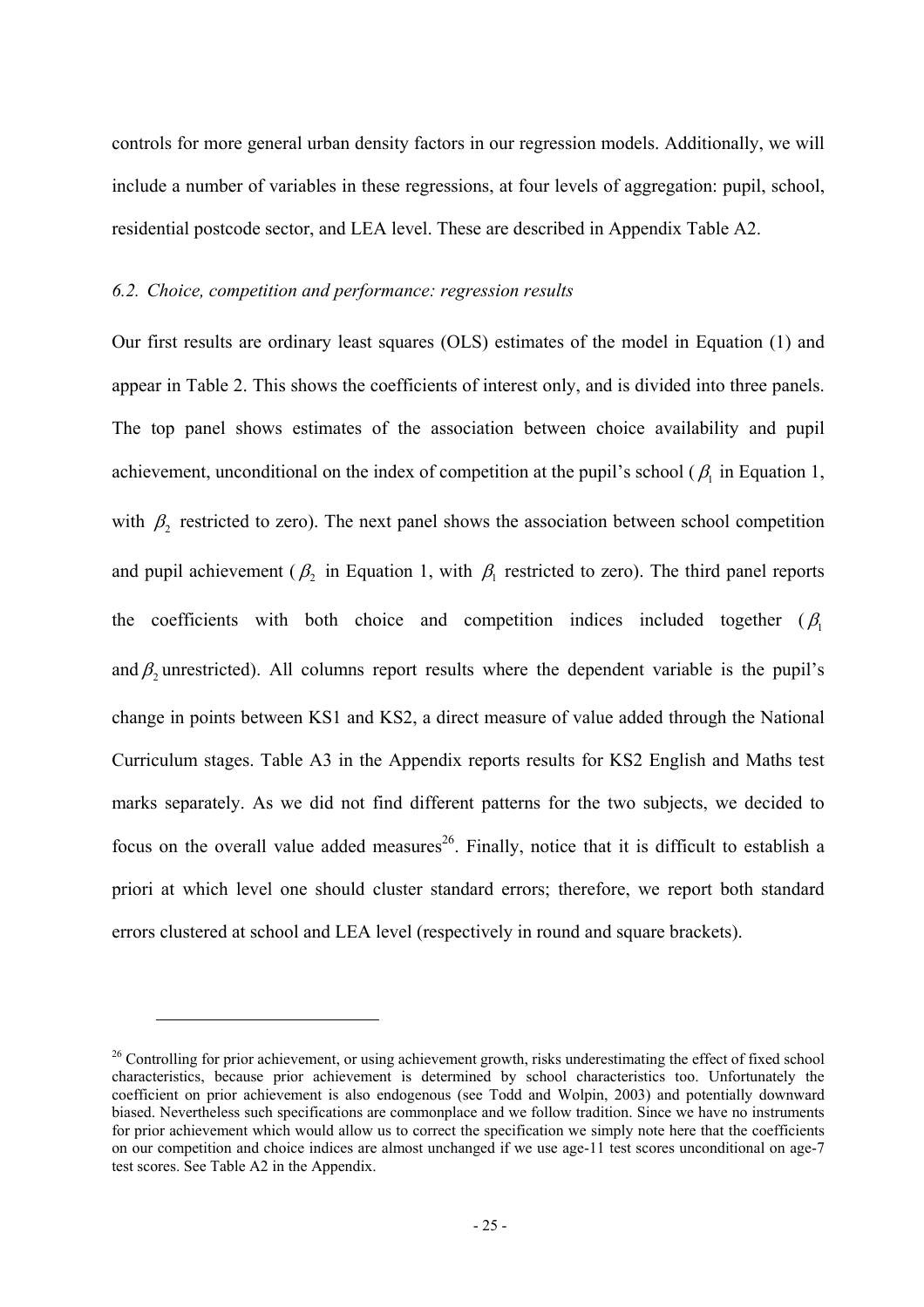controls for more general urban density factors in our regression models. Additionally, we will include a number of variables in these regressions, at four levels of aggregation: pupil, school, residential postcode sector, and LEA level. These are described in Appendix Table A2.

### *6.2. Choice, competition and performance: regression results*

Our first results are ordinary least squares (OLS) estimates of the model in Equation (1) and appear in Table 2. This shows the coefficients of interest only, and is divided into three panels. The top panel shows estimates of the association between choice availability and pupil achievement, unconditional on the index of competition at the pupil's school ($\beta_1$ in Equation 1, with $\beta_2$ restricted to zero). The next panel shows the association between school competition and pupil achievement ($\beta_2$ in Equation 1, with $\beta_1$ restricted to zero). The third panel reports the coefficients with both choice and competition indices included together ($\beta_1$ and $\beta_2$ unrestricted). All columns report results where the dependent variable is the pupil's change in points between KS1 and KS2, a direct measure of value added through the National Curriculum stages. Table A3 in the Appendix reports results for KS2 English and Maths test marks separately. As we did not find different patterns for the two subjects, we decided to focus on the overall value added measures[26]. Finally, notice that it is difficult to establish a priori at which level one should cluster standard errors; therefore, we report both standard errors clustered at school and LEA level (respectively in round and square brackets).

[26] Controlling for prior achievement, or using achievement growth, risks underestimating the effect of fixed school characteristics, because prior achievement is determined by school characteristics too. Unfortunately the coefficient on prior achievement is also endogenous (see Todd and Wolpin, 2003) and potentially downward biased. Nevertheless such specifications are commonplace and we follow tradition. Since we have no instruments for prior achievement which would allow us to correct the specification we simply note here that the coefficients on our competition and choice indices are almost unchanged if we use age-11 test scores unconditional on age-7 test scores. See Table A2 in the Appendix.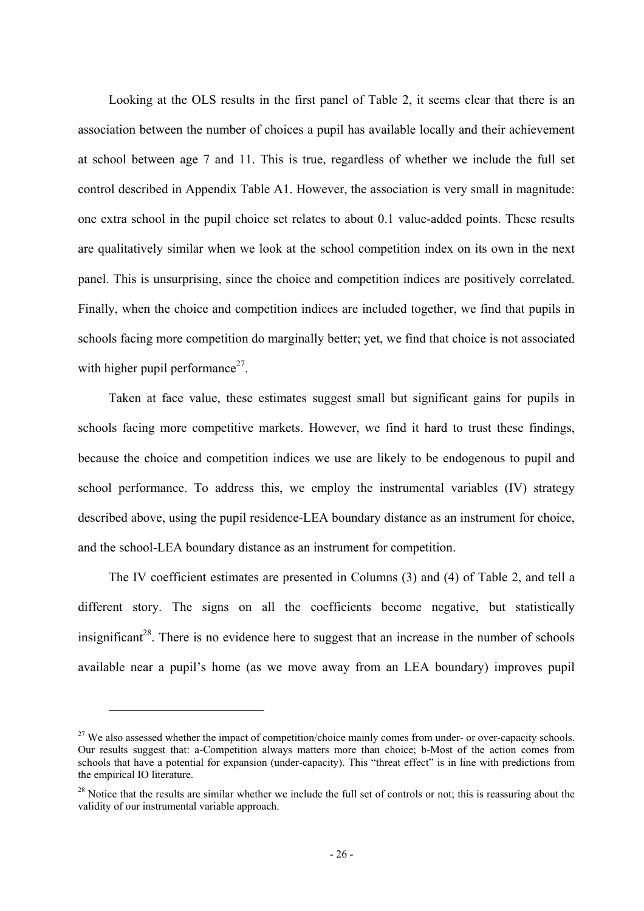Looking at the OLS results in the first panel of Table 2, it seems clear that there is an association between the number of choices a pupil has available locally and their achievement at school between age 7 and 11. This is true, regardless of whether we include the full set control described in Appendix Table A1. However, the association is very small in magnitude: one extra school in the pupil choice set relates to about 0.1 value-added points. These results are qualitatively similar when we look at the school competition index on its own in the next panel. This is unsurprising, since the choice and competition indices are positively correlated. Finally, when the choice and competition indices are included together, we find that pupils in schools facing more competition do marginally better; yet, we find that choice is not associated with higher pupil performance[27].

Taken at face value, these estimates suggest small but significant gains for pupils in schools facing more competitive markets. However, we find it hard to trust these findings, because the choice and competition indices we use are likely to be endogenous to pupil and school performance. To address this, we employ the instrumental variables (IV) strategy described above, using the pupil residence-LEA boundary distance as an instrument for choice, and the school-LEA boundary distance as an instrument for competition.

The IV coefficient estimates are presented in Columns (3) and (4) of Table 2, and tell a different story. The signs on all the coefficients become negative, but statistically insignificant[28]. There is no evidence here to suggest that an increase in the number of schools available near a pupil's home (as we move away from an LEA boundary) improves pupil

---

[27] We also assessed whether the impact of competition/choice mainly comes from under- or over-capacity schools. Our results suggest that: a-Competition always matters more than choice; b-Most of the action comes from schools that have a potential for expansion (under-capacity). This "threat effect" is in line with predictions from the empirical IO literature.

[28] Notice that the results are similar whether we include the full set of controls or not; this is reassuring about the validity of our instrumental variable approach.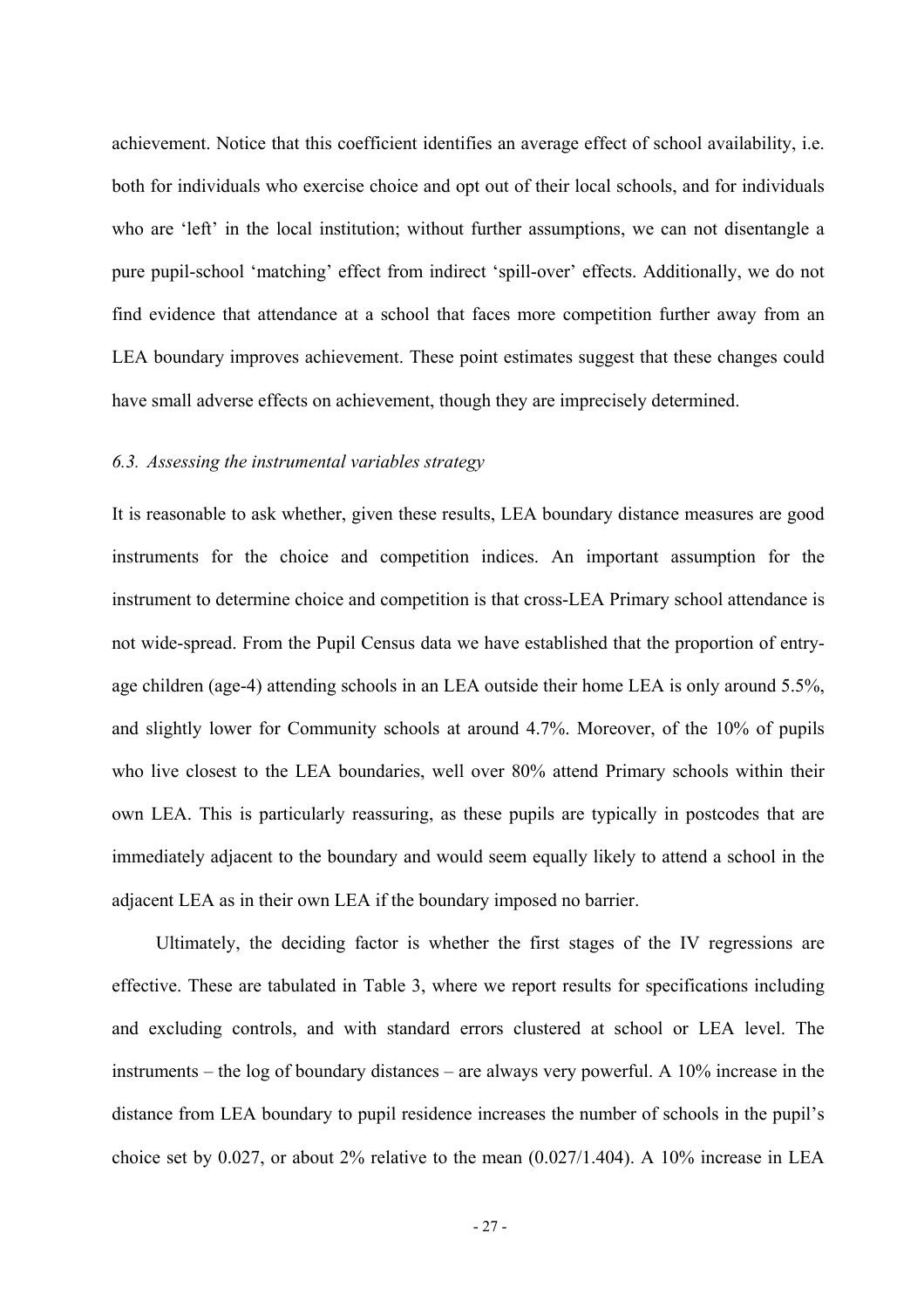achievement. Notice that this coefficient identifies an average effect of school availability, i.e. both for individuals who exercise choice and opt out of their local schools, and for individuals who are 'left' in the local institution; without further assumptions, we can not disentangle a pure pupil-school 'matching' effect from indirect 'spill-over' effects. Additionally, we do not find evidence that attendance at a school that faces more competition further away from an LEA boundary improves achievement. These point estimates suggest that these changes could have small adverse effects on achievement, though they are imprecisely determined.

### *6.3. Assessing the instrumental variables strategy*

It is reasonable to ask whether, given these results, LEA boundary distance measures are good instruments for the choice and competition indices. An important assumption for the instrument to determine choice and competition is that cross-LEA Primary school attendance is not wide-spread. From the Pupil Census data we have established that the proportion of entry-age children (age-4) attending schools in an LEA outside their home LEA is only around 5.5%, and slightly lower for Community schools at around 4.7%. Moreover, of the 10% of pupils who live closest to the LEA boundaries, well over 80% attend Primary schools within their own LEA. This is particularly reassuring, as these pupils are typically in postcodes that are immediately adjacent to the boundary and would seem equally likely to attend a school in the adjacent LEA as in their own LEA if the boundary imposed no barrier.

Ultimately, the deciding factor is whether the first stages of the IV regressions are effective. These are tabulated in Table 3, where we report results for specifications including and excluding controls, and with standard errors clustered at school or LEA level. The instruments – the log of boundary distances – are always very powerful. A 10% increase in the distance from LEA boundary to pupil residence increases the number of schools in the pupil's choice set by 0.027, or about 2% relative to the mean (0.027/1.404). A 10% increase in LEA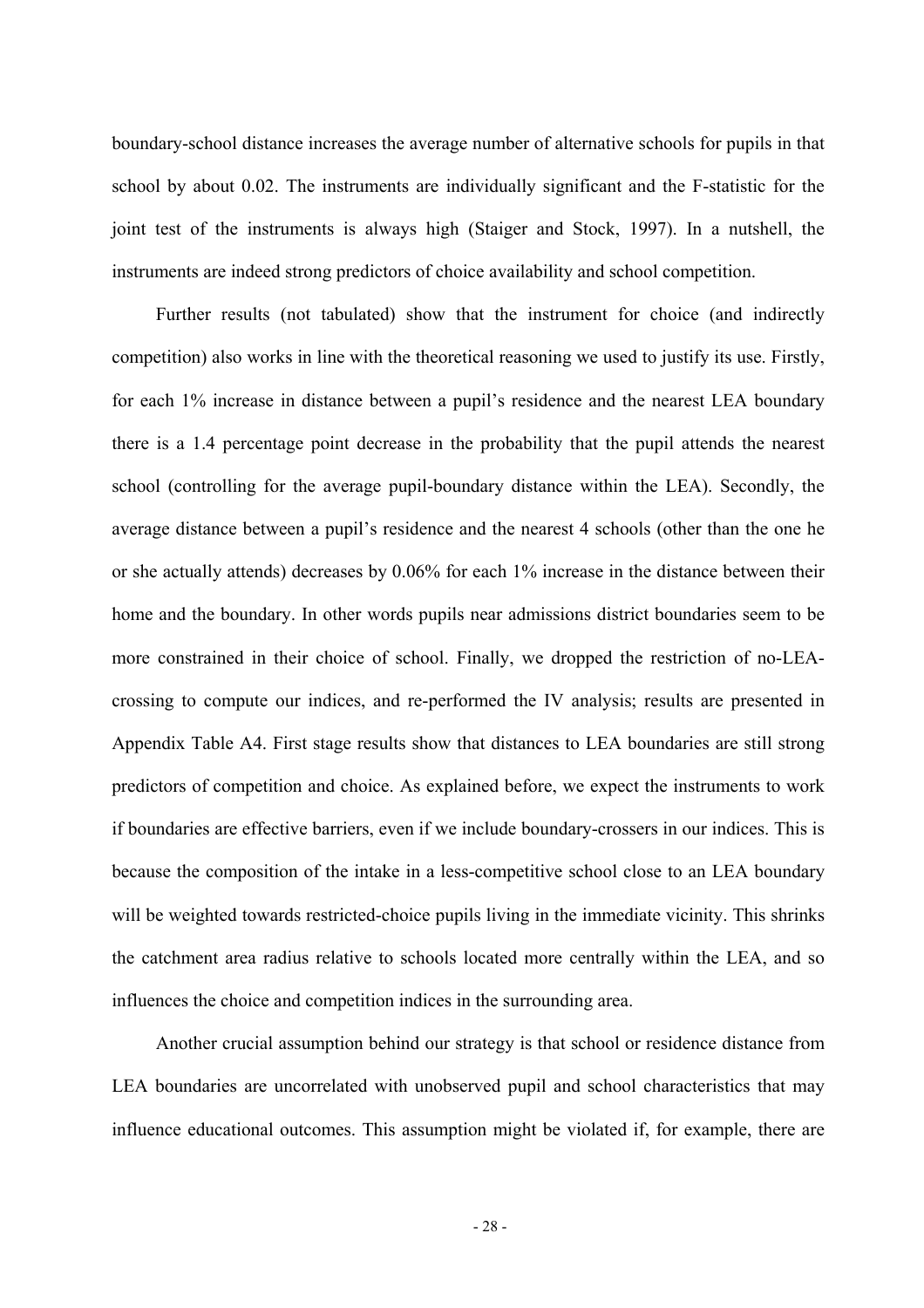boundary-school distance increases the average number of alternative schools for pupils in that school by about 0.02. The instruments are individually significant and the F-statistic for the joint test of the instruments is always high (Staiger and Stock, 1997). In a nutshell, the instruments are indeed strong predictors of choice availability and school competition.

Further results (not tabulated) show that the instrument for choice (and indirectly competition) also works in line with the theoretical reasoning we used to justify its use. Firstly, for each 1% increase in distance between a pupil's residence and the nearest LEA boundary there is a 1.4 percentage point decrease in the probability that the pupil attends the nearest school (controlling for the average pupil-boundary distance within the LEA). Secondly, the average distance between a pupil's residence and the nearest 4 schools (other than the one he or she actually attends) decreases by 0.06% for each 1% increase in the distance between their home and the boundary. In other words pupils near admissions district boundaries seem to be more constrained in their choice of school. Finally, we dropped the restriction of no-LEA-crossing to compute our indices, and re-performed the IV analysis; results are presented in Appendix Table A4. First stage results show that distances to LEA boundaries are still strong predictors of competition and choice. As explained before, we expect the instruments to work if boundaries are effective barriers, even if we include boundary-crossers in our indices. This is because the composition of the intake in a less-competitive school close to an LEA boundary will be weighted towards restricted-choice pupils living in the immediate vicinity. This shrinks the catchment area radius relative to schools located more centrally within the LEA, and so influences the choice and competition indices in the surrounding area.

Another crucial assumption behind our strategy is that school or residence distance from LEA boundaries are uncorrelated with unobserved pupil and school characteristics that may influence educational outcomes. This assumption might be violated if, for example, there are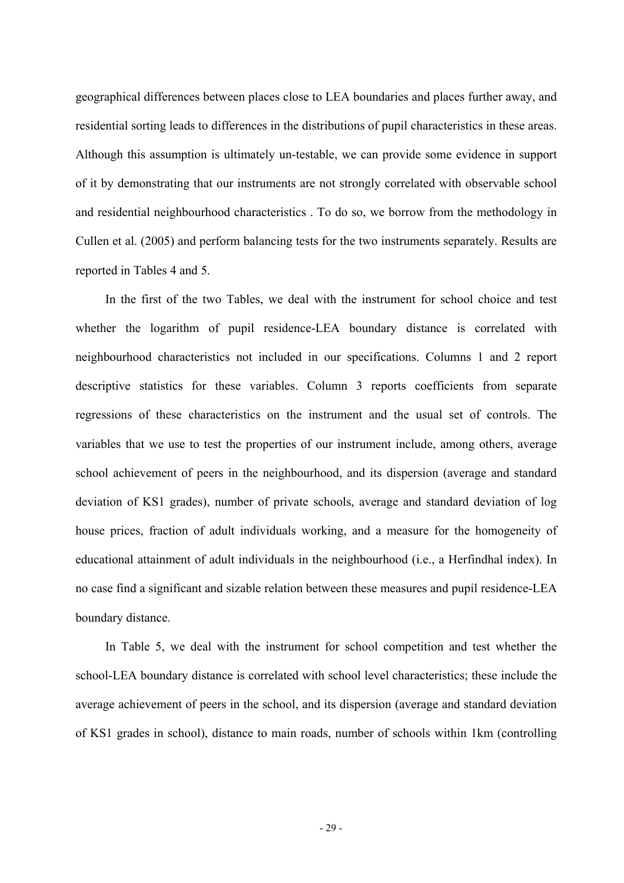geographical differences between places close to LEA boundaries and places further away, and residential sorting leads to differences in the distributions of pupil characteristics in these areas. Although this assumption is ultimately un-testable, we can provide some evidence in support of it by demonstrating that our instruments are not strongly correlated with observable school and residential neighbourhood characteristics . To do so, we borrow from the methodology in Cullen et al. (2005) and perform balancing tests for the two instruments separately. Results are reported in Tables 4 and 5.

In the first of the two Tables, we deal with the instrument for school choice and test whether the logarithm of pupil residence-LEA boundary distance is correlated with neighbourhood characteristics not included in our specifications. Columns 1 and 2 report descriptive statistics for these variables. Column 3 reports coefficients from separate regressions of these characteristics on the instrument and the usual set of controls. The variables that we use to test the properties of our instrument include, among others, average school achievement of peers in the neighbourhood, and its dispersion (average and standard deviation of KS1 grades), number of private schools, average and standard deviation of log house prices, fraction of adult individuals working, and a measure for the homogeneity of educational attainment of adult individuals in the neighbourhood (i.e., a Herfindhal index). In no case find a significant and sizable relation between these measures and pupil residence-LEA boundary distance.

In Table 5, we deal with the instrument for school competition and test whether the school-LEA boundary distance is correlated with school level characteristics; these include the average achievement of peers in the school, and its dispersion (average and standard deviation of KS1 grades in school), distance to main roads, number of schools within 1km (controlling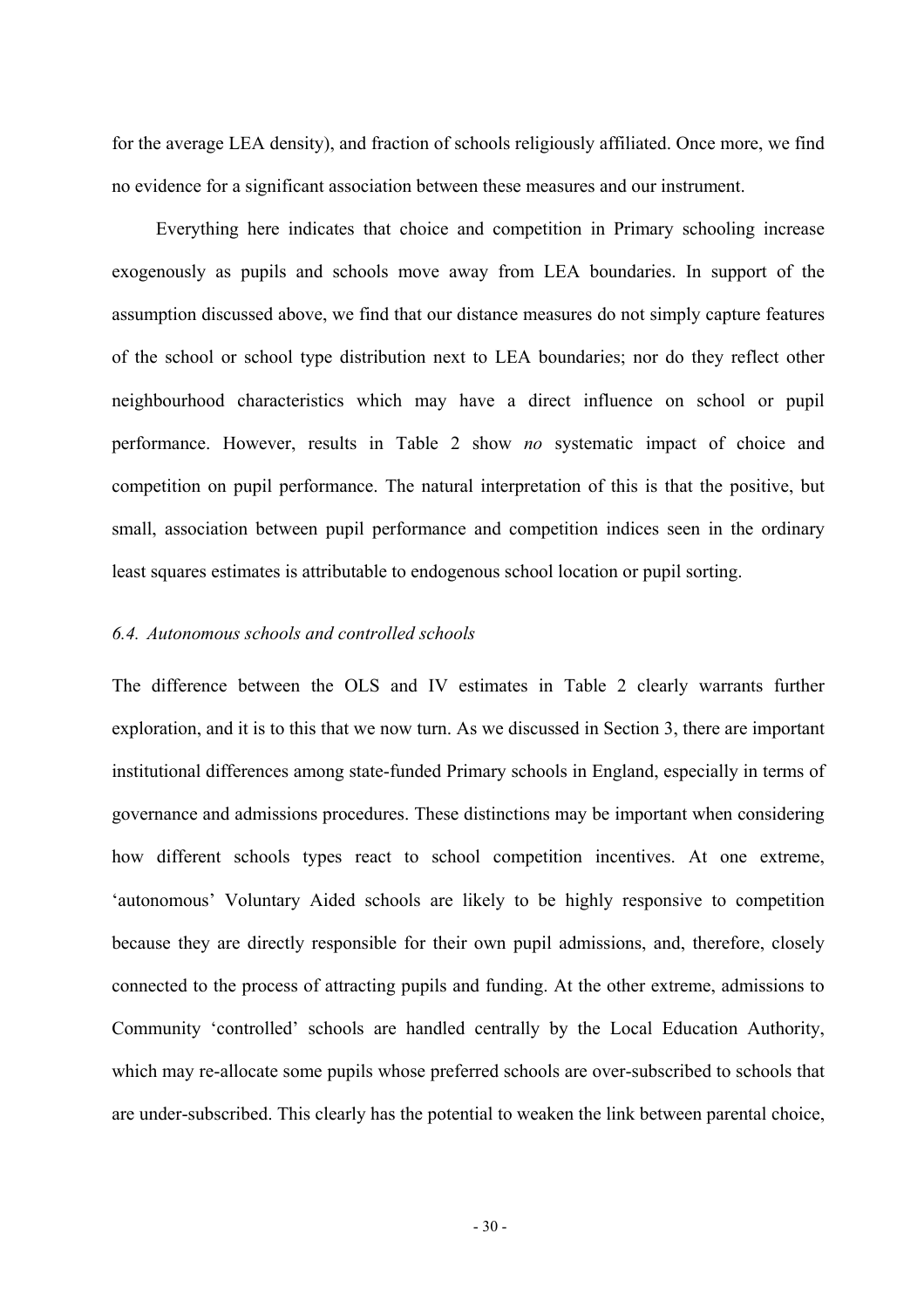for the average LEA density), and fraction of schools religiously affiliated. Once more, we find no evidence for a significant association between these measures and our instrument.

Everything here indicates that choice and competition in Primary schooling increase exogenously as pupils and schools move away from LEA boundaries. In support of the assumption discussed above, we find that our distance measures do not simply capture features of the school or school type distribution next to LEA boundaries; nor do they reflect other neighbourhood characteristics which may have a direct influence on school or pupil performance. However, results in Table 2 show *no* systematic impact of choice and competition on pupil performance. The natural interpretation of this is that the positive, but small, association between pupil performance and competition indices seen in the ordinary least squares estimates is attributable to endogenous school location or pupil sorting.

### *6.4. Autonomous schools and controlled schools*

The difference between the OLS and IV estimates in Table 2 clearly warrants further exploration, and it is to this that we now turn. As we discussed in Section 3, there are important institutional differences among state-funded Primary schools in England, especially in terms of governance and admissions procedures. These distinctions may be important when considering how different schools types react to school competition incentives. At one extreme, 'autonomous' Voluntary Aided schools are likely to be highly responsive to competition because they are directly responsible for their own pupil admissions, and, therefore, closely connected to the process of attracting pupils and funding. At the other extreme, admissions to Community 'controlled' schools are handled centrally by the Local Education Authority, which may re-allocate some pupils whose preferred schools are over-subscribed to schools that are under-subscribed. This clearly has the potential to weaken the link between parental choice,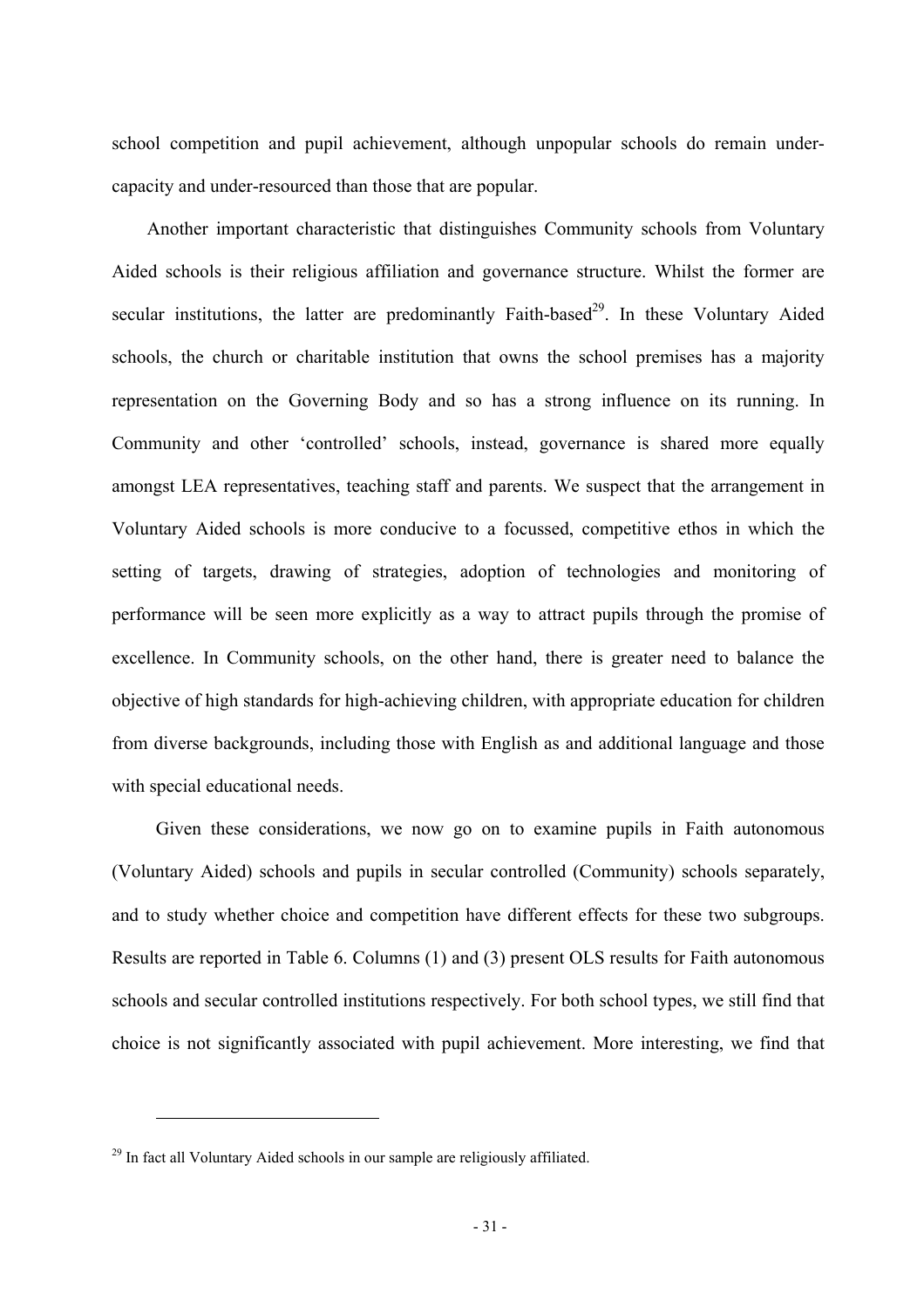school competition and pupil achievement, although unpopular schools do remain under-capacity and under-resourced than those that are popular.

Another important characteristic that distinguishes Community schools from Voluntary Aided schools is their religious affiliation and governance structure. Whilst the former are secular institutions, the latter are predominantly Faith-based[29]. In these Voluntary Aided schools, the church or charitable institution that owns the school premises has a majority representation on the Governing Body and so has a strong influence on its running. In Community and other 'controlled' schools, instead, governance is shared more equally amongst LEA representatives, teaching staff and parents. We suspect that the arrangement in Voluntary Aided schools is more conducive to a focussed, competitive ethos in which the setting of targets, drawing of strategies, adoption of technologies and monitoring of performance will be seen more explicitly as a way to attract pupils through the promise of excellence. In Community schools, on the other hand, there is greater need to balance the objective of high standards for high-achieving children, with appropriate education for children from diverse backgrounds, including those with English as and additional language and those with special educational needs.

Given these considerations, we now go on to examine pupils in Faith autonomous (Voluntary Aided) schools and pupils in secular controlled (Community) schools separately, and to study whether choice and competition have different effects for these two subgroups. Results are reported in Table 6. Columns (1) and (3) present OLS results for Faith autonomous schools and secular controlled institutions respectively. For both school types, we still find that choice is not significantly associated with pupil achievement. More interesting, we find that

[29] In fact all Voluntary Aided schools in our sample are religiously affiliated.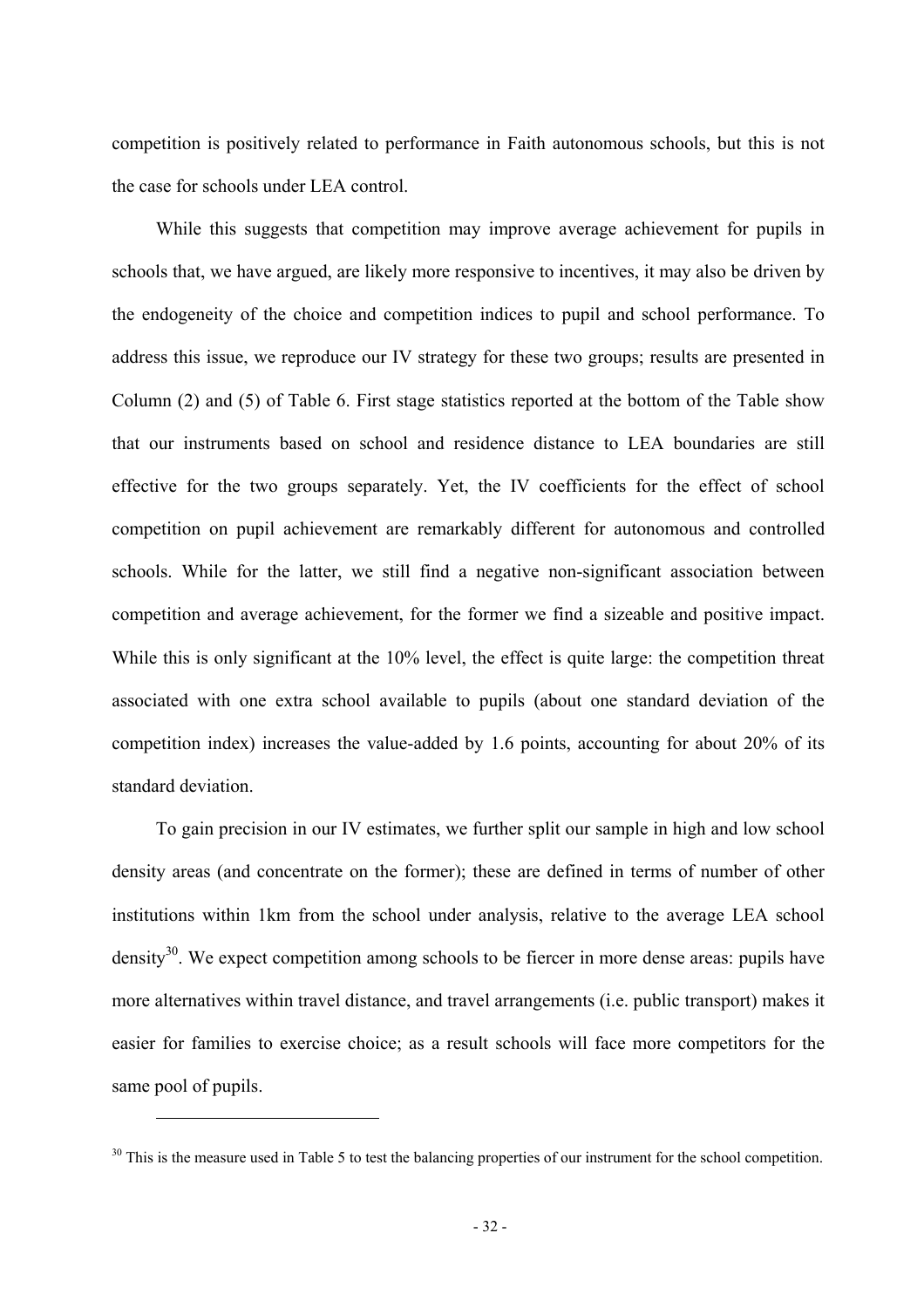competition is positively related to performance in Faith autonomous schools, but this is not the case for schools under LEA control.

While this suggests that competition may improve average achievement for pupils in schools that, we have argued, are likely more responsive to incentives, it may also be driven by the endogeneity of the choice and competition indices to pupil and school performance. To address this issue, we reproduce our IV strategy for these two groups; results are presented in Column (2) and (5) of Table 6. First stage statistics reported at the bottom of the Table show that our instruments based on school and residence distance to LEA boundaries are still effective for the two groups separately. Yet, the IV coefficients for the effect of school competition on pupil achievement are remarkably different for autonomous and controlled schools. While for the latter, we still find a negative non-significant association between competition and average achievement, for the former we find a sizeable and positive impact. While this is only significant at the 10% level, the effect is quite large: the competition threat associated with one extra school available to pupils (about one standard deviation of the competition index) increases the value-added by 1.6 points, accounting for about 20% of its standard deviation.

To gain precision in our IV estimates, we further split our sample in high and low school density areas (and concentrate on the former); these are defined in terms of number of other institutions within 1km from the school under analysis, relative to the average LEA school density[30]. We expect competition among schools to be fiercer in more dense areas: pupils have more alternatives within travel distance, and travel arrangements (i.e. public transport) makes it easier for families to exercise choice; as a result schools will face more competitors for the same pool of pupils.

[30] This is the measure used in Table 5 to test the balancing properties of our instrument for the school competition.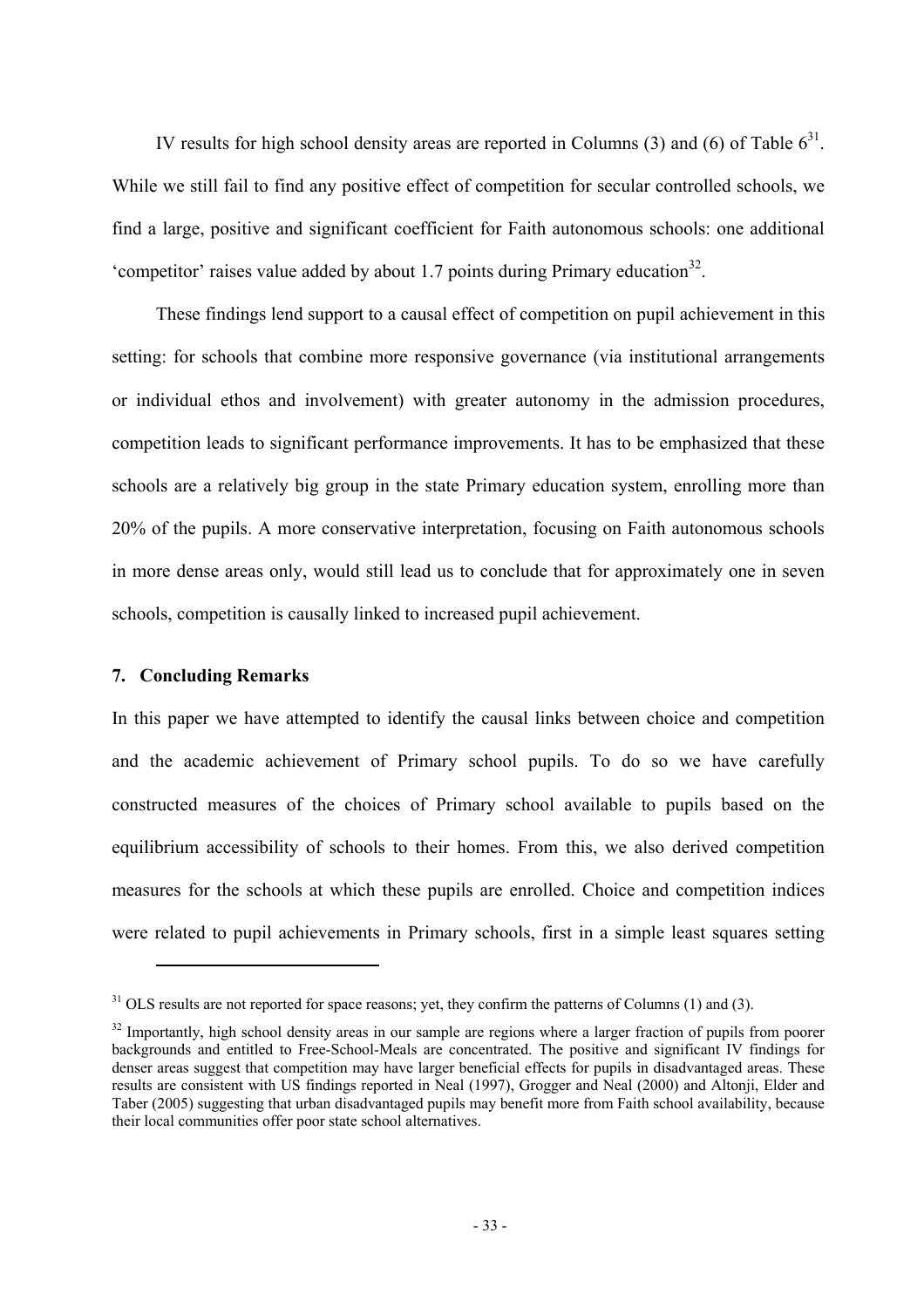IV results for high school density areas are reported in Columns (3) and (6) of Table 6[31]. While we still fail to find any positive effect of competition for secular controlled schools, we find a large, positive and significant coefficient for Faith autonomous schools: one additional 'competitor' raises value added by about 1.7 points during Primary education[32].

These findings lend support to a causal effect of competition on pupil achievement in this setting: for schools that combine more responsive governance (via institutional arrangements or individual ethos and involvement) with greater autonomy in the admission procedures, competition leads to significant performance improvements. It has to be emphasized that these schools are a relatively big group in the state Primary education system, enrolling more than 20% of the pupils. A more conservative interpretation, focusing on Faith autonomous schools in more dense areas only, would still lead us to conclude that for approximately one in seven schools, competition is causally linked to increased pupil achievement.

## 7. Concluding Remarks

In this paper we have attempted to identify the causal links between choice and competition and the academic achievement of Primary school pupils. To do so we have carefully constructed measures of the choices of Primary school available to pupils based on the equilibrium accessibility of schools to their homes. From this, we also derived competition measures for the schools at which these pupils are enrolled. Choice and competition indices were related to pupil achievements in Primary schools, first in a simple least squares setting

---

[31] OLS results are not reported for space reasons; yet, they confirm the patterns of Columns (1) and (3).

[32] Importantly, high school density areas in our sample are regions where a larger fraction of pupils from poorer backgrounds and entitled to Free-School-Meals are concentrated. The positive and significant IV findings for denser areas suggest that competition may have larger beneficial effects for pupils in disadvantaged areas. These results are consistent with US findings reported in Neal (1997), Grogger and Neal (2000) and Altonji, Elder and Taber (2005) suggesting that urban disadvantaged pupils may benefit more from Faith school availability, because their local communities offer poor state school alternatives.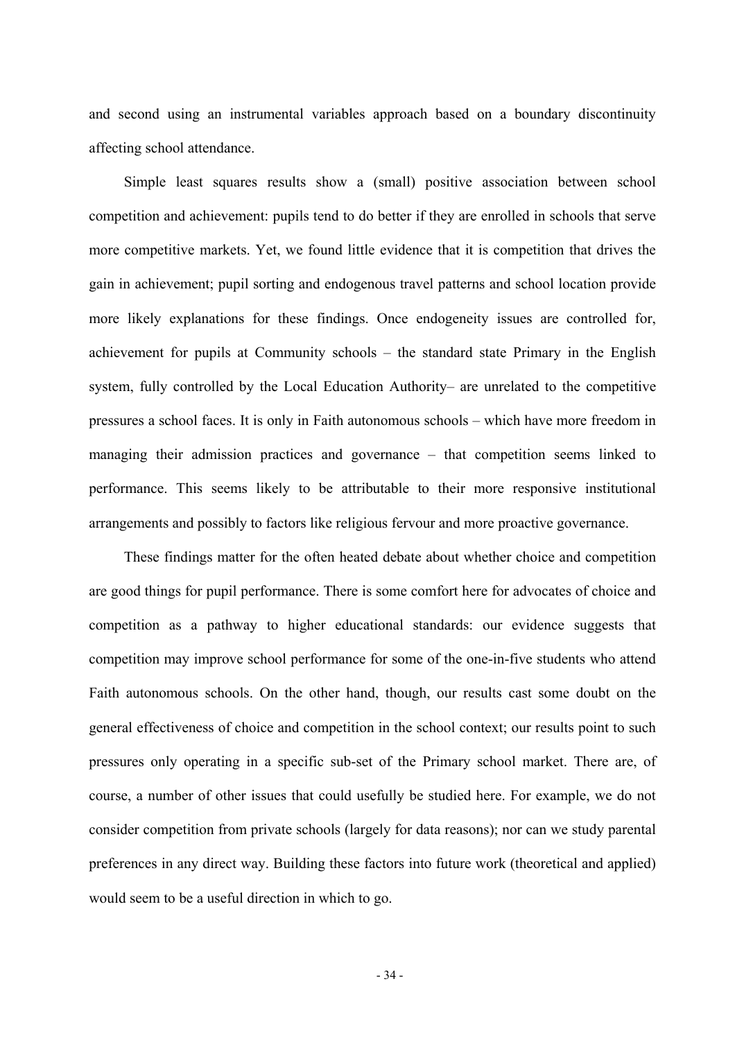and second using an instrumental variables approach based on a boundary discontinuity affecting school attendance.

Simple least squares results show a (small) positive association between school competition and achievement: pupils tend to do better if they are enrolled in schools that serve more competitive markets. Yet, we found little evidence that it is competition that drives the gain in achievement; pupil sorting and endogenous travel patterns and school location provide more likely explanations for these findings. Once endogeneity issues are controlled for, achievement for pupils at Community schools – the standard state Primary in the English system, fully controlled by the Local Education Authority– are unrelated to the competitive pressures a school faces. It is only in Faith autonomous schools – which have more freedom in managing their admission practices and governance – that competition seems linked to performance. This seems likely to be attributable to their more responsive institutional arrangements and possibly to factors like religious fervour and more proactive governance.

These findings matter for the often heated debate about whether choice and competition are good things for pupil performance. There is some comfort here for advocates of choice and competition as a pathway to higher educational standards: our evidence suggests that competition may improve school performance for some of the one-in-five students who attend Faith autonomous schools. On the other hand, though, our results cast some doubt on the general effectiveness of choice and competition in the school context; our results point to such pressures only operating in a specific sub-set of the Primary school market. There are, of course, a number of other issues that could usefully be studied here. For example, we do not consider competition from private schools (largely for data reasons); nor can we study parental preferences in any direct way. Building these factors into future work (theoretical and applied) would seem to be a useful direction in which to go.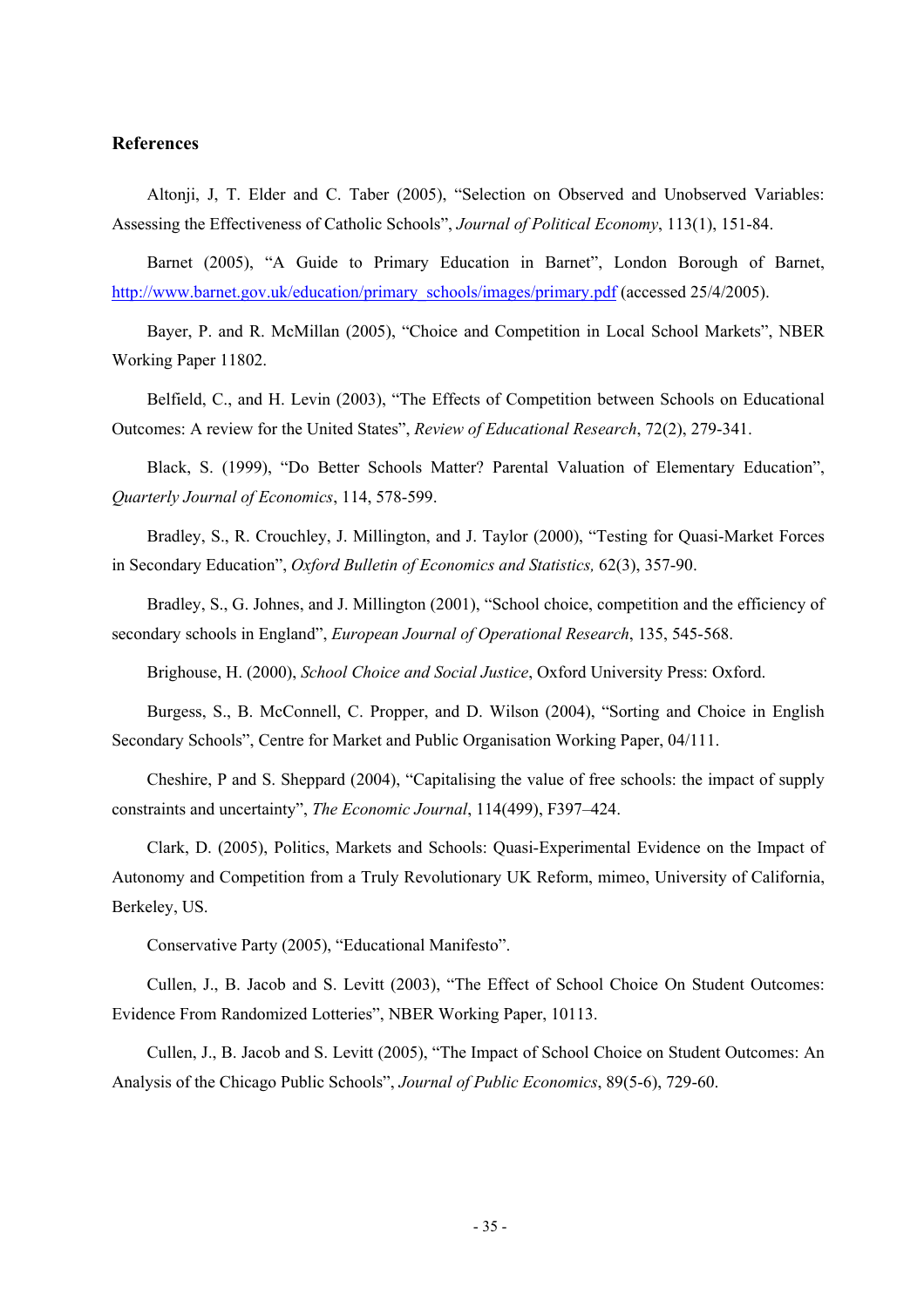**References**

Altonji, J, T. Elder and C. Taber (2005), "Selection on Observed and Unobserved Variables: Assessing the Effectiveness of Catholic Schools", *Journal of Political Economy*, 113(1), 151-84.

Barnet (2005), "A Guide to Primary Education in Barnet", London Borough of Barnet, http://www.barnet.gov.uk/education/primary_schools/images/primary.pdf (accessed 25/4/2005).

Bayer, P. and R. McMillan (2005), "Choice and Competition in Local School Markets", NBER Working Paper 11802.

Belfield, C., and H. Levin (2003), "The Effects of Competition between Schools on Educational Outcomes: A review for the United States", *Review of Educational Research*, 72(2), 279-341.

Black, S. (1999), "Do Better Schools Matter? Parental Valuation of Elementary Education", *Quarterly Journal of Economics*, 114, 578-599.

Bradley, S., R. Crouchley, J. Millington, and J. Taylor (2000), "Testing for Quasi-Market Forces in Secondary Education", *Oxford Bulletin of Economics and Statistics,* 62(3), 357-90.

Bradley, S., G. Johnes, and J. Millington (2001), "School choice, competition and the efficiency of secondary schools in England", *European Journal of Operational Research*, 135, 545-568.

Brighouse, H. (2000), *School Choice and Social Justice*, Oxford University Press: Oxford.

Burgess, S., B. McConnell, C. Propper, and D. Wilson (2004), "Sorting and Choice in English Secondary Schools", Centre for Market and Public Organisation Working Paper, 04/111.

Cheshire, P and S. Sheppard (2004), "Capitalising the value of free schools: the impact of supply constraints and uncertainty", *The Economic Journal*, 114(499), F397–424.

Clark, D. (2005), Politics, Markets and Schools: Quasi-Experimental Evidence on the Impact of Autonomy and Competition from a Truly Revolutionary UK Reform, mimeo, University of California, Berkeley, US.

Conservative Party (2005), "Educational Manifesto".

Cullen, J., B. Jacob and S. Levitt (2003), "The Effect of School Choice On Student Outcomes: Evidence From Randomized Lotteries", NBER Working Paper, 10113.

Cullen, J., B. Jacob and S. Levitt (2005), "The Impact of School Choice on Student Outcomes: An Analysis of the Chicago Public Schools", *Journal of Public Economics*, 89(5-6), 729-60.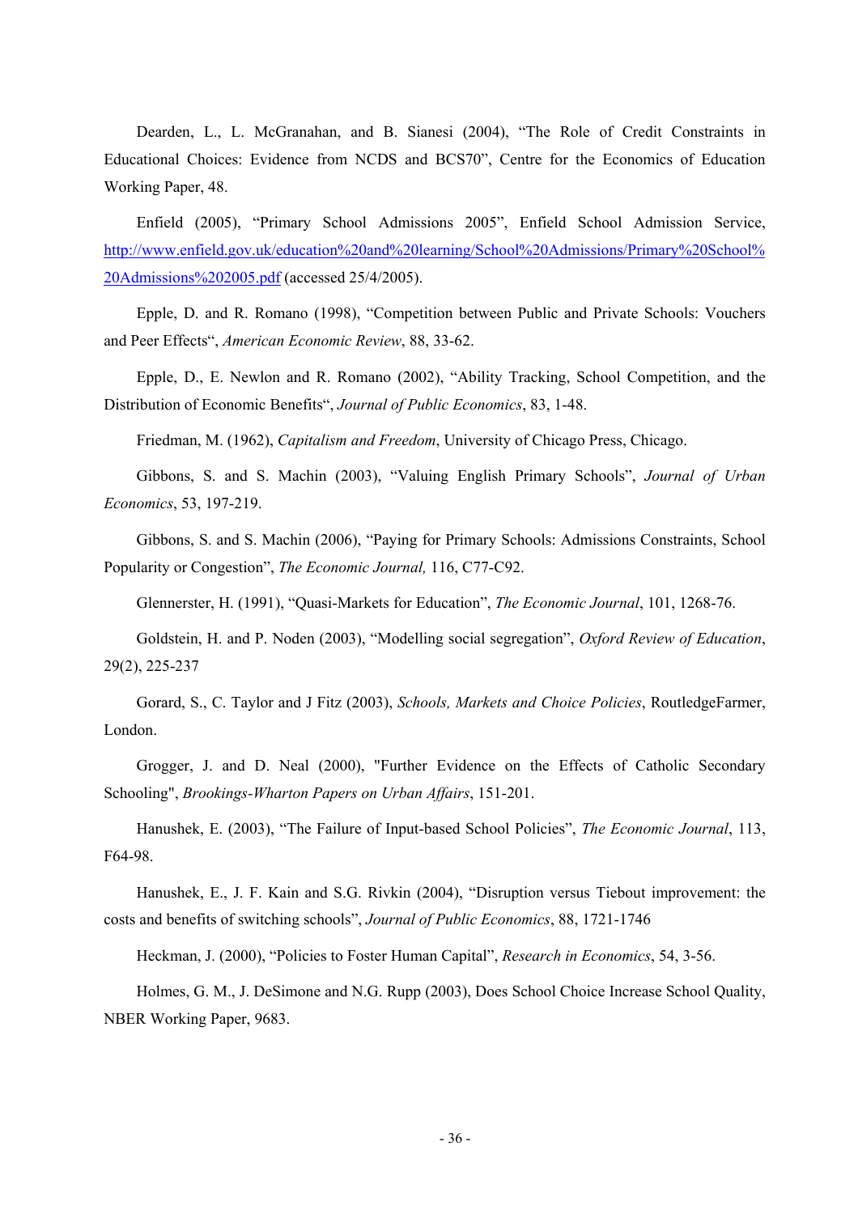Dearden, L., L. McGranahan, and B. Sianesi (2004), "The Role of Credit Constraints in Educational Choices: Evidence from NCDS and BCS70", Centre for the Economics of Education Working Paper, 48.

Enfield (2005), "Primary School Admissions 2005", Enfield School Admission Service, [http://www.enfield.gov.uk/education%20and%20learning/School%20Admissions/Primary%20School%20Admissions%202005.pdf](http://www.enfield.gov.uk/education%20and%20learning/School%20Admissions/Primary%20School%20Admissions%202005.pdf) (accessed 25/4/2005).

Epple, D. and R. Romano (1998), "Competition between Public and Private Schools: Vouchers and Peer Effects", *American Economic Review*, 88, 33-62.

Epple, D., E. Newlon and R. Romano (2002), "Ability Tracking, School Competition, and the Distribution of Economic Benefits", *Journal of Public Economics*, 83, 1-48.

Friedman, M. (1962), *Capitalism and Freedom*, University of Chicago Press, Chicago.

Gibbons, S. and S. Machin (2003), "Valuing English Primary Schools", *Journal of Urban Economics*, 53, 197-219.

Gibbons, S. and S. Machin (2006), "Paying for Primary Schools: Admissions Constraints, School Popularity or Congestion", *The Economic Journal,* 116, C77-C92.

Glennerster, H. (1991), "Quasi-Markets for Education", *The Economic Journal*, 101, 1268-76.

Goldstein, H. and P. Noden (2003), "Modelling social segregation", *Oxford Review of Education*, 29(2), 225-237

Gorard, S., C. Taylor and J Fitz (2003), *Schools, Markets and Choice Policies*, RoutledgeFarmer, London.

Grogger, J. and D. Neal (2000), "Further Evidence on the Effects of Catholic Secondary Schooling", *Brookings-Wharton Papers on Urban Affairs*, 151-201.

Hanushek, E. (2003), "The Failure of Input-based School Policies", *The Economic Journal*, 113, F64-98.

Hanushek, E., J. F. Kain and S.G. Rivkin (2004), "Disruption versus Tiebout improvement: the costs and benefits of switching schools", *Journal of Public Economics*, 88, 1721-1746

Heckman, J. (2000), "Policies to Foster Human Capital", *Research in Economics*, 54, 3-56.

Holmes, G. M., J. DeSimone and N.G. Rupp (2003), Does School Choice Increase School Quality, NBER Working Paper, 9683.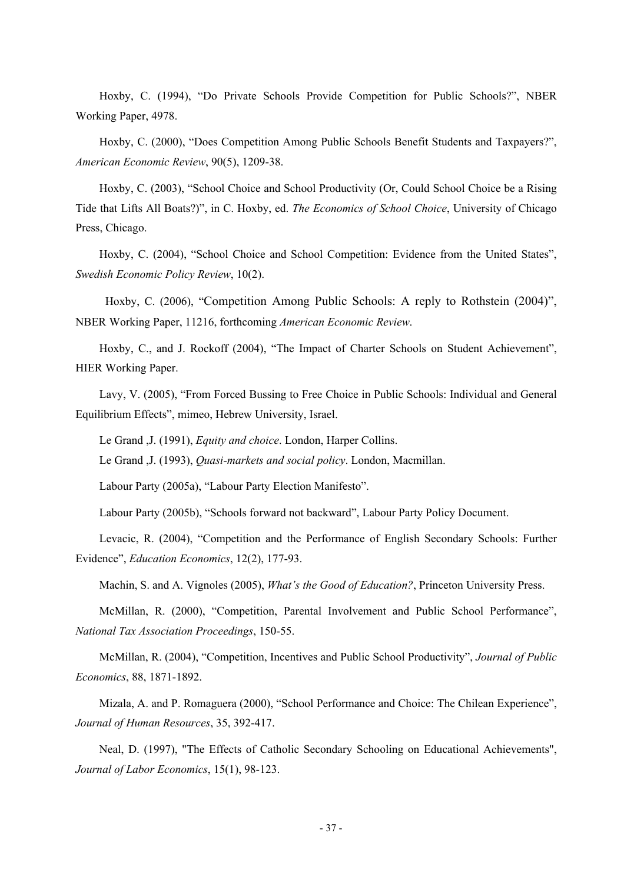Hoxby, C. (1994), "Do Private Schools Provide Competition for Public Schools?", NBER Working Paper, 4978.

Hoxby, C. (2000), "Does Competition Among Public Schools Benefit Students and Taxpayers?", *American Economic Review*, 90(5), 1209-38.

Hoxby, C. (2003), "School Choice and School Productivity (Or, Could School Choice be a Rising Tide that Lifts All Boats?)", in C. Hoxby, ed. *The Economics of School Choice*, University of Chicago Press, Chicago.

Hoxby, C. (2004), "School Choice and School Competition: Evidence from the United States", *Swedish Economic Policy Review*, 10(2).

Hoxby, C. (2006), "Competition Among Public Schools: A reply to Rothstein (2004)", NBER Working Paper, 11216, forthcoming *American Economic Review*.

Hoxby, C., and J. Rockoff (2004), "The Impact of Charter Schools on Student Achievement", HIER Working Paper.

Lavy, V. (2005), "From Forced Bussing to Free Choice in Public Schools: Individual and General Equilibrium Effects", mimeo, Hebrew University, Israel.

Le Grand ,J. (1991), *Equity and choice*. London, Harper Collins.

Le Grand ,J. (1993), *Quasi-markets and social policy*. London, Macmillan.

Labour Party (2005a), "Labour Party Election Manifesto".

Labour Party (2005b), "Schools forward not backward", Labour Party Policy Document.

Levacic, R. (2004), "Competition and the Performance of English Secondary Schools: Further Evidence", *Education Economics*, 12(2), 177-93.

Machin, S. and A. Vignoles (2005), *What's the Good of Education?*, Princeton University Press.

McMillan, R. (2000), "Competition, Parental Involvement and Public School Performance", *National Tax Association Proceedings*, 150-55.

McMillan, R. (2004), "Competition, Incentives and Public School Productivity", *Journal of Public Economics*, 88, 1871-1892.

Mizala, A. and P. Romaguera (2000), "School Performance and Choice: The Chilean Experience", *Journal of Human Resources*, 35, 392-417.

Neal, D. (1997), "The Effects of Catholic Secondary Schooling on Educational Achievements", *Journal of Labor Economics*, 15(1), 98-123.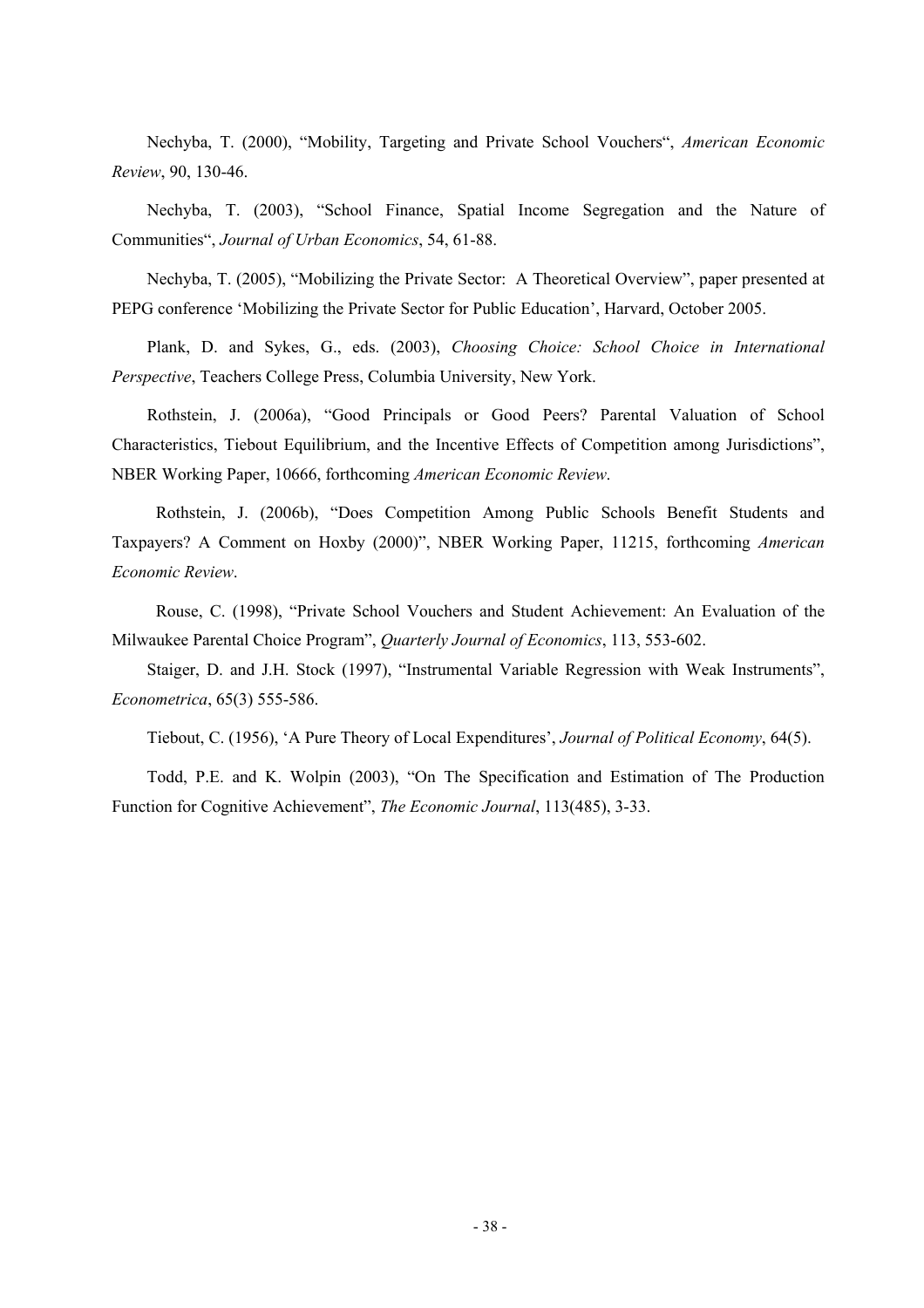Nechyba, T. (2000), "Mobility, Targeting and Private School Vouchers", *American Economic Review*, 90, 130-46.

Nechyba, T. (2003), "School Finance, Spatial Income Segregation and the Nature of Communities", *Journal of Urban Economics*, 54, 61-88.

Nechyba, T. (2005), "Mobilizing the Private Sector: A Theoretical Overview", paper presented at PEPG conference 'Mobilizing the Private Sector for Public Education', Harvard, October 2005.

Plank, D. and Sykes, G., eds. (2003), *Choosing Choice: School Choice in International Perspective*, Teachers College Press, Columbia University, New York.

Rothstein, J. (2006a), "Good Principals or Good Peers? Parental Valuation of School Characteristics, Tiebout Equilibrium, and the Incentive Effects of Competition among Jurisdictions", NBER Working Paper, 10666, forthcoming *American Economic Review*.

Rothstein, J. (2006b), "Does Competition Among Public Schools Benefit Students and Taxpayers? A Comment on Hoxby (2000)", NBER Working Paper, 11215, forthcoming *American Economic Review*.

Rouse, C. (1998), "Private School Vouchers and Student Achievement: An Evaluation of the Milwaukee Parental Choice Program", *Quarterly Journal of Economics*, 113, 553-602.

Staiger, D. and J.H. Stock (1997), "Instrumental Variable Regression with Weak Instruments", *Econometrica*, 65(3) 555-586.

Tiebout, C. (1956), 'A Pure Theory of Local Expenditures', *Journal of Political Economy*, 64(5).

Todd, P.E. and K. Wolpin (2003), "On The Specification and Estimation of The Production Function for Cognitive Achievement", *The Economic Journal*, 113(485), 3-33.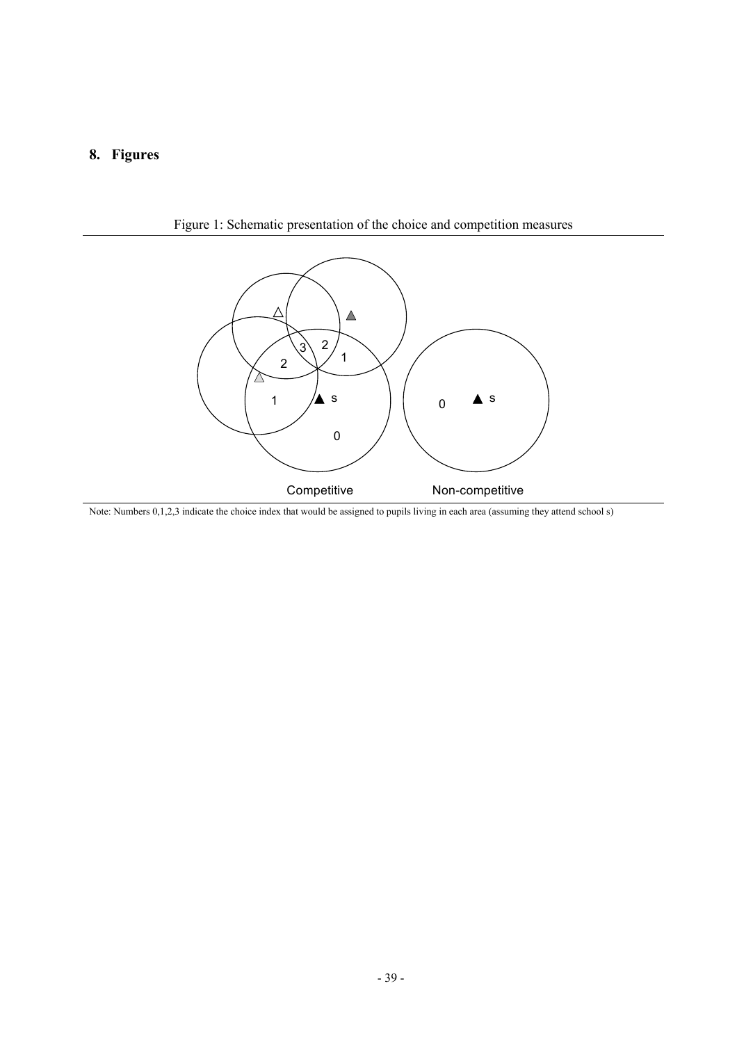## 8. Figures

Figure 1: Schematic presentation of the choice and competition measures

Note: Numbers 0,1,2,3 indicate the choice index that would be assigned to pupils living in each area (assuming they attend school s)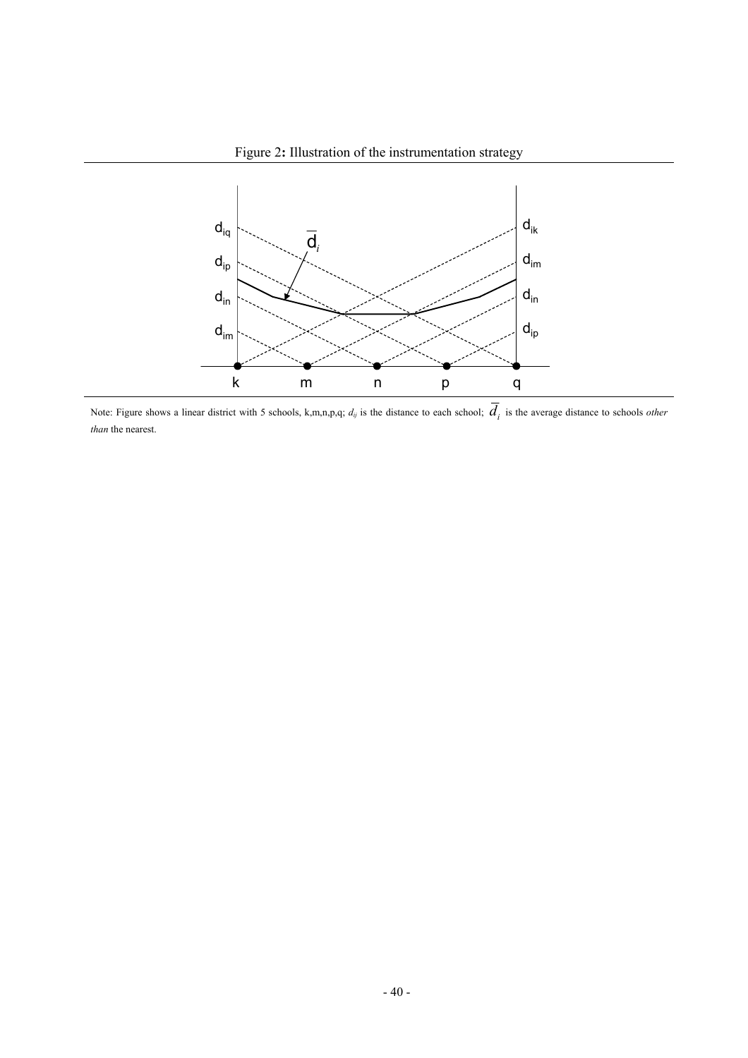Figure 2: Illustration of the instrumentation strategy

Note: Figure shows a linear district with 5 schools, k,m,n,p,q; $d_{ij}$ is the distance to each school; $\overline{d}_i$ is the average distance to schools *other than* the nearest.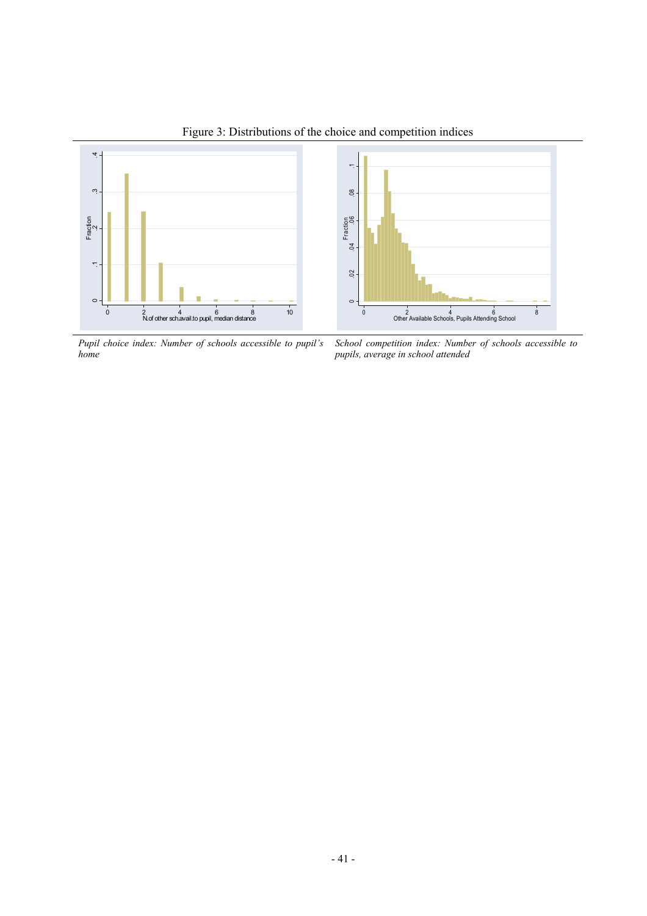Figure 3: Distributions of the choice and competition indices

*Pupil choice index: Number of schools accessible to pupil's home*

*School competition index: Number of schools accessible to pupils, average in school attended*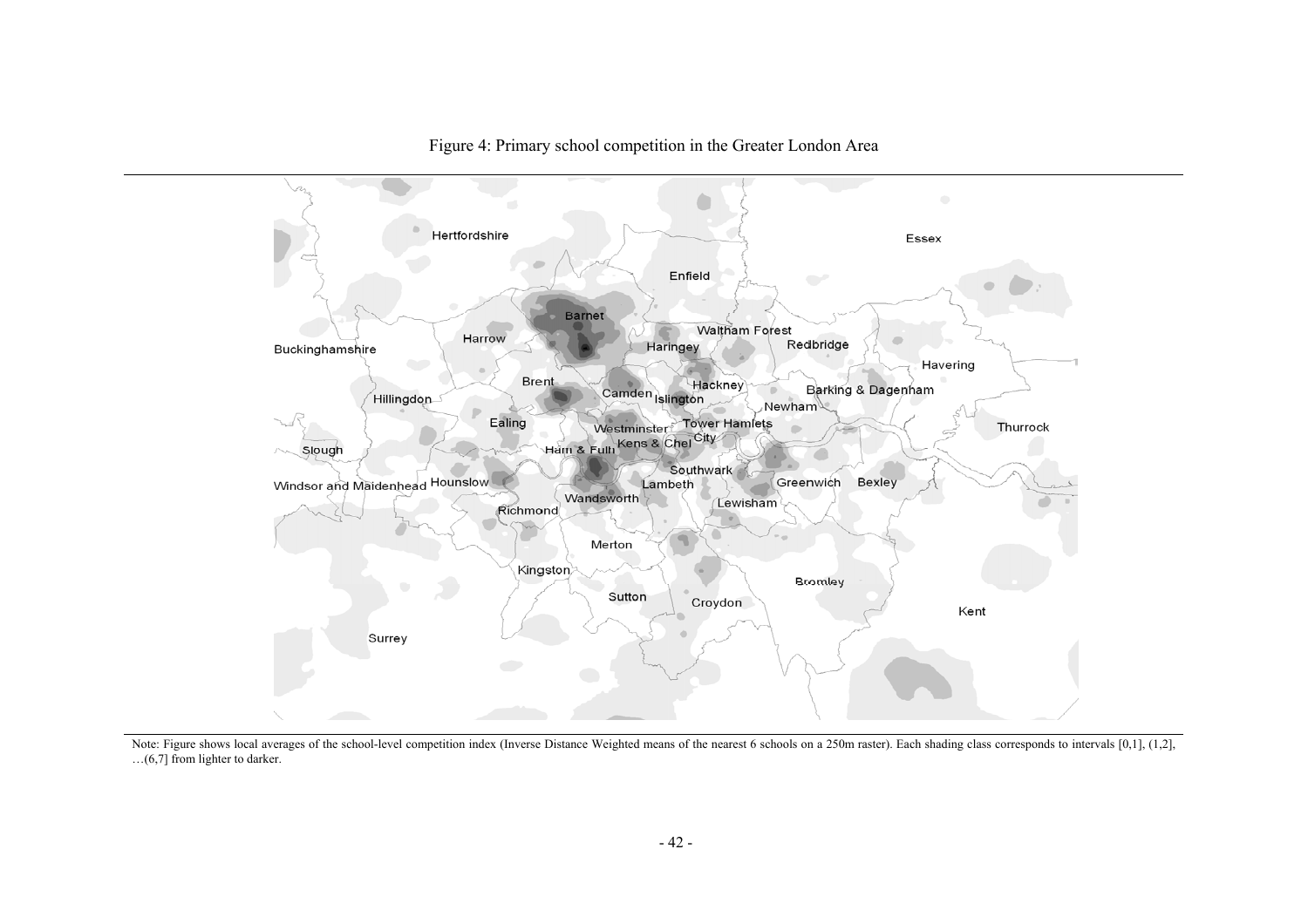Figure 4: Primary school competition in the Greater London Area

Note: Figure shows local averages of the school-level competition index (Inverse Distance Weighted means of the nearest 6 schools on a 250m raster). Each shading class corresponds to intervals [0,1], (1,2], …(6,7] from lighter to darker.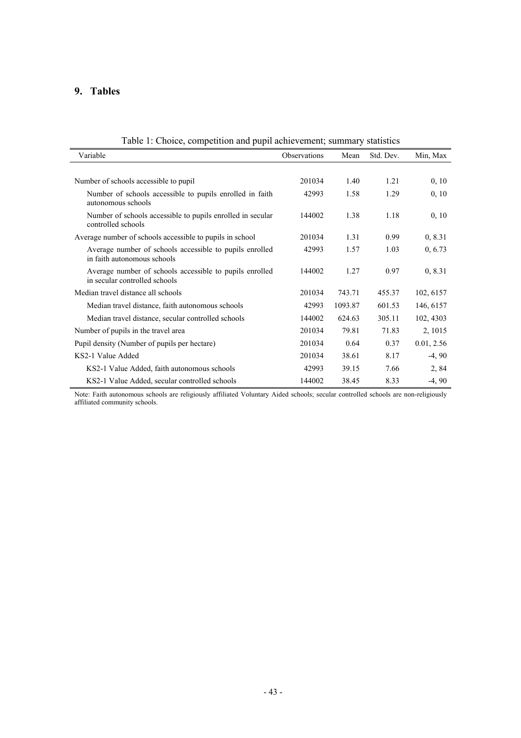## 9. Tables

Table 1: Choice, competition and pupil achievement; summary statistics

| Variable | Observations | Mean | Std. Dev. | Min, Max |
|---|---|---|---|---|
| Number of schools accessible to pupil | 201034 | 1.40 | 1.21 | 0, 10 |
| Number of schools accessible to pupils enrolled in faith autonomous schools | 42993 | 1.58 | 1.29 | 0, 10 |
| Number of schools accessible to pupils enrolled in secular controlled schools | 144002 | 1.38 | 1.18 | 0, 10 |
| Average number of schools accessible to pupils in school | 201034 | 1.31 | 0.99 | 0, 8.31 |
| Average number of schools accessible to pupils enrolled in faith autonomous schools | 42993 | 1.57 | 1.03 | 0, 6.73 |
| Average number of schools accessible to pupils enrolled in secular controlled schools | 144002 | 1.27 | 0.97 | 0, 8.31 |
| Median travel distance all schools | 201034 | 743.71 | 455.37 | 102, 6157 |
| Median travel distance, faith autonomous schools | 42993 | 1093.87 | 601.53 | 146, 6157 |
| Median travel distance, secular controlled schools | 144002 | 624.63 | 305.11 | 102, 4303 |
| Number of pupils in the travel area | 201034 | 79.81 | 71.83 | 2, 1015 |
| Pupil density (Number of pupils per hectare) | 201034 | 0.64 | 0.37 | 0.01, 2.56 |
| KS2-1 Value Added | 201034 | 38.61 | 8.17 | -4, 90 |
| KS2-1 Value Added, faith autonomous schools | 42993 | 39.15 | 7.66 | 2, 84 |
| KS2-1 Value Added, secular controlled schools | 144002 | 38.45 | 8.33 | -4, 90 |

Note: Faith autonomous schools are religiously affiliated Voluntary Aided schools; secular controlled schools are non-religiously affiliated community schools.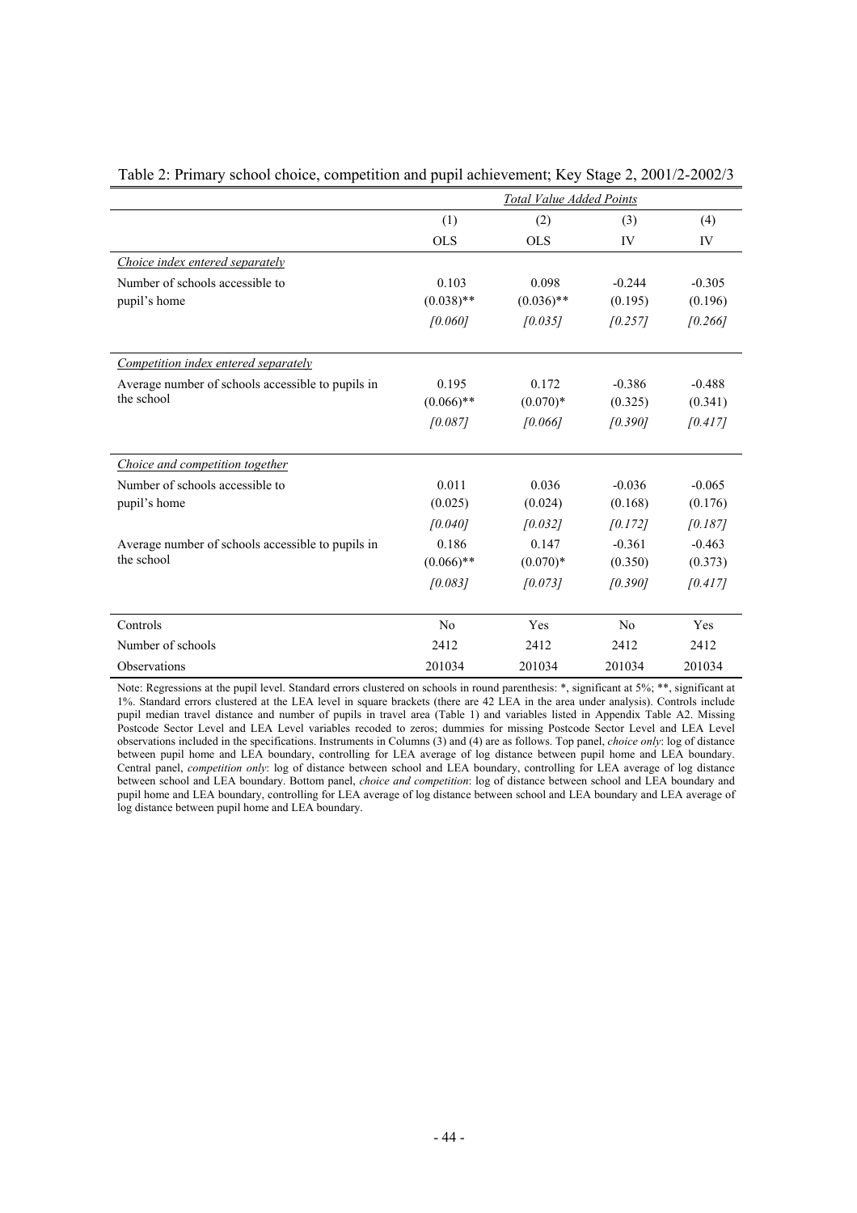Table 2: Primary school choice, competition and pupil achievement; Key Stage 2, 2001/2-2002/3

| | *Total Value Added Points* | | | |
|---|---|---|---|---|
| | (1) | (2) | (3) | (4) |
| | OLS | OLS | IV | IV |
| *Choice index entered separately* | | | | |
| Number of schools accessible to pupil's home | 0.103 | 0.098 | -0.244 | -0.305 |
| | (0.038)** | (0.036)** | (0.195) | (0.196) |
| | *[0.060]* | *[0.035]* | *[0.257]* | *[0.266]* |
| *Competition index entered separately* | | | | |
| Average number of schools accessible to pupils in the school | 0.195 | 0.172 | -0.386 | -0.488 |
| | (0.066)** | (0.070)* | (0.325) | (0.341) |
| | *[0.087]* | *[0.066]* | *[0.390]* | *[0.417]* |
| *Choice and competition together* | | | | |
| Number of schools accessible to pupil's home | 0.011 | 0.036 | -0.036 | -0.065 |
| | (0.025) | (0.024) | (0.168) | (0.176) |
| | *[0.040]* | *[0.032]* | *[0.172]* | *[0.187]* |
| Average number of schools accessible to pupils in the school | 0.186 | 0.147 | -0.361 | -0.463 |
| | (0.066)** | (0.070)* | (0.350) | (0.373) |
| | *[0.083]* | *[0.073]* | *[0.390]* | *[0.417]* |
| Controls | No | Yes | No | Yes |
| Number of schools | 2412 | 2412 | 2412 | 2412 |
| Observations | 201034 | 201034 | 201034 | 201034 |

Note: Regressions at the pupil level. Standard errors clustered on schools in round parenthesis: *, significant at 5%; **, significant at 1%. Standard errors clustered at the LEA level in square brackets (there are 42 LEA in the area under analysis). Controls include pupil median travel distance and number of pupils in travel area (Table 1) and variables listed in Appendix Table A2. Missing Postcode Sector Level and LEA Level variables recoded to zeros; dummies for missing Postcode Sector Level and LEA Level observations included in the specifications. Instruments in Columns (3) and (4) are as follows. Top panel, *choice only*: log of distance between pupil home and LEA boundary, controlling for LEA average of log distance between pupil home and LEA boundary. Central panel, *competition only*: log of distance between school and LEA boundary, controlling for LEA average of log distance between school and LEA boundary. Bottom panel, *choice and competition*: log of distance between school and LEA boundary and pupil home and LEA boundary, controlling for LEA average of log distance between school and LEA boundary and LEA average of log distance between pupil home and LEA boundary.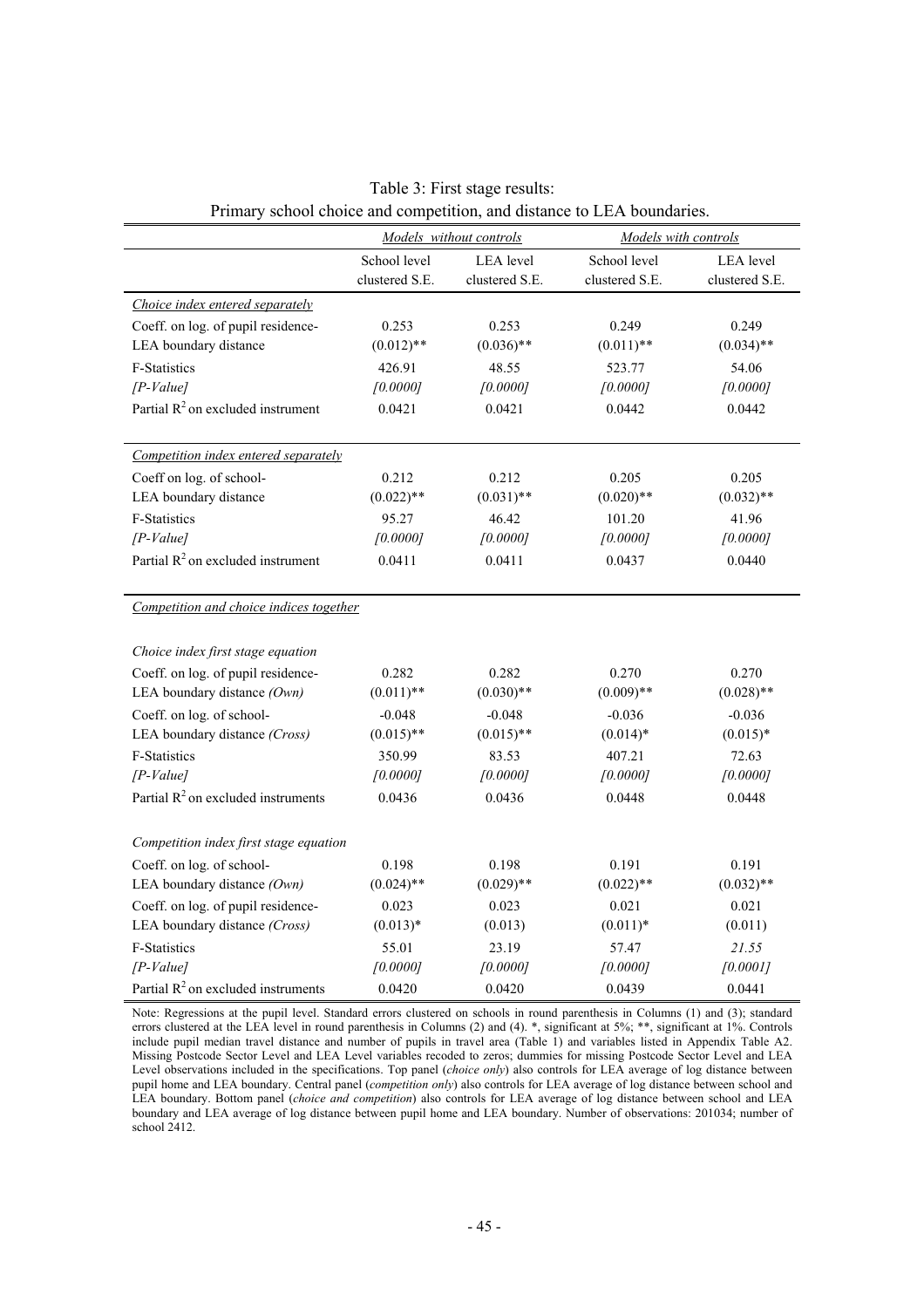Table 3: First stage results:
Primary school choice and competition, and distance to LEA boundaries.

| | *Models without controls* | | *Models with controls* | |
|---|---|---|---|---|
| | School level clustered S.E. | LEA level clustered S.E. | School level clustered S.E. | LEA level clustered S.E. |
| *Choice index entered separately* | | | | |
| Coeff. on log. of pupil residence-LEA boundary distance | 0.253<br>(0.012)** | 0.253<br>(0.036)** | 0.249<br>(0.011)** | 0.249<br>(0.034)** |
| F-Statistics | 426.91 | 48.55 | 523.77 | 54.06 |
| *[P-Value]* | *[0.0000]* | *[0.0000]* | *[0.0000]* | *[0.0000]* |
| Partial $R^2$ on excluded instrument | 0.0421 | 0.0421 | 0.0442 | 0.0442 |
| *Competition index entered separately* | | | | |
| Coeff on log. of school-LEA boundary distance | 0.212<br>(0.022)** | 0.212<br>(0.031)** | 0.205<br>(0.020)** | 0.205<br>(0.032)** |
| F-Statistics | 95.27 | 46.42 | 101.20 | 41.96 |
| *[P-Value]* | *[0.0000]* | *[0.0000]* | *[0.0000]* | *[0.0000]* |
| Partial $R^2$ on excluded instrument | 0.0411 | 0.0411 | 0.0437 | 0.0440 |
| *Competition and choice indices together* | | | | |
| *Choice index first stage equation* | | | | |
| Coeff. on log. of pupil residence-LEA boundary distance *(Own)* | 0.282<br>(0.011)** | 0.282<br>(0.030)** | 0.270<br>(0.009)** | 0.270<br>(0.028)** |
| Coeff. on log. of school-LEA boundary distance *(Cross)* | -0.048<br>(0.015)** | -0.048<br>(0.015)** | -0.036<br>(0.014)* | -0.036<br>(0.015)* |
| F-Statistics | 350.99 | 83.53 | 407.21 | 72.63 |
| *[P-Value]* | *[0.0000]* | *[0.0000]* | *[0.0000]* | *[0.0000]* |
| Partial $R^2$ on excluded instruments | 0.0436 | 0.0436 | 0.0448 | 0.0448 |
| *Competition index first stage equation* | | | | |
| Coeff. on log. of school-LEA boundary distance *(Own)* | 0.198<br>(0.024)** | 0.198<br>(0.029)** | 0.191<br>(0.022)** | 0.191<br>(0.032)** |
| Coeff. on log. of pupil residence-LEA boundary distance *(Cross)* | 0.023<br>(0.013)* | 0.023<br>(0.013) | 0.021<br>(0.011)* | 0.021<br>(0.011) |
| F-Statistics | 55.01 | 23.19 | 57.47 | *21.55* |
| *[P-Value]* | *[0.0000]* | *[0.0000]* | *[0.0000]* | *[0.0001]* |
| Partial $R^2$ on excluded instruments | 0.0420 | 0.0420 | 0.0439 | 0.0441 |

Note: Regressions at the pupil level. Standard errors clustered on schools in round parenthesis in Columns (1) and (3); standard errors clustered at the LEA level in round parenthesis in Columns (2) and (4). *, significant at 5%; **, significant at 1%. Controls include pupil median travel distance and number of pupils in travel area (Table 1) and variables listed in Appendix Table A2. Missing Postcode Sector Level and LEA Level variables recoded to zeros; dummies for missing Postcode Sector Level and LEA Level observations included in the specifications. Top panel (*choice only*) also controls for LEA average of log distance between pupil home and LEA boundary. Central panel (*competition only*) also controls for LEA average of log distance between school and LEA boundary. Bottom panel (*choice and competition*) also controls for LEA average of log distance between school and LEA boundary and LEA average of log distance between pupil home and LEA boundary. Number of observations: 201034; number of school 2412.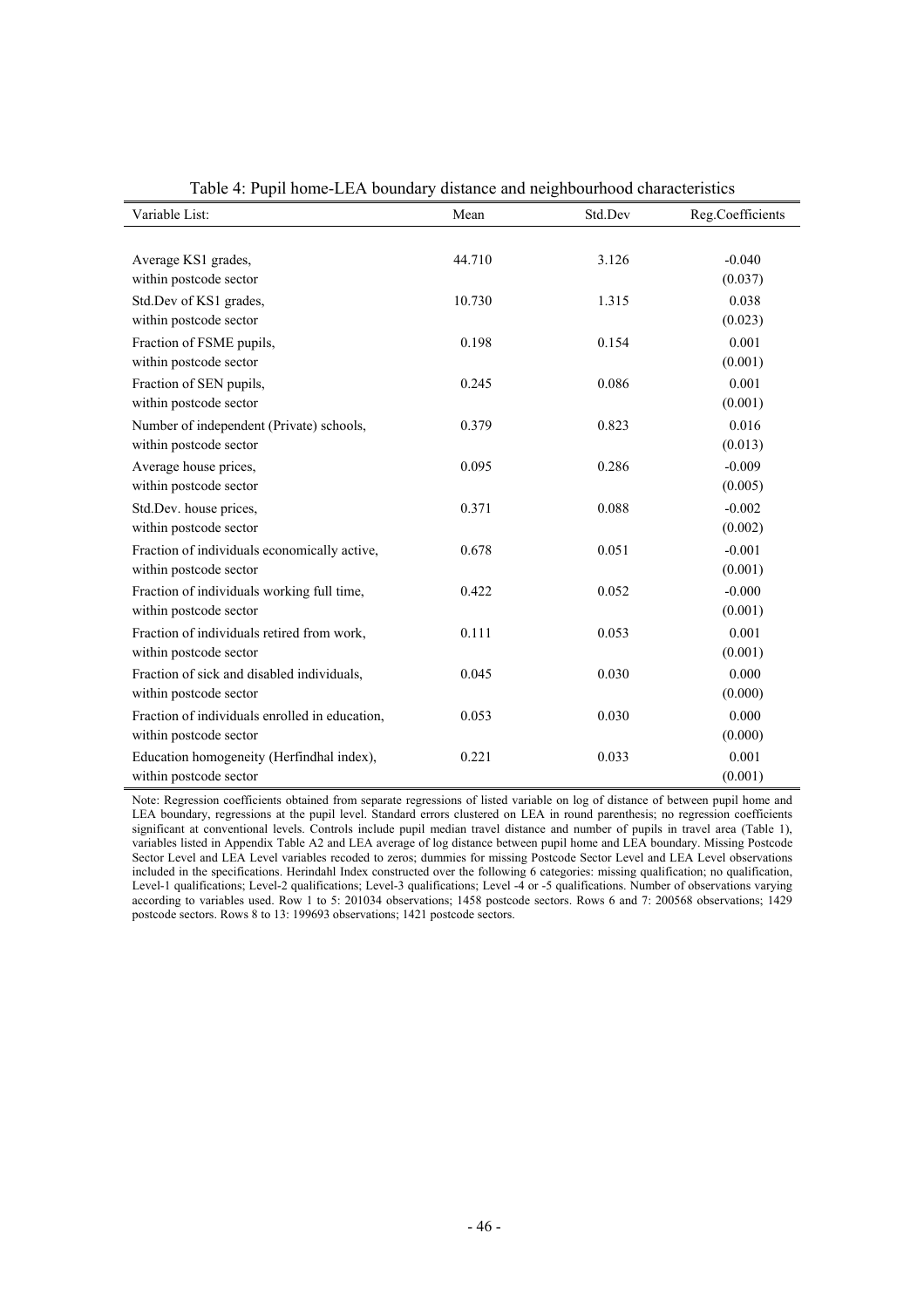Table 4: Pupil home-LEA boundary distance and neighbourhood characteristics

| Variable List: | Mean | Std.Dev | Reg.Coefficients |
|---|---|---|---|
| Average KS1 grades, within postcode sector | 44.710 | 3.126 | -0.040 (0.037) |
| Std.Dev of KS1 grades, within postcode sector | 10.730 | 1.315 | 0.038 (0.023) |
| Fraction of FSME pupils, within postcode sector | 0.198 | 0.154 | 0.001 (0.001) |
| Fraction of SEN pupils, within postcode sector | 0.245 | 0.086 | 0.001 (0.001) |
| Number of independent (Private) schools, within postcode sector | 0.379 | 0.823 | 0.016 (0.013) |
| Average house prices, within postcode sector | 0.095 | 0.286 | -0.009 (0.005) |
| Std.Dev. house prices, within postcode sector | 0.371 | 0.088 | -0.002 (0.002) |
| Fraction of individuals economically active, within postcode sector | 0.678 | 0.051 | -0.001 (0.001) |
| Fraction of individuals working full time, within postcode sector | 0.422 | 0.052 | -0.000 (0.001) |
| Fraction of individuals retired from work, within postcode sector | 0.111 | 0.053 | 0.001 (0.001) |
| Fraction of sick and disabled individuals, within postcode sector | 0.045 | 0.030 | 0.000 (0.000) |
| Fraction of individuals enrolled in education, within postcode sector | 0.053 | 0.030 | 0.000 (0.000) |
| Education homogeneity (Herfindhal index), within postcode sector | 0.221 | 0.033 | 0.001 (0.001) |

Note: Regression coefficients obtained from separate regressions of listed variable on log of distance of between pupil home and LEA boundary, regressions at the pupil level. Standard errors clustered on LEA in round parenthesis; no regression coefficients significant at conventional levels. Controls include pupil median travel distance and number of pupils in travel area (Table 1), variables listed in Appendix Table A2 and LEA average of log distance between pupil home and LEA boundary. Missing Postcode Sector Level and LEA Level variables recoded to zeros; dummies for missing Postcode Sector Level and LEA Level observations included in the specifications. Herindahl Index constructed over the following 6 categories: missing qualification; no qualification, Level-1 qualifications; Level-2 qualifications; Level-3 qualifications; Level -4 or -5 qualifications. Number of observations varying according to variables used. Row 1 to 5: 201034 observations; 1458 postcode sectors. Rows 6 and 7: 200568 observations; 1429 postcode sectors. Rows 8 to 13: 199693 observations; 1421 postcode sectors.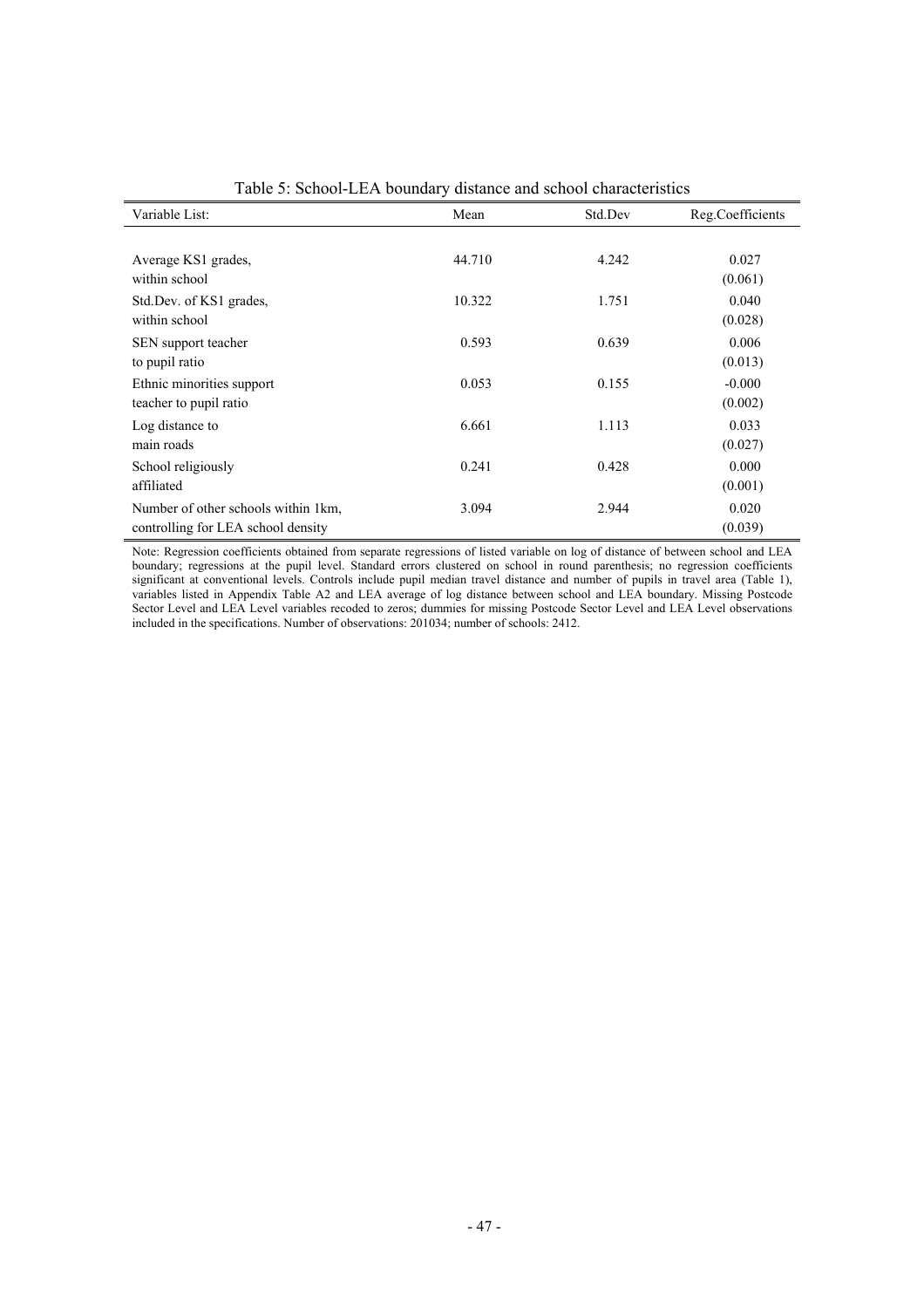Table 5: School-LEA boundary distance and school characteristics

| Variable List: | Mean | Std.Dev | Reg.Coefficients |
|---|---|---|---|
| Average KS1 grades, within school | 44.710 | 4.242 | 0.027 (0.061) |
| Std.Dev. of KS1 grades, within school | 10.322 | 1.751 | 0.040 (0.028) |
| SEN support teacher to pupil ratio | 0.593 | 0.639 | 0.006 (0.013) |
| Ethnic minorities support teacher to pupil ratio | 0.053 | 0.155 | -0.000 (0.002) |
| Log distance to main roads | 6.661 | 1.113 | 0.033 (0.027) |
| School religiously affiliated | 0.241 | 0.428 | 0.000 (0.001) |
| Number of other schools within 1km, controlling for LEA school density | 3.094 | 2.944 | 0.020 (0.039) |

Note: Regression coefficients obtained from separate regressions of listed variable on log of distance of between school and LEA boundary; regressions at the pupil level. Standard errors clustered on school in round parenthesis; no regression coefficients significant at conventional levels. Controls include pupil median travel distance and number of pupils in travel area (Table 1), variables listed in Appendix Table A2 and LEA average of log distance between school and LEA boundary. Missing Postcode Sector Level and LEA Level variables recoded to zeros; dummies for missing Postcode Sector Level and LEA Level observations included in the specifications. Number of observations: 201034; number of schools: 2412.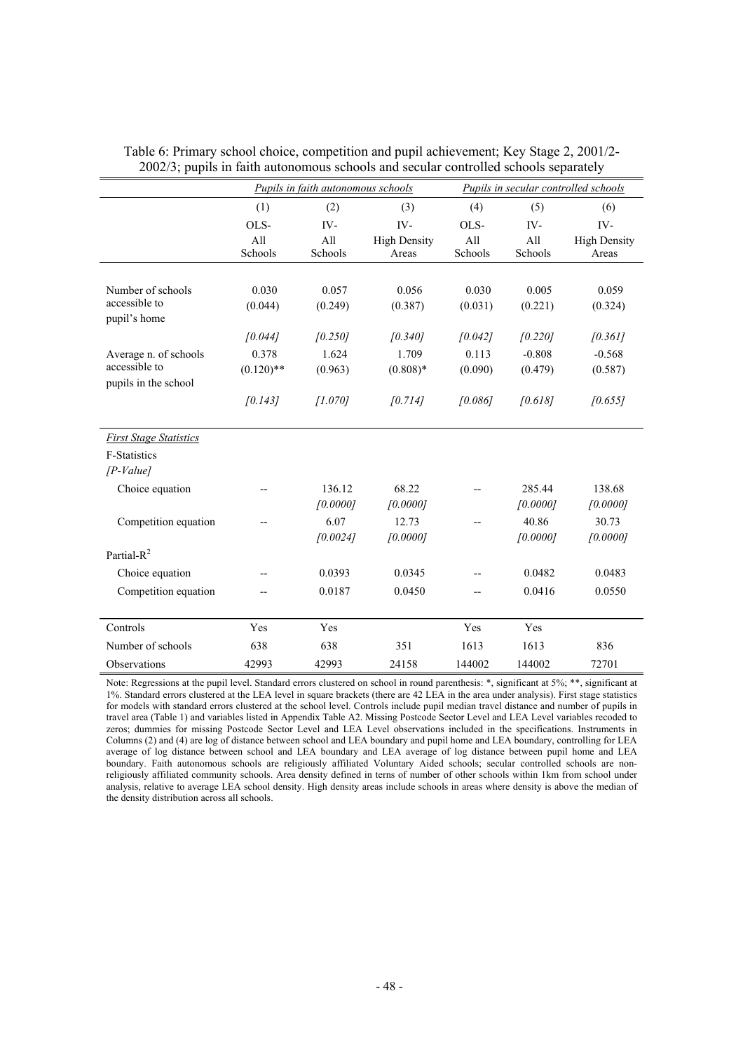Table 6: Primary school choice, competition and pupil achievement; Key Stage 2, 2001/2-2002/3; pupils in faith autonomous schools and secular controlled schools separately

| | *Pupils in faith autonomous schools* | | | *Pupils in secular controlled schools* | | |
|---|---|---|---|---|---|---|
| | (1) | (2) | (3) | (4) | (5) | (6) |
| | OLS-<br>All Schools | IV-<br>All Schools | IV-<br>High Density Areas | OLS-<br>All Schools | IV-<br>All Schools | IV-<br>High Density Areas |
| Number of schools accessible to pupil's home | 0.030 | 0.057 | 0.056 | 0.030 | 0.005 | 0.059 |
| | (0.044) | (0.249) | (0.387) | (0.031) | (0.221) | (0.324) |
| | *[0.044]* | *[0.250]* | *[0.340]* | *[0.042]* | *[0.220]* | *[0.361]* |
| Average n. of schools accessible to pupils in the school | 0.378 | 1.624 | 1.709 | 0.113 | -0.808 | -0.568 |
| | (0.120)** | (0.963) | (0.808)* | (0.090) | (0.479) | (0.587) |
| | *[0.143]* | *[1.070]* | *[0.714]* | *[0.086]* | *[0.618]* | *[0.655]* |
| *First Stage Statistics* | | | | | | |
| F-Statistics *[P-Value]* | | | | | | |
| Choice equation | -- | 136.12 | 68.22 | -- | 285.44 | 138.68 |
| | | *[0.0000]* | *[0.0000]* | | *[0.0000]* | *[0.0000]* |
| Competition equation | -- | 6.07 | 12.73 | -- | 40.86 | 30.73 |
| | | *[0.0024]* | *[0.0000]* | | *[0.0000]* | *[0.0000]* |
| Partial-$R^2$ | | | | | | |
| Choice equation | -- | 0.0393 | 0.0345 | -- | 0.0482 | 0.0483 |
| Competition equation | -- | 0.0187 | 0.0450 | -- | 0.0416 | 0.0550 |
| Controls | Yes | Yes | | Yes | Yes | |
| Number of schools | 638 | 638 | 351 | 1613 | 1613 | 836 |
| Observations | 42993 | 42993 | 24158 | 144002 | 144002 | 72701 |

Note: Regressions at the pupil level. Standard errors clustered on school in round parenthesis: *, significant at 5%; **, significant at 1%. Standard errors clustered at the LEA level in square brackets (there are 42 LEA in the area under analysis). First stage statistics for models with standard errors clustered at the school level. Controls include pupil median travel distance and number of pupils in travel area (Table 1) and variables listed in Appendix Table A2. Missing Postcode Sector Level and LEA Level variables recoded to zeros; dummies for missing Postcode Sector Level and LEA Level observations included in the specifications. Instruments in Columns (2) and (4) are log of distance between school and LEA boundary and pupil home and LEA boundary, controlling for LEA average of log distance between school and LEA boundary and LEA average of log distance between pupil home and LEA boundary. Faith autonomous schools are religiously affiliated Voluntary Aided schools; secular controlled schools are non-religiously affiliated community schools. Area density defined in terns of number of other schools within 1km from school under analysis, relative to average LEA school density. High density areas include schools in areas where density is above the median of the density distribution across all schools.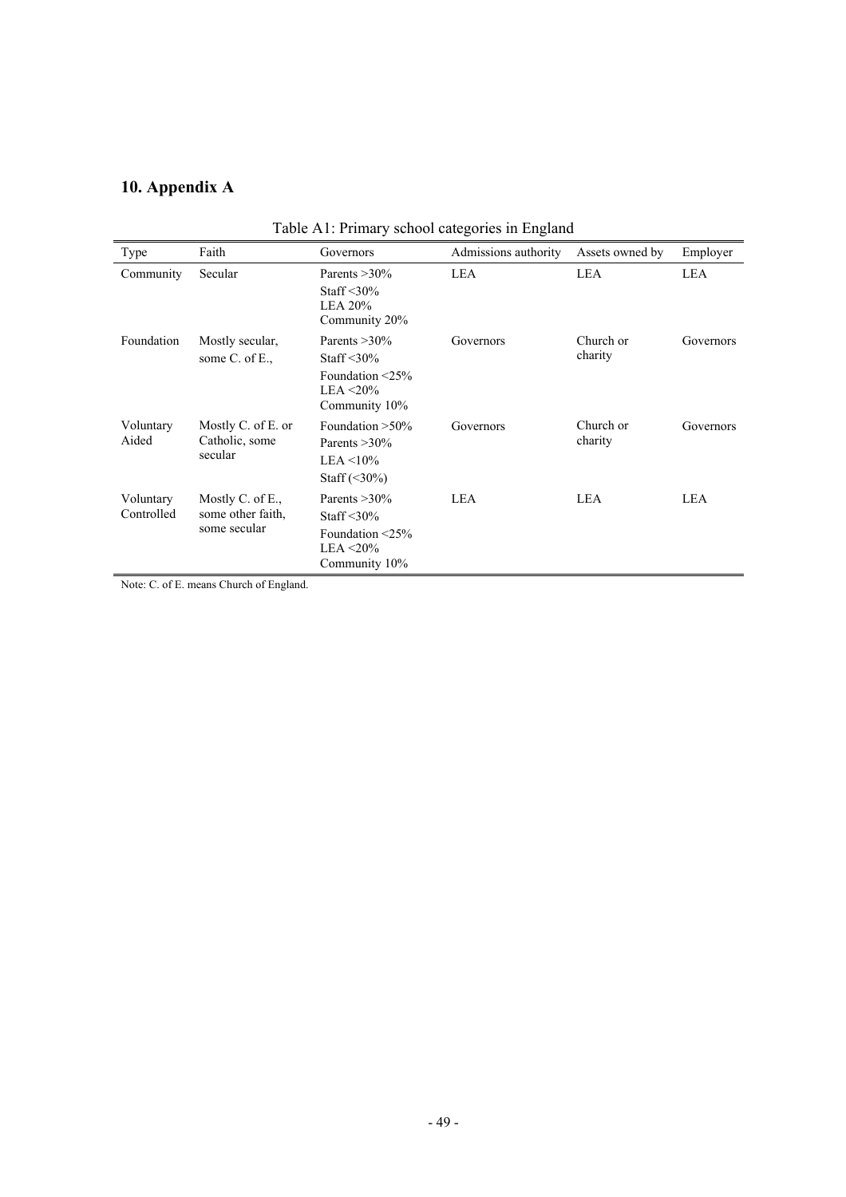## 10. Appendix A

Table A1: Primary school categories in England

| Type | Faith | Governors | Admissions authority | Assets owned by | Employer |
|---|---|---|---|---|---|
| Community | Secular | Parents >30%<br>Staff <30%<br>LEA 20%<br>Community 20% | LEA | LEA | LEA |
| Foundation | Mostly secular, some C. of E., | Parents >30%<br>Staff <30%<br>Foundation <25%<br>LEA <20%<br>Community 10% | Governors | Church or charity | Governors |
| Voluntary Aided | Mostly C. of E. or Catholic, some secular | Foundation >50%<br>Parents >30%<br>LEA <10%<br>Staff (<30%) | Governors | Church or charity | Governors |
| Voluntary Controlled | Mostly C. of E., some other faith, some secular | Parents >30%<br>Staff <30%<br>Foundation <25%<br>LEA <20%<br>Community 10% | LEA | LEA | LEA |

Note: C. of E. means Church of England.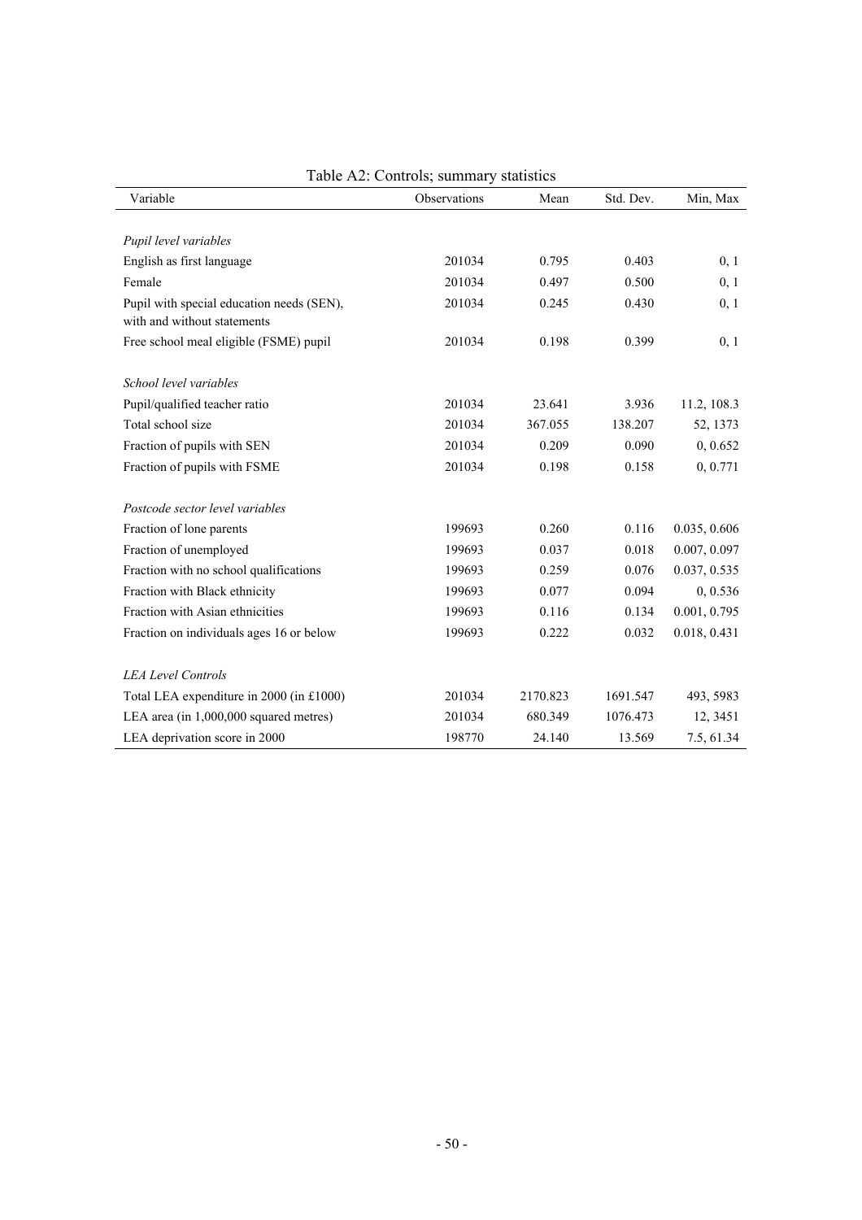Table A2: Controls; summary statistics

| Variable | Observations | Mean | Std. Dev. | Min, Max |
|---|---|---|---|---|
| *Pupil level variables* | | | | |
| English as first language | 201034 | 0.795 | 0.403 | 0, 1 |
| Female | 201034 | 0.497 | 0.500 | 0, 1 |
| Pupil with special education needs (SEN), with and without statements | 201034 | 0.245 | 0.430 | 0, 1 |
| Free school meal eligible (FSME) pupil | 201034 | 0.198 | 0.399 | 0, 1 |
| *School level variables* | | | | |
| Pupil/qualified teacher ratio | 201034 | 23.641 | 3.936 | 11.2, 108.3 |
| Total school size | 201034 | 367.055 | 138.207 | 52, 1373 |
| Fraction of pupils with SEN | 201034 | 0.209 | 0.090 | 0, 0.652 |
| Fraction of pupils with FSME | 201034 | 0.198 | 0.158 | 0, 0.771 |
| *Postcode sector level variables* | | | | |
| Fraction of lone parents | 199693 | 0.260 | 0.116 | 0.035, 0.606 |
| Fraction of unemployed | 199693 | 0.037 | 0.018 | 0.007, 0.097 |
| Fraction with no school qualifications | 199693 | 0.259 | 0.076 | 0.037, 0.535 |
| Fraction with Black ethnicity | 199693 | 0.077 | 0.094 | 0, 0.536 |
| Fraction with Asian ethnicities | 199693 | 0.116 | 0.134 | 0.001, 0.795 |
| Fraction on individuals ages 16 or below | 199693 | 0.222 | 0.032 | 0.018, 0.431 |
| *LEA Level Controls* | | | | |
| Total LEA expenditure in 2000 (in £1000) | 201034 | 2170.823 | 1691.547 | 493, 5983 |
| LEA area (in 1,000,000 squared metres) | 201034 | 680.349 | 1076.473 | 12, 3451 |
| LEA deprivation score in 2000 | 198770 | 24.140 | 13.569 | 7.5, 61.34 |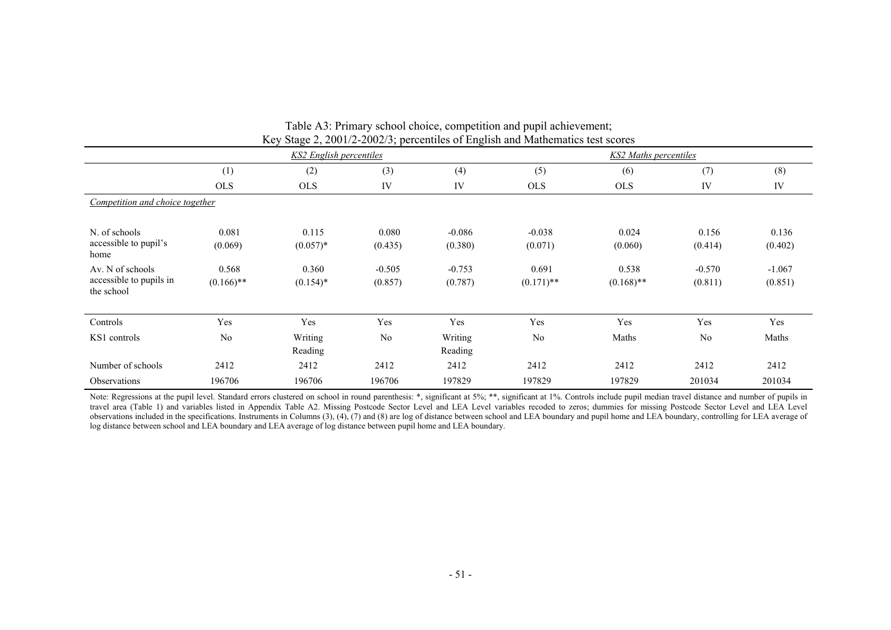Table A3: Primary school choice, competition and pupil achievement;
Key Stage 2, 2001/2-2002/3; percentiles of English and Mathematics test scores

| | *KS2 English percentiles* | | | | *KS2 Maths percentiles* | | | |
|---|---|---|---|---|---|---|---|---|
| | (1) | (2) | (3) | (4) | (5) | (6) | (7) | (8) |
| | OLS | OLS | IV | IV | OLS | OLS | IV | IV |
| *Competition and choice together* | | | | | | | | |
| N. of schools accessible to pupil's home | 0.081 | 0.115 | 0.080 | -0.086 | -0.038 | 0.024 | 0.156 | 0.136 |
| | (0.069) | (0.057)* | (0.435) | (0.380) | (0.071) | (0.060) | (0.414) | (0.402) |
| Av. N of schools accessible to pupils in the school | 0.568 | 0.360 | -0.505 | -0.753 | 0.691 | 0.538 | -0.570 | -1.067 |
| | (0.166)** | (0.154)* | (0.857) | (0.787) | (0.171)** | (0.168)** | (0.811) | (0.851) |
| Controls | Yes | Yes | Yes | Yes | Yes | Yes | Yes | Yes |
| KS1 controls | No | Writing Reading | No | Writing Reading | No | Maths | No | Maths |
| Number of schools | 2412 | 2412 | 2412 | 2412 | 2412 | 2412 | 2412 | 2412 |
| Observations | 196706 | 196706 | 196706 | 197829 | 197829 | 197829 | 201034 | 201034 |

Note: Regressions at the pupil level. Standard errors clustered on school in round parenthesis: *, significant at 5%; **, significant at 1%. Controls include pupil median travel distance and number of pupils in travel area (Table 1) and variables listed in Appendix Table A2. Missing Postcode Sector Level and LEA Level variables recoded to zeros; dummies for missing Postcode Sector Level and LEA Level observations included in the specifications. Instruments in Columns (3), (4), (7) and (8) are log of distance between school and LEA boundary and pupil home and LEA boundary, controlling for LEA average of log distance between school and LEA boundary and LEA average of log distance between pupil home and LEA boundary.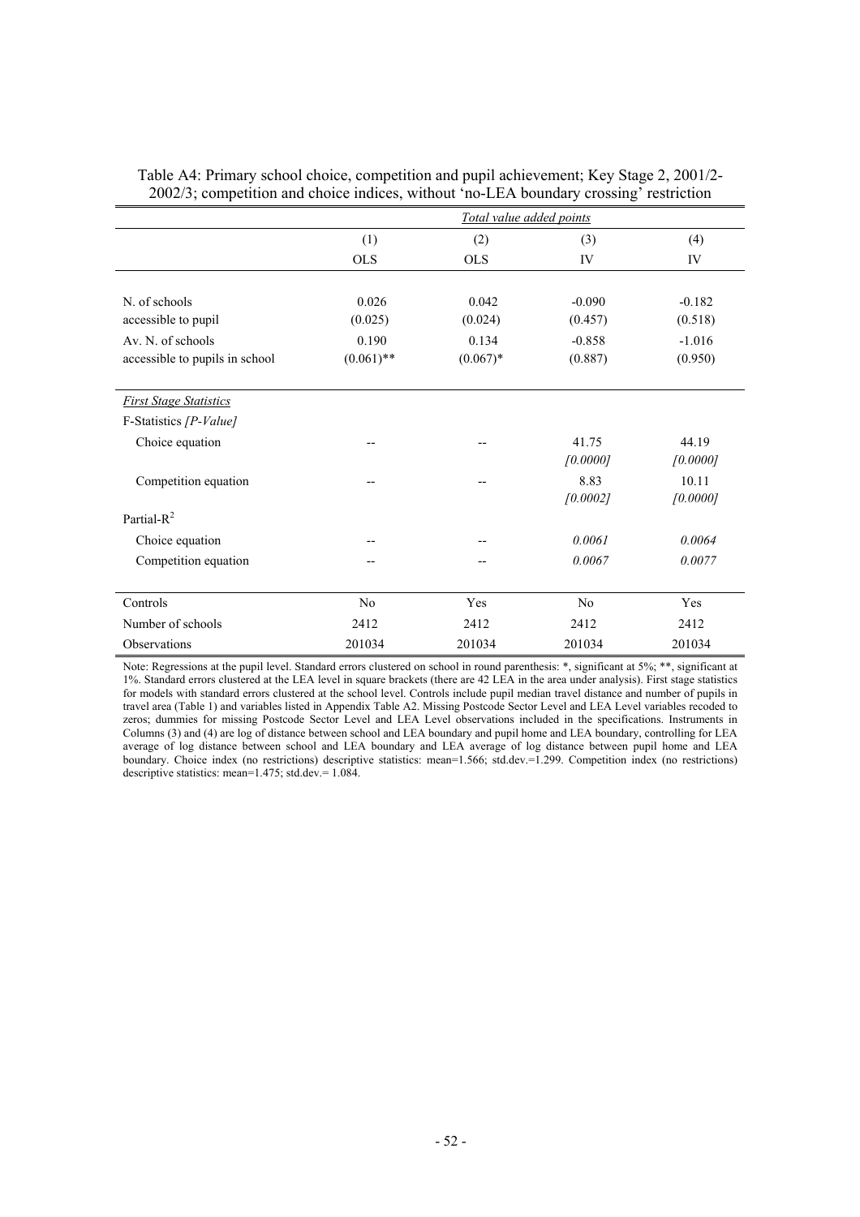Table A4: Primary school choice, competition and pupil achievement; Key Stage 2, 2001/2-2002/3; competition and choice indices, without 'no-LEA boundary crossing' restriction

| | *Total value added points* | | | |
|---|---|---|---|---|
| | (1) | (2) | (3) | (4) |
| | OLS | OLS | IV | IV |
| N. of schools | 0.026 | 0.042 | -0.090 | -0.182 |
| accessible to pupil | (0.025) | (0.024) | (0.457) | (0.518) |
| Av. N. of schools | 0.190 | 0.134 | -0.858 | -1.016 |
| accessible to pupils in school | (0.061)** | (0.067)* | (0.887) | (0.950) |
| *First Stage Statistics* | | | | |
| F-Statistics *[P-Value]* | | | | |
| Choice equation | -- | -- | 41.75 *[0.0000]* | 44.19 *[0.0000]* |
| Competition equation | -- | -- | 8.83 *[0.0002]* | 10.11 *[0.0000]* |
| Partial-$R^2$ | | | | |
| Choice equation | -- | -- | *0.0061* | *0.0064* |
| Competition equation | -- | -- | *0.0067* | *0.0077* |
| Controls | No | Yes | No | Yes |
| Number of schools | 2412 | 2412 | 2412 | 2412 |
| Observations | 201034 | 201034 | 201034 | 201034 |

Note: Regressions at the pupil level. Standard errors clustered on school in round parenthesis: *, significant at 5%; **, significant at 1%. Standard errors clustered at the LEA level in square brackets (there are 42 LEA in the area under analysis). First stage statistics for models with standard errors clustered at the school level. Controls include pupil median travel distance and number of pupils in travel area (Table 1) and variables listed in Appendix Table A2. Missing Postcode Sector Level and LEA Level variables recoded to zeros; dummies for missing Postcode Sector Level and LEA Level observations included in the specifications. Instruments in Columns (3) and (4) are log of distance between school and LEA boundary and pupil home and LEA boundary, controlling for LEA average of log distance between school and LEA boundary and LEA average of log distance between pupil home and LEA boundary. Choice index (no restrictions) descriptive statistics: mean=1.566; std.dev.=1.299. Competition index (no restrictions) descriptive statistics: mean=1.475; std.dev.= 1.084.